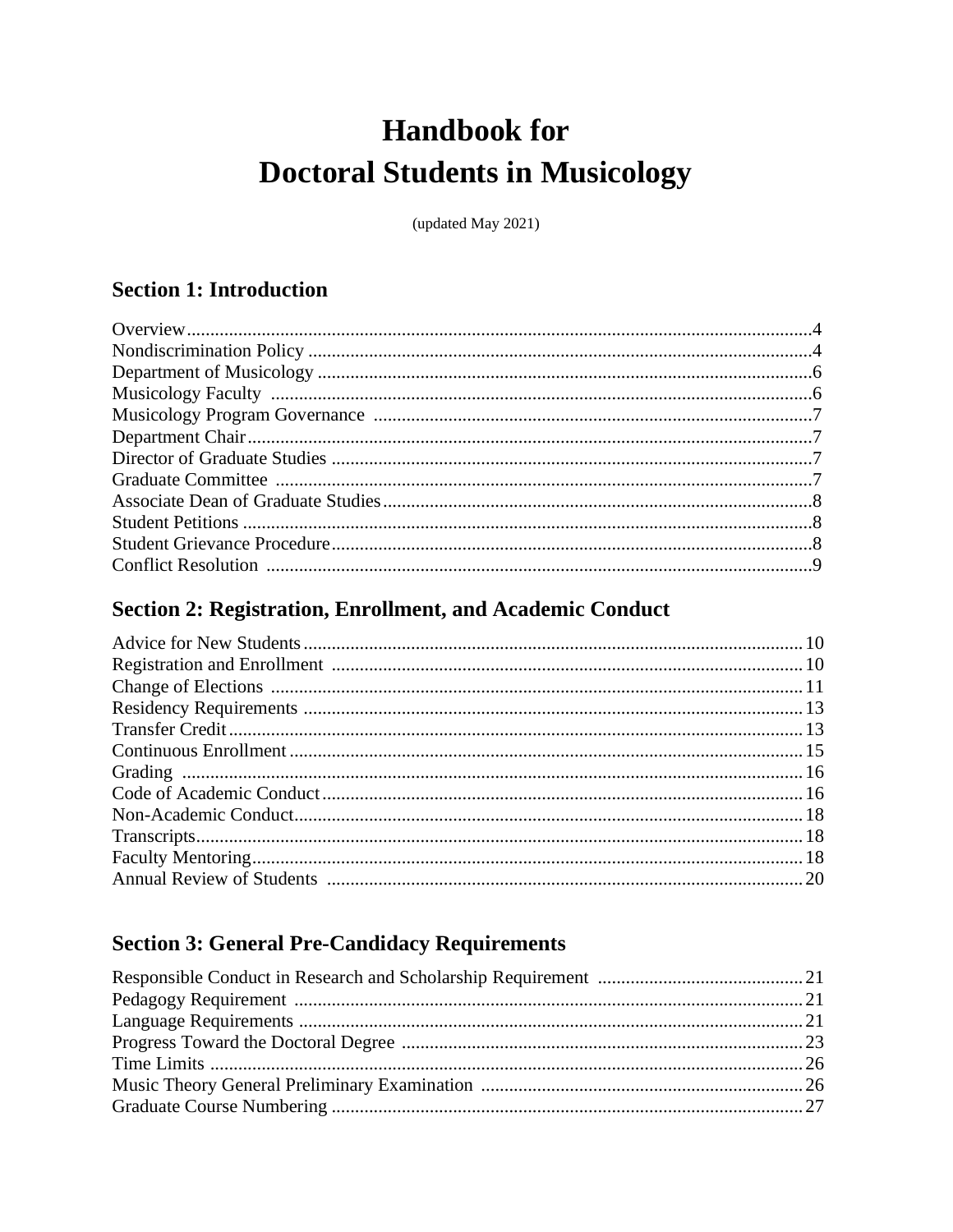# Handbook for Doctoral Students in Musicology

(updated May 2021)

## Section 1: Introduction

Overview....................................................................................................................4
Nondiscrimination Policy ..........................................................................................4
Department of Musicology .........................................................................................6
Musicology Faculty ..................................................................................................6
Musicology Program Governance .............................................................................7
Department Chair.......................................................................................................7
Director of Graduate Studies .....................................................................................7
Graduate Committee .................................................................................................7
Associate Dean of Graduate Studies...........................................................................8
Student Petitions ........................................................................................................8
Student Grievance Procedure.....................................................................................8
Conflict Resolution ...................................................................................................9

## Section 2: Registration, Enrollment, and Academic Conduct

Advice for New Students.........................................................................................10
Registration and Enrollment ...................................................................................10
Change of Elections ................................................................................................11
Residency Requirements .........................................................................................13
Transfer Credit.........................................................................................................13
Continuous Enrollment ............................................................................................15
Grading ...................................................................................................................16
Code of Academic Conduct.....................................................................................16
Non-Academic Conduct...........................................................................................18
Transcripts...............................................................................................................18
Faculty Mentoring....................................................................................................18
Annual Review of Students .....................................................................................20

## Section 3: General Pre-Candidacy Requirements

Responsible Conduct in Research and Scholarship Requirement ...........................21
Pedagogy Requirement ...........................................................................................21
Language Requirements ..........................................................................................21
Progress Toward the Doctoral Degree .....................................................................23
Time Limits .............................................................................................................26
Music Theory General Preliminary Examination ....................................................26
Graduate Course Numbering ...................................................................................27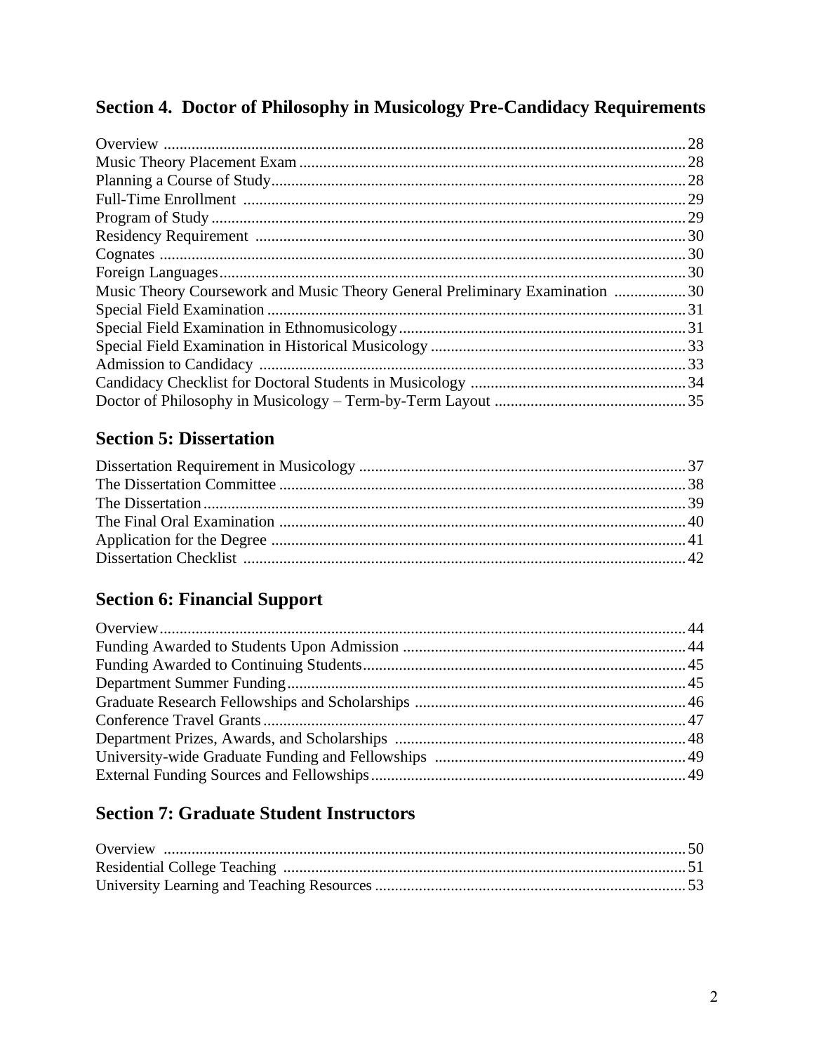## Section 4. Doctor of Philosophy in Musicology Pre-Candidacy Requirements

Overview .......... 28
Music Theory Placement Exam .......... 28
Planning a Course of Study .......... 28
Full-Time Enrollment .......... 29
Program of Study .......... 29
Residency Requirement .......... 30
Cognates .......... 30
Foreign Languages .......... 30
Music Theory Coursework and Music Theory General Preliminary Examination .......... 30
Special Field Examination .......... 31
Special Field Examination in Ethnomusicology .......... 31
Special Field Examination in Historical Musicology .......... 33
Admission to Candidacy .......... 33
Candidacy Checklist for Doctoral Students in Musicology .......... 34
Doctor of Philosophy in Musicology – Term-by-Term Layout .......... 35

## Section 5: Dissertation

Dissertation Requirement in Musicology .......... 37
The Dissertation Committee .......... 38
The Dissertation .......... 39
The Final Oral Examination .......... 40
Application for the Degree .......... 41
Dissertation Checklist .......... 42

## Section 6: Financial Support

Overview .......... 44
Funding Awarded to Students Upon Admission .......... 44
Funding Awarded to Continuing Students .......... 45
Department Summer Funding .......... 45
Graduate Research Fellowships and Scholarships .......... 46
Conference Travel Grants .......... 47
Department Prizes, Awards, and Scholarships .......... 48
University-wide Graduate Funding and Fellowships .......... 49
External Funding Sources and Fellowships .......... 49

## Section 7: Graduate Student Instructors

Overview .......... 50
Residential College Teaching .......... 51
University Learning and Teaching Resources .......... 53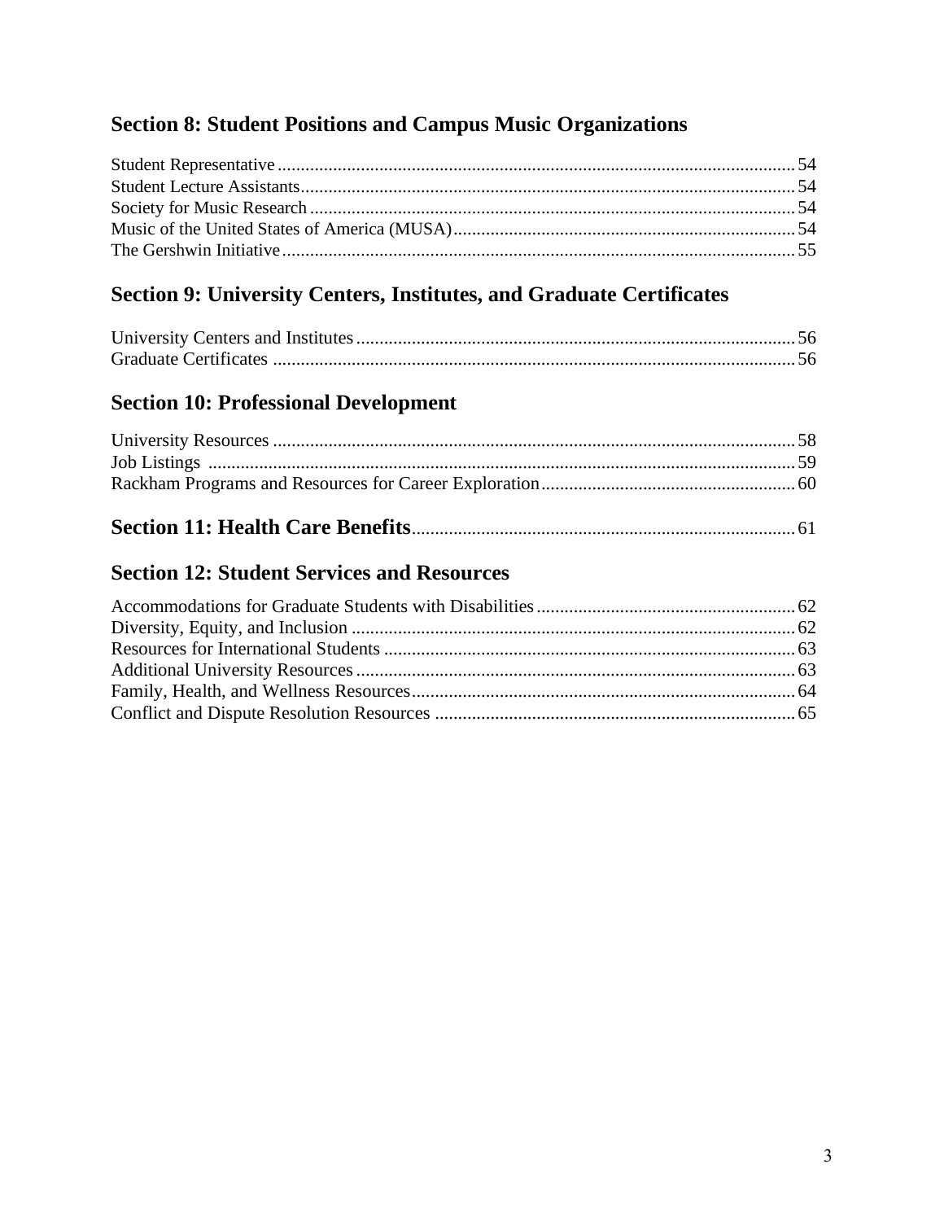## Section 8: Student Positions and Campus Music Organizations

Student Representative ........................................................................................................ 54
Student Lecture Assistants.................................................................................................... 54
Society for Music Research .................................................................................................. 54
Music of the United States of America (MUSA)................................................................... 54
The Gershwin Initiative........................................................................................................ 55

## Section 9: University Centers, Institutes, and Graduate Certificates

University Centers and Institutes ........................................................................................ 56
Graduate Certificates .......................................................................................................... 56

## Section 10: Professional Development

University Resources .......................................................................................................... 58
Job Listings ........................................................................................................................ 59
Rackham Programs and Resources for Career Exploration................................................. 60

## Section 11: Health Care Benefits........................................................................... 61

## Section 12: Student Services and Resources

Accommodations for Graduate Students with Disabilities.................................................. 62
Diversity, Equity, and Inclusion .......................................................................................... 62
Resources for International Students .................................................................................. 63
Additional University Resources ........................................................................................ 63
Family, Health, and Wellness Resources............................................................................. 64
Conflict and Dispute Resolution Resources ........................................................................ 65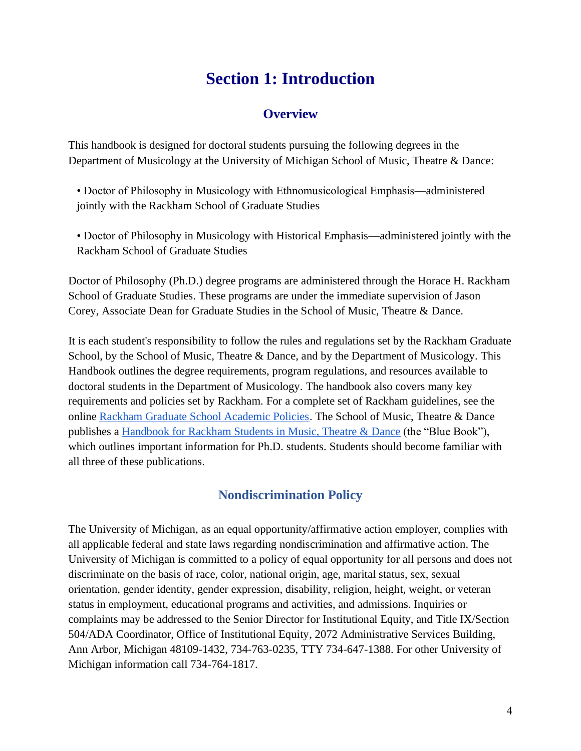# Section 1: Introduction

## Overview

This handbook is designed for doctoral students pursuing the following degrees in the Department of Musicology at the University of Michigan School of Music, Theatre & Dance:

- Doctor of Philosophy in Musicology with Ethnomusicological Emphasis—administered jointly with the Rackham School of Graduate Studies
- Doctor of Philosophy in Musicology with Historical Emphasis—administered jointly with the Rackham School of Graduate Studies

Doctor of Philosophy (Ph.D.) degree programs are administered through the Horace H. Rackham School of Graduate Studies. These programs are under the immediate supervision of Jason Corey, Associate Dean for Graduate Studies in the School of Music, Theatre & Dance.

It is each student's responsibility to follow the rules and regulations set by the Rackham Graduate School, by the School of Music, Theatre & Dance, and by the Department of Musicology. This Handbook outlines the degree requirements, program regulations, and resources available to doctoral students in the Department of Musicology. The handbook also covers many key requirements and policies set by Rackham. For a complete set of Rackham guidelines, see the online Rackham Graduate School Academic Policies. The School of Music, Theatre & Dance publishes a Handbook for Rackham Students in Music, Theatre & Dance (the "Blue Book"), which outlines important information for Ph.D. students. Students should become familiar with all three of these publications.

## Nondiscrimination Policy

The University of Michigan, as an equal opportunity/affirmative action employer, complies with all applicable federal and state laws regarding nondiscrimination and affirmative action. The University of Michigan is committed to a policy of equal opportunity for all persons and does not discriminate on the basis of race, color, national origin, age, marital status, sex, sexual orientation, gender identity, gender expression, disability, religion, height, weight, or veteran status in employment, educational programs and activities, and admissions. Inquiries or complaints may be addressed to the Senior Director for Institutional Equity, and Title IX/Section 504/ADA Coordinator, Office of Institutional Equity, 2072 Administrative Services Building, Ann Arbor, Michigan 48109-1432, 734-763-0235, TTY 734-647-1388. For other University of Michigan information call 734-764-1817.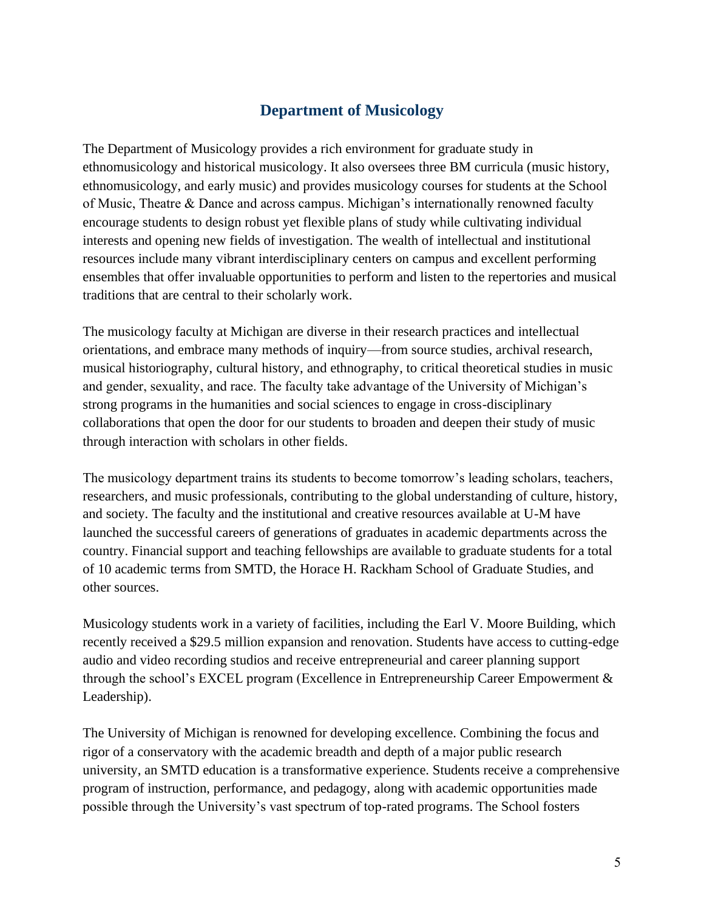## Department of Musicology

The Department of Musicology provides a rich environment for graduate study in ethnomusicology and historical musicology. It also oversees three BM curricula (music history, ethnomusicology, and early music) and provides musicology courses for students at the School of Music, Theatre & Dance and across campus. Michigan's internationally renowned faculty encourage students to design robust yet flexible plans of study while cultivating individual interests and opening new fields of investigation. The wealth of intellectual and institutional resources include many vibrant interdisciplinary centers on campus and excellent performing ensembles that offer invaluable opportunities to perform and listen to the repertories and musical traditions that are central to their scholarly work.

The musicology faculty at Michigan are diverse in their research practices and intellectual orientations, and embrace many methods of inquiry—from source studies, archival research, musical historiography, cultural history, and ethnography, to critical theoretical studies in music and gender, sexuality, and race. The faculty take advantage of the University of Michigan's strong programs in the humanities and social sciences to engage in cross-disciplinary collaborations that open the door for our students to broaden and deepen their study of music through interaction with scholars in other fields.

The musicology department trains its students to become tomorrow's leading scholars, teachers, researchers, and music professionals, contributing to the global understanding of culture, history, and society. The faculty and the institutional and creative resources available at U-M have launched the successful careers of generations of graduates in academic departments across the country. Financial support and teaching fellowships are available to graduate students for a total of 10 academic terms from SMTD, the Horace H. Rackham School of Graduate Studies, and other sources.

Musicology students work in a variety of facilities, including the Earl V. Moore Building, which recently received a $29.5 million expansion and renovation. Students have access to cutting-edge audio and video recording studios and receive entrepreneurial and career planning support through the school's EXCEL program (Excellence in Entrepreneurship Career Empowerment & Leadership).

The University of Michigan is renowned for developing excellence. Combining the focus and rigor of a conservatory with the academic breadth and depth of a major public research university, an SMTD education is a transformative experience. Students receive a comprehensive program of instruction, performance, and pedagogy, along with academic opportunities made possible through the University's vast spectrum of top-rated programs. The School fosters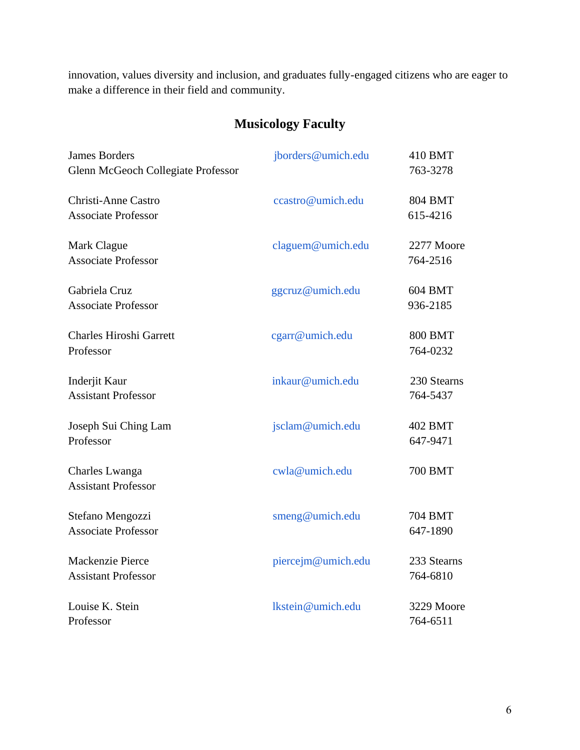innovation, values diversity and inclusion, and graduates fully-engaged citizens who are eager to make a difference in their field and community.

## Musicology Faculty

| | | |
|---|---|---|
| James Borders<br>Glenn McGeoch Collegiate Professor | jborders@umich.edu | 410 BMT<br>763-3278 |
| Christi-Anne Castro<br>Associate Professor | ccastro@umich.edu | 804 BMT<br>615-4216 |
| Mark Clague<br>Associate Professor | claguem@umich.edu | 2277 Moore<br>764-2516 |
| Gabriela Cruz<br>Associate Professor | ggcruz@umich.edu | 604 BMT<br>936-2185 |
| Charles Hiroshi Garrett<br>Professor | cgarr@umich.edu | 800 BMT<br>764-0232 |
| Inderjit Kaur<br>Assistant Professor | inkaur@umich.edu | 230 Stearns<br>764-5437 |
| Joseph Sui Ching Lam<br>Professor | jsclam@umich.edu | 402 BMT<br>647-9471 |
| Charles Lwanga<br>Assistant Professor | cwla@umich.edu | 700 BMT |
| Stefano Mengozzi<br>Associate Professor | smeng@umich.edu | 704 BMT<br>647-1890 |
| Mackenzie Pierce<br>Assistant Professor | piercejm@umich.edu | 233 Stearns<br>764-6810 |
| Louise K. Stein<br>Professor | lkstein@umich.edu | 3229 Moore<br>764-6511 |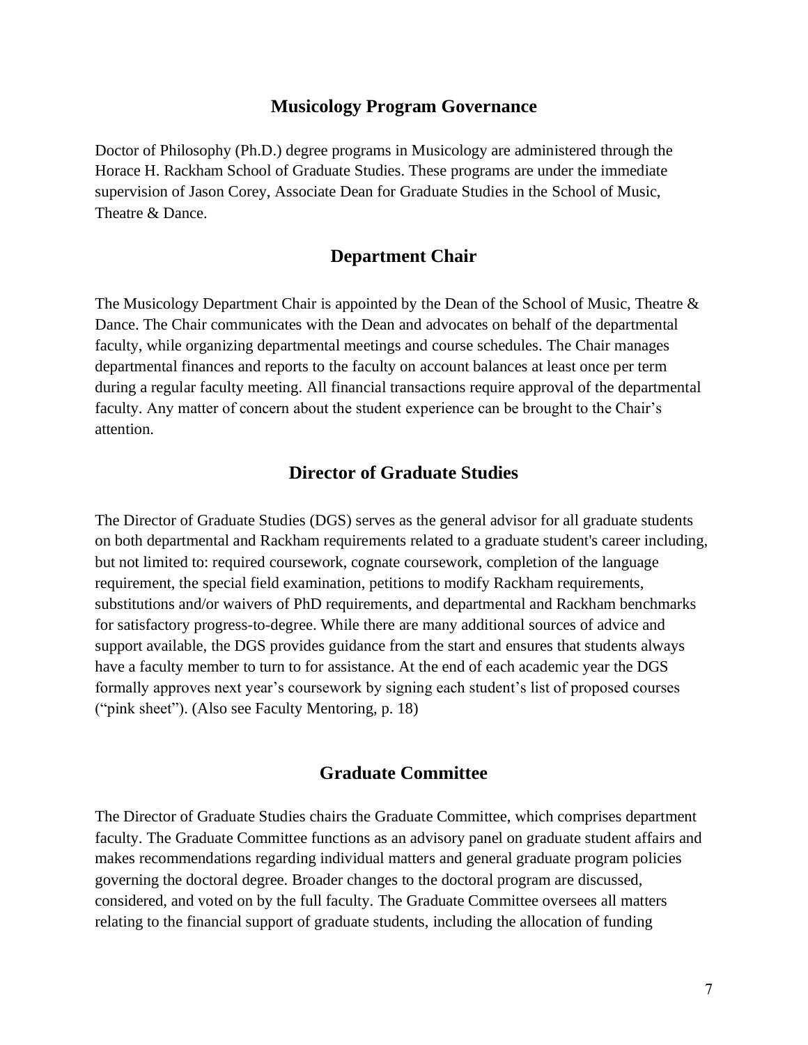## Musicology Program Governance

Doctor of Philosophy (Ph.D.) degree programs in Musicology are administered through the Horace H. Rackham School of Graduate Studies. These programs are under the immediate supervision of Jason Corey, Associate Dean for Graduate Studies in the School of Music, Theatre & Dance.

## Department Chair

The Musicology Department Chair is appointed by the Dean of the School of Music, Theatre & Dance. The Chair communicates with the Dean and advocates on behalf of the departmental faculty, while organizing departmental meetings and course schedules. The Chair manages departmental finances and reports to the faculty on account balances at least once per term during a regular faculty meeting. All financial transactions require approval of the departmental faculty. Any matter of concern about the student experience can be brought to the Chair's attention.

## Director of Graduate Studies

The Director of Graduate Studies (DGS) serves as the general advisor for all graduate students on both departmental and Rackham requirements related to a graduate student's career including, but not limited to: required coursework, cognate coursework, completion of the language requirement, the special field examination, petitions to modify Rackham requirements, substitutions and/or waivers of PhD requirements, and departmental and Rackham benchmarks for satisfactory progress-to-degree. While there are many additional sources of advice and support available, the DGS provides guidance from the start and ensures that students always have a faculty member to turn to for assistance. At the end of each academic year the DGS formally approves next year's coursework by signing each student's list of proposed courses ("pink sheet"). (Also see Faculty Mentoring, p. 18)

## Graduate Committee

The Director of Graduate Studies chairs the Graduate Committee, which comprises department faculty. The Graduate Committee functions as an advisory panel on graduate student affairs and makes recommendations regarding individual matters and general graduate program policies governing the doctoral degree. Broader changes to the doctoral program are discussed, considered, and voted on by the full faculty. The Graduate Committee oversees all matters relating to the financial support of graduate students, including the allocation of funding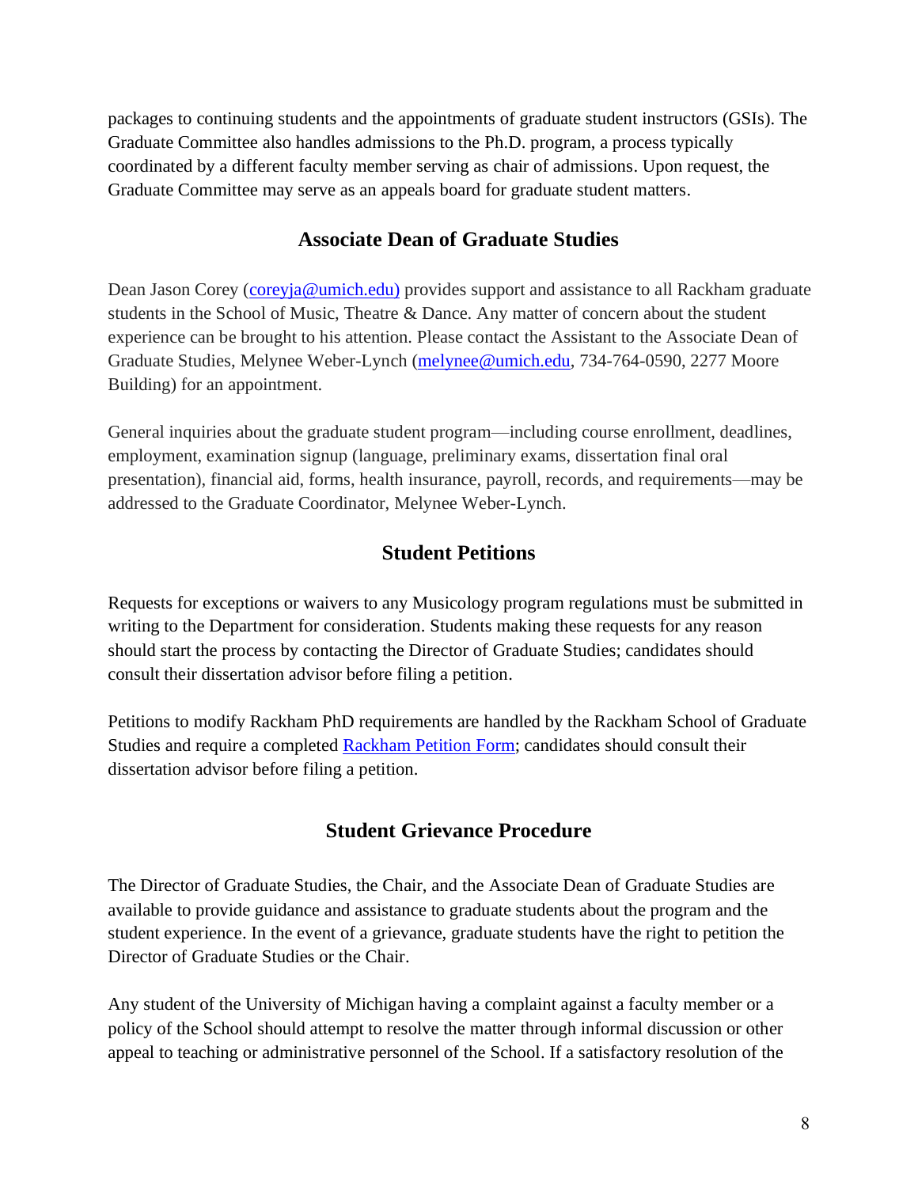packages to continuing students and the appointments of graduate student instructors (GSIs). The Graduate Committee also handles admissions to the Ph.D. program, a process typically coordinated by a different faculty member serving as chair of admissions. Upon request, the Graduate Committee may serve as an appeals board for graduate student matters.

## Associate Dean of Graduate Studies

Dean Jason Corey ([coreyja@umich.edu)](mailto:coreyja@umich.edu) provides support and assistance to all Rackham graduate students in the School of Music, Theatre & Dance. Any matter of concern about the student experience can be brought to his attention. Please contact the Assistant to the Associate Dean of Graduate Studies, Melynee Weber-Lynch ([melynee@umich.edu](mailto:melynee@umich.edu), 734-764-0590, 2277 Moore Building) for an appointment.

General inquiries about the graduate student program—including course enrollment, deadlines, employment, examination signup (language, preliminary exams, dissertation final oral presentation), financial aid, forms, health insurance, payroll, records, and requirements—may be addressed to the Graduate Coordinator, Melynee Weber-Lynch.

## Student Petitions

Requests for exceptions or waivers to any Musicology program regulations must be submitted in writing to the Department for consideration. Students making these requests for any reason should start the process by contacting the Director of Graduate Studies; candidates should consult their dissertation advisor before filing a petition.

Petitions to modify Rackham PhD requirements are handled by the Rackham School of Graduate Studies and require a completed Rackham Petition Form; candidates should consult their dissertation advisor before filing a petition.

## Student Grievance Procedure

The Director of Graduate Studies, the Chair, and the Associate Dean of Graduate Studies are available to provide guidance and assistance to graduate students about the program and the student experience. In the event of a grievance, graduate students have the right to petition the Director of Graduate Studies or the Chair.

Any student of the University of Michigan having a complaint against a faculty member or a policy of the School should attempt to resolve the matter through informal discussion or other appeal to teaching or administrative personnel of the School. If a satisfactory resolution of the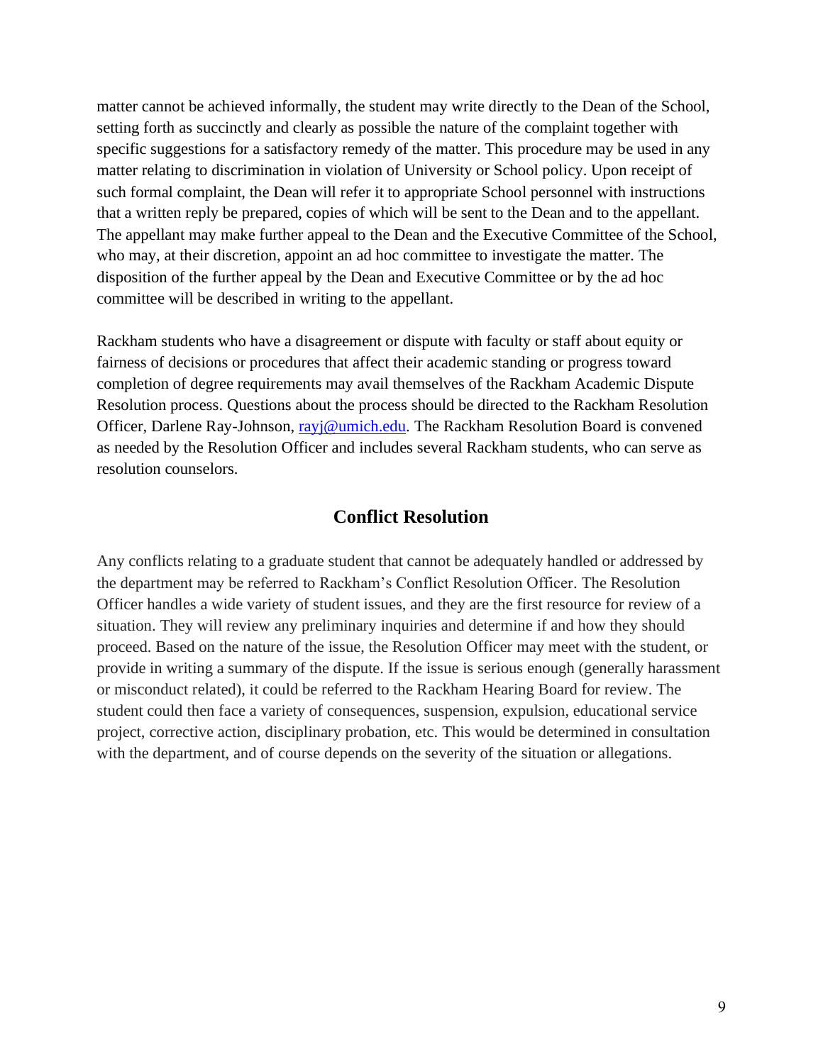matter cannot be achieved informally, the student may write directly to the Dean of the School, setting forth as succinctly and clearly as possible the nature of the complaint together with specific suggestions for a satisfactory remedy of the matter. This procedure may be used in any matter relating to discrimination in violation of University or School policy. Upon receipt of such formal complaint, the Dean will refer it to appropriate School personnel with instructions that a written reply be prepared, copies of which will be sent to the Dean and to the appellant. The appellant may make further appeal to the Dean and the Executive Committee of the School, who may, at their discretion, appoint an ad hoc committee to investigate the matter. The disposition of the further appeal by the Dean and Executive Committee or by the ad hoc committee will be described in writing to the appellant.

Rackham students who have a disagreement or dispute with faculty or staff about equity or fairness of decisions or procedures that affect their academic standing or progress toward completion of degree requirements may avail themselves of the Rackham Academic Dispute Resolution process. Questions about the process should be directed to the Rackham Resolution Officer, Darlene Ray-Johnson, [rayj@umich.edu](mailto:rayj@umich.edu). The Rackham Resolution Board is convened as needed by the Resolution Officer and includes several Rackham students, who can serve as resolution counselors.

## Conflict Resolution

Any conflicts relating to a graduate student that cannot be adequately handled or addressed by the department may be referred to Rackham's Conflict Resolution Officer. The Resolution Officer handles a wide variety of student issues, and they are the first resource for review of a situation. They will review any preliminary inquiries and determine if and how they should proceed. Based on the nature of the issue, the Resolution Officer may meet with the student, or provide in writing a summary of the dispute. If the issue is serious enough (generally harassment or misconduct related), it could be referred to the Rackham Hearing Board for review. The student could then face a variety of consequences, suspension, expulsion, educational service project, corrective action, disciplinary probation, etc. This would be determined in consultation with the department, and of course depends on the severity of the situation or allegations.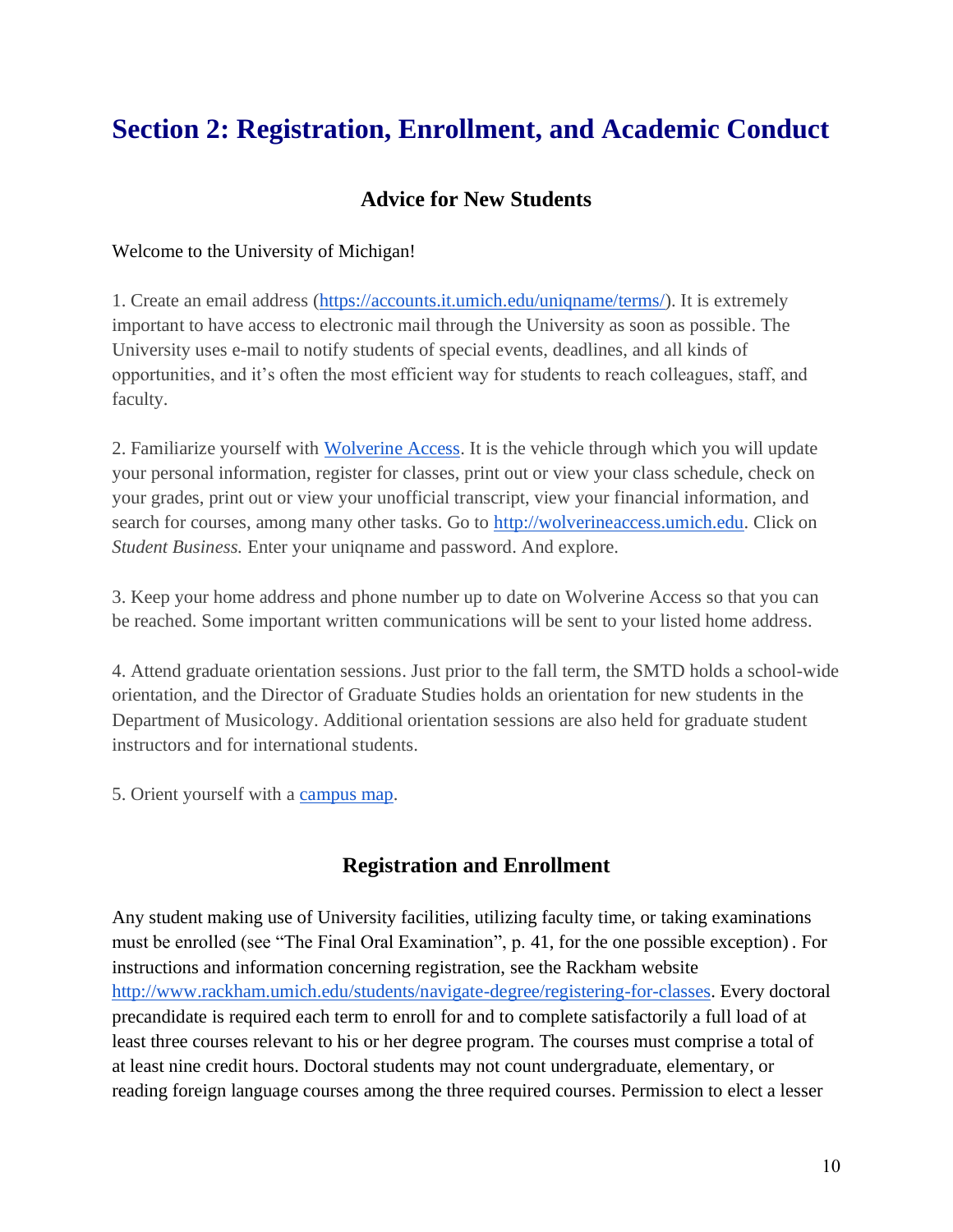# Section 2: Registration, Enrollment, and Academic Conduct

## Advice for New Students

Welcome to the University of Michigan!

1. Create an email address (https://accounts.it.umich.edu/uniqname/terms/). It is extremely important to have access to electronic mail through the University as soon as possible. The University uses e-mail to notify students of special events, deadlines, and all kinds of opportunities, and it's often the most efficient way for students to reach colleagues, staff, and faculty.

2. Familiarize yourself with Wolverine Access. It is the vehicle through which you will update your personal information, register for classes, print out or view your class schedule, check on your grades, print out or view your unofficial transcript, view your financial information, and search for courses, among many other tasks. Go to http://wolverineaccess.umich.edu. Click on *Student Business.* Enter your uniqname and password. And explore.

3. Keep your home address and phone number up to date on Wolverine Access so that you can be reached. Some important written communications will be sent to your listed home address.

4. Attend graduate orientation sessions. Just prior to the fall term, the SMTD holds a school-wide orientation, and the Director of Graduate Studies holds an orientation for new students in the Department of Musicology. Additional orientation sessions are also held for graduate student instructors and for international students.

5. Orient yourself with a campus map.

## Registration and Enrollment

Any student making use of University facilities, utilizing faculty time, or taking examinations must be enrolled (see "The Final Oral Examination", p. 41, for the one possible exception). For instructions and information concerning registration, see the Rackham website http://www.rackham.umich.edu/students/navigate-degree/registering-for-classes. Every doctoral precandidate is required each term to enroll for and to complete satisfactorily a full load of at least three courses relevant to his or her degree program. The courses must comprise a total of at least nine credit hours. Doctoral students may not count undergraduate, elementary, or reading foreign language courses among the three required courses. Permission to elect a lesser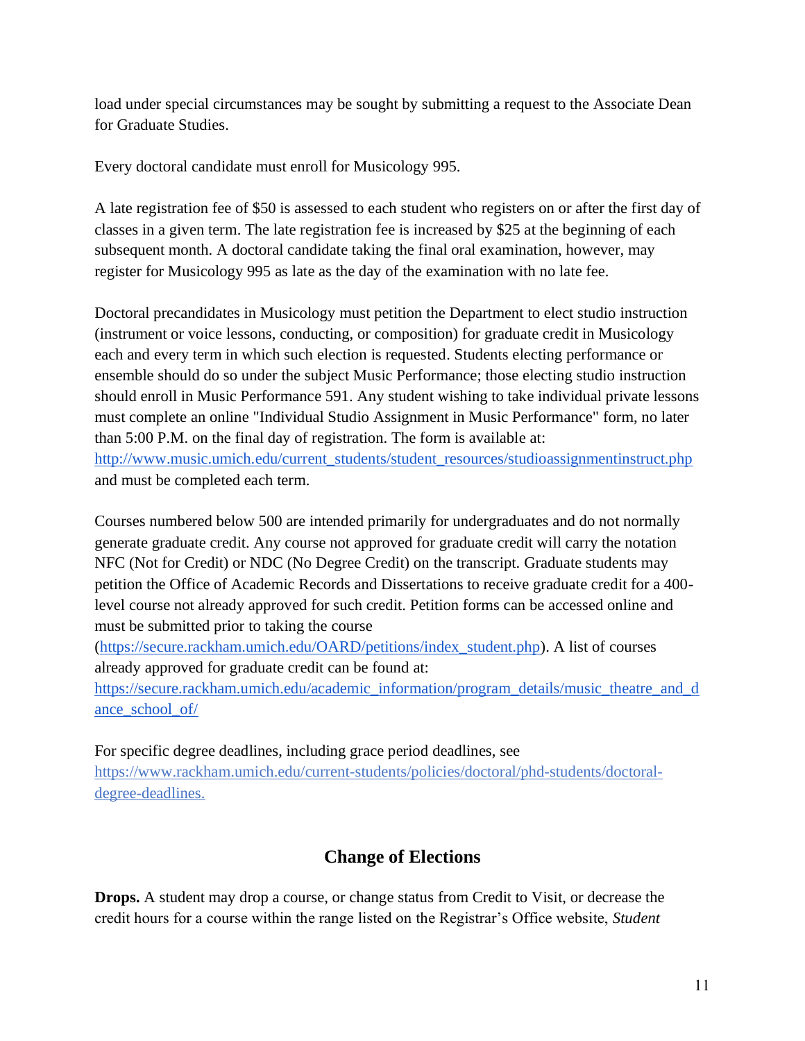load under special circumstances may be sought by submitting a request to the Associate Dean for Graduate Studies.

Every doctoral candidate must enroll for Musicology 995.

A late registration fee of $50 is assessed to each student who registers on or after the first day of classes in a given term. The late registration fee is increased by $25 at the beginning of each subsequent month. A doctoral candidate taking the final oral examination, however, may register for Musicology 995 as late as the day of the examination with no late fee.

Doctoral precandidates in Musicology must petition the Department to elect studio instruction (instrument or voice lessons, conducting, or composition) for graduate credit in Musicology each and every term in which such election is requested. Students electing performance or ensemble should do so under the subject Music Performance; those electing studio instruction should enroll in Music Performance 591. Any student wishing to take individual private lessons must complete an online "Individual Studio Assignment in Music Performance" form, no later than 5:00 P.M. on the final day of registration. The form is available at: [http://www.music.umich.edu/current_students/student_resources/studioassignmentinstruct.php](http://www.music.umich.edu/current_students/student_resources/studioassignmentinstruct.php) and must be completed each term.

Courses numbered below 500 are intended primarily for undergraduates and do not normally generate graduate credit. Any course not approved for graduate credit will carry the notation NFC (Not for Credit) or NDC (No Degree Credit) on the transcript. Graduate students may petition the Office of Academic Records and Dissertations to receive graduate credit for a 400-level course not already approved for such credit. Petition forms can be accessed online and must be submitted prior to taking the course ([https://secure.rackham.umich.edu/OARD/petitions/index_student.php](https://secure.rackham.umich.edu/OARD/petitions/index_student.php)). A list of courses already approved for graduate credit can be found at: [https://secure.rackham.umich.edu/academic_information/program_details/music_theatre_and_dance_school_of/](https://secure.rackham.umich.edu/academic_information/program_details/music_theatre_and_dance_school_of/)

For specific degree deadlines, including grace period deadlines, see [https://www.rackham.umich.edu/current-students/policies/doctoral/phd-students/doctoral-degree-deadlines.](https://www.rackham.umich.edu/current-students/policies/doctoral/phd-students/doctoral-degree-deadlines)

## Change of Elections

**Drops.** A student may drop a course, or change status from Credit to Visit, or decrease the credit hours for a course within the range listed on the Registrar's Office website, *Student*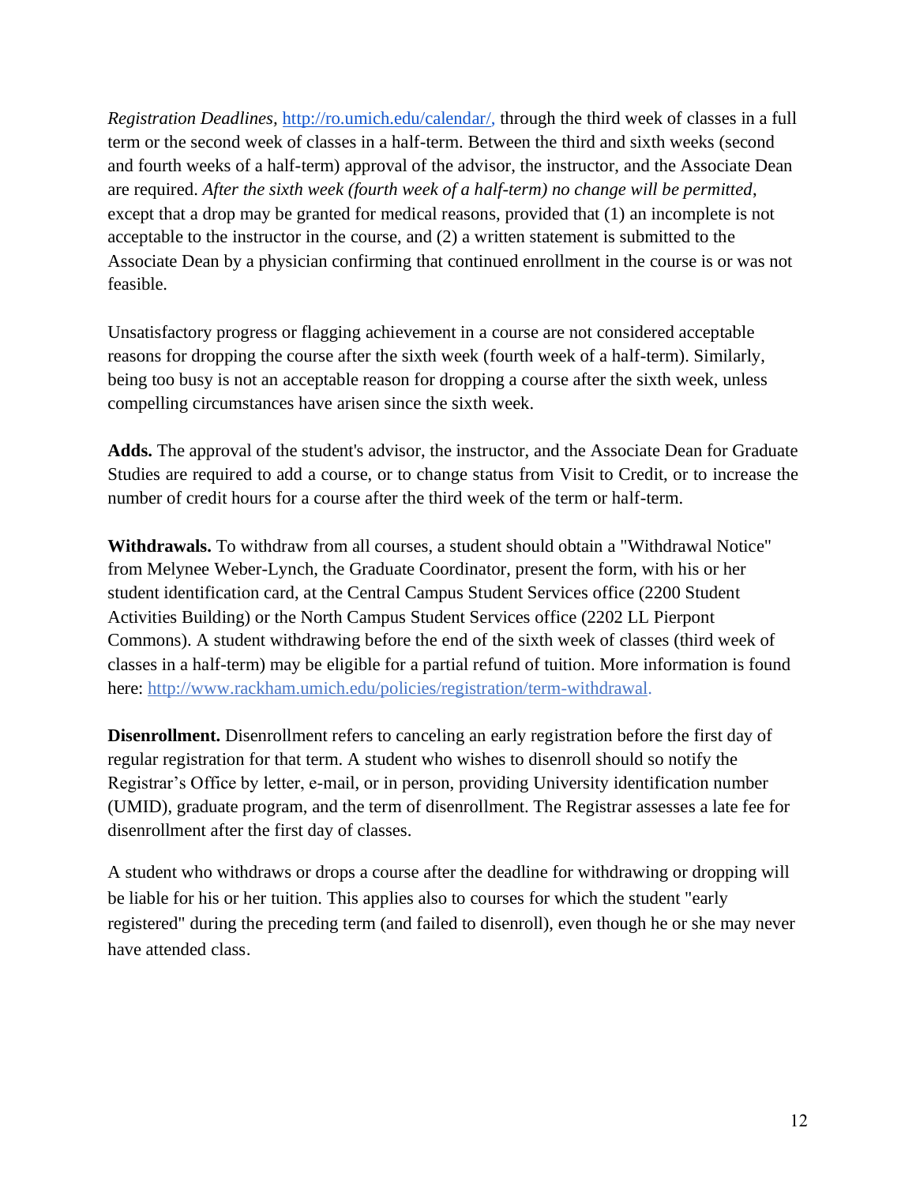*Registration Deadlines*, http://ro.umich.edu/calendar/, through the third week of classes in a full term or the second week of classes in a half-term. Between the third and sixth weeks (second and fourth weeks of a half-term) approval of the advisor, the instructor, and the Associate Dean are required. *After the sixth week (fourth week of a half-term) no change will be permitted*, except that a drop may be granted for medical reasons, provided that (1) an incomplete is not acceptable to the instructor in the course, and (2) a written statement is submitted to the Associate Dean by a physician confirming that continued enrollment in the course is or was not feasible.

Unsatisfactory progress or flagging achievement in a course are not considered acceptable reasons for dropping the course after the sixth week (fourth week of a half-term). Similarly, being too busy is not an acceptable reason for dropping a course after the sixth week, unless compelling circumstances have arisen since the sixth week.

**Adds.** The approval of the student's advisor, the instructor, and the Associate Dean for Graduate Studies are required to add a course, or to change status from Visit to Credit, or to increase the number of credit hours for a course after the third week of the term or half-term.

**Withdrawals.** To withdraw from all courses, a student should obtain a "Withdrawal Notice" from Melynee Weber-Lynch, the Graduate Coordinator, present the form, with his or her student identification card, at the Central Campus Student Services office (2200 Student Activities Building) or the North Campus Student Services office (2202 LL Pierpont Commons). A student withdrawing before the end of the sixth week of classes (third week of classes in a half-term) may be eligible for a partial refund of tuition. More information is found here: http://www.rackham.umich.edu/policies/registration/term-withdrawal.

**Disenrollment.** Disenrollment refers to canceling an early registration before the first day of regular registration for that term. A student who wishes to disenroll should so notify the Registrar's Office by letter, e-mail, or in person, providing University identification number (UMID), graduate program, and the term of disenrollment. The Registrar assesses a late fee for disenrollment after the first day of classes.

A student who withdraws or drops a course after the deadline for withdrawing or dropping will be liable for his or her tuition. This applies also to courses for which the student "early registered" during the preceding term (and failed to disenroll), even though he or she may never have attended class.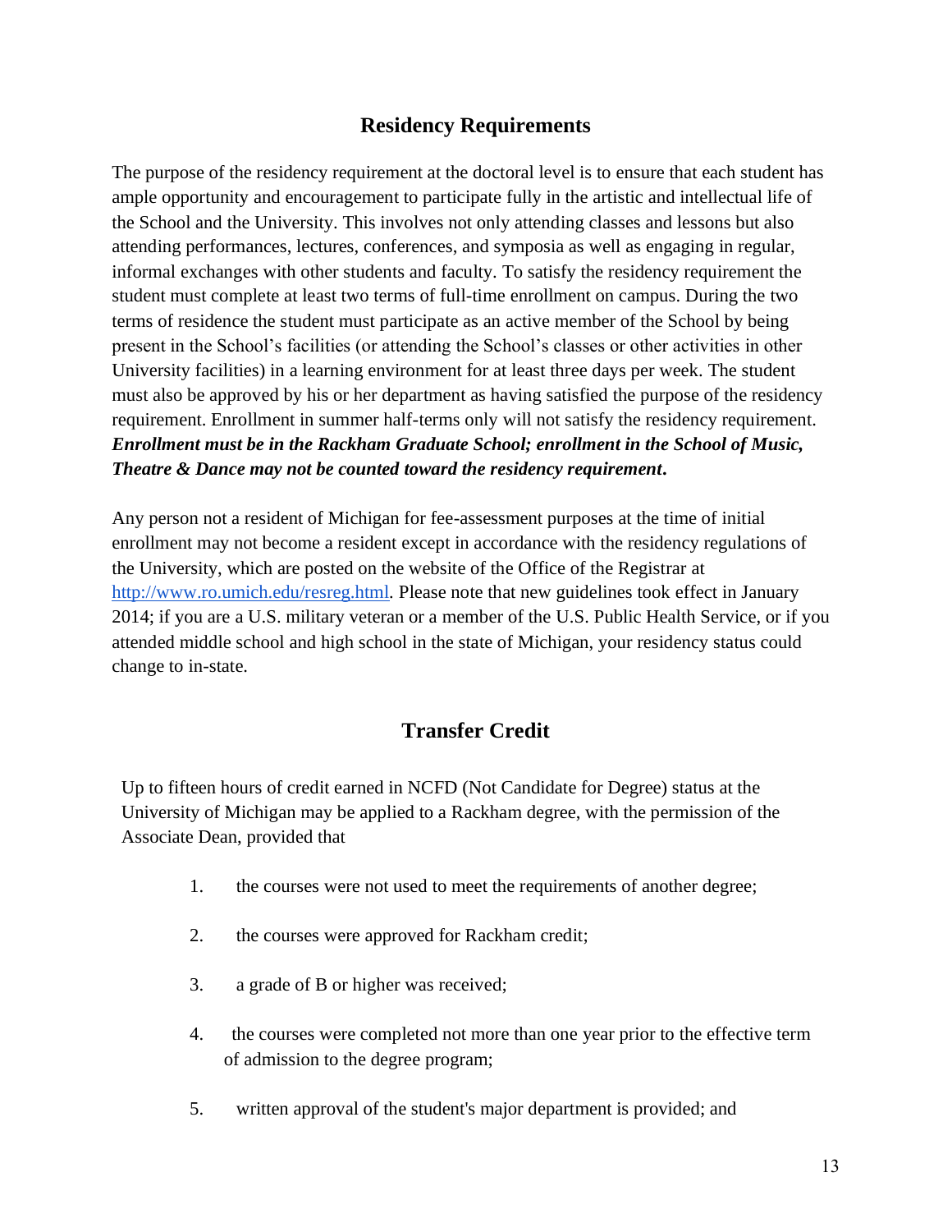## Residency Requirements

The purpose of the residency requirement at the doctoral level is to ensure that each student has ample opportunity and encouragement to participate fully in the artistic and intellectual life of the School and the University. This involves not only attending classes and lessons but also attending performances, lectures, conferences, and symposia as well as engaging in regular, informal exchanges with other students and faculty. To satisfy the residency requirement the student must complete at least two terms of full-time enrollment on campus. During the two terms of residence the student must participate as an active member of the School by being present in the School's facilities (or attending the School's classes or other activities in other University facilities) in a learning environment for at least three days per week. The student must also be approved by his or her department as having satisfied the purpose of the residency requirement. Enrollment in summer half-terms only will not satisfy the residency requirement. ***Enrollment must be in the Rackham Graduate School; enrollment in the School of Music, Theatre & Dance may not be counted toward the residency requirement*.**

Any person not a resident of Michigan for fee-assessment purposes at the time of initial enrollment may not become a resident except in accordance with the residency regulations of the University, which are posted on the website of the Office of the Registrar at http://www.ro.umich.edu/resreg.html. Please note that new guidelines took effect in January 2014; if you are a U.S. military veteran or a member of the U.S. Public Health Service, or if you attended middle school and high school in the state of Michigan, your residency status could change to in-state.

## Transfer Credit

Up to fifteen hours of credit earned in NCFD (Not Candidate for Degree) status at the University of Michigan may be applied to a Rackham degree, with the permission of the Associate Dean, provided that

1. the courses were not used to meet the requirements of another degree;
2. the courses were approved for Rackham credit;
3. a grade of B or higher was received;
4. the courses were completed not more than one year prior to the effective term of admission to the degree program;
5. written approval of the student's major department is provided; and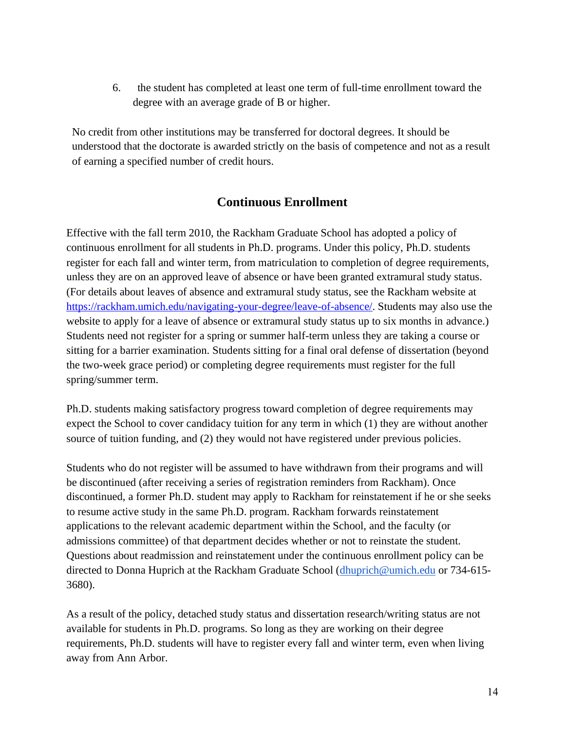6. the student has completed at least one term of full-time enrollment toward the degree with an average grade of B or higher.

No credit from other institutions may be transferred for doctoral degrees. It should be understood that the doctorate is awarded strictly on the basis of competence and not as a result of earning a specified number of credit hours.

## Continuous Enrollment

Effective with the fall term 2010, the Rackham Graduate School has adopted a policy of continuous enrollment for all students in Ph.D. programs. Under this policy, Ph.D. students register for each fall and winter term, from matriculation to completion of degree requirements, unless they are on an approved leave of absence or have been granted extramural study status. (For details about leaves of absence and extramural study status, see the Rackham website at [https://rackham.umich.edu/navigating-your-degree/leave-of-absence/](https://rackham.umich.edu/navigating-your-degree/leave-of-absence/). Students may also use the website to apply for a leave of absence or extramural study status up to six months in advance.) Students need not register for a spring or summer half-term unless they are taking a course or sitting for a barrier examination. Students sitting for a final oral defense of dissertation (beyond the two-week grace period) or completing degree requirements must register for the full spring/summer term.

Ph.D. students making satisfactory progress toward completion of degree requirements may expect the School to cover candidacy tuition for any term in which (1) they are without another source of tuition funding, and (2) they would not have registered under previous policies.

Students who do not register will be assumed to have withdrawn from their programs and will be discontinued (after receiving a series of registration reminders from Rackham). Once discontinued, a former Ph.D. student may apply to Rackham for reinstatement if he or she seeks to resume active study in the same Ph.D. program. Rackham forwards reinstatement applications to the relevant academic department within the School, and the faculty (or admissions committee) of that department decides whether or not to reinstate the student. Questions about readmission and reinstatement under the continuous enrollment policy can be directed to Donna Huprich at the Rackham Graduate School ([dhuprich@umich.edu](mailto:dhuprich@umich.edu) or 734-615-3680).

As a result of the policy, detached study status and dissertation research/writing status are not available for students in Ph.D. programs. So long as they are working on their degree requirements, Ph.D. students will have to register every fall and winter term, even when living away from Ann Arbor.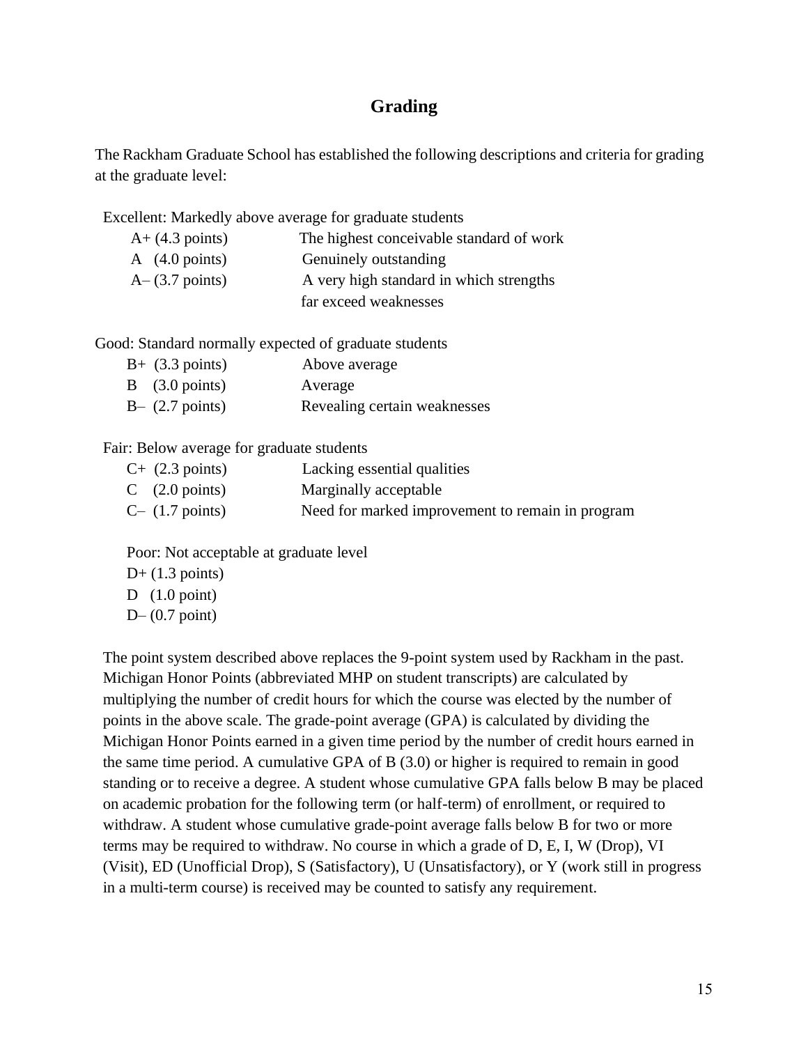## Grading

The Rackham Graduate School has established the following descriptions and criteria for grading at the graduate level:

Excellent: Markedly above average for graduate students

| | |
|---|---|
| A+ (4.3 points) | The highest conceivable standard of work |
| A (4.0 points) | Genuinely outstanding |
| A– (3.7 points) | A very high standard in which strengths far exceed weaknesses |

Good: Standard normally expected of graduate students

| | |
|---|---|
| B+ (3.3 points) | Above average |
| B (3.0 points) | Average |
| B– (2.7 points) | Revealing certain weaknesses |

Fair: Below average for graduate students

| | |
|---|---|
| C+ (2.3 points) | Lacking essential qualities |
| C (2.0 points) | Marginally acceptable |
| C– (1.7 points) | Need for marked improvement to remain in program |

Poor: Not acceptable at graduate level

D+ (1.3 points)
D (1.0 point)
D– (0.7 point)

The point system described above replaces the 9-point system used by Rackham in the past. Michigan Honor Points (abbreviated MHP on student transcripts) are calculated by multiplying the number of credit hours for which the course was elected by the number of points in the above scale. The grade-point average (GPA) is calculated by dividing the Michigan Honor Points earned in a given time period by the number of credit hours earned in the same time period. A cumulative GPA of B (3.0) or higher is required to remain in good standing or to receive a degree. A student whose cumulative GPA falls below B may be placed on academic probation for the following term (or half-term) of enrollment, or required to withdraw. A student whose cumulative grade-point average falls below B for two or more terms may be required to withdraw. No course in which a grade of D, E, I, W (Drop), VI (Visit), ED (Unofficial Drop), S (Satisfactory), U (Unsatisfactory), or Y (work still in progress in a multi-term course) is received may be counted to satisfy any requirement.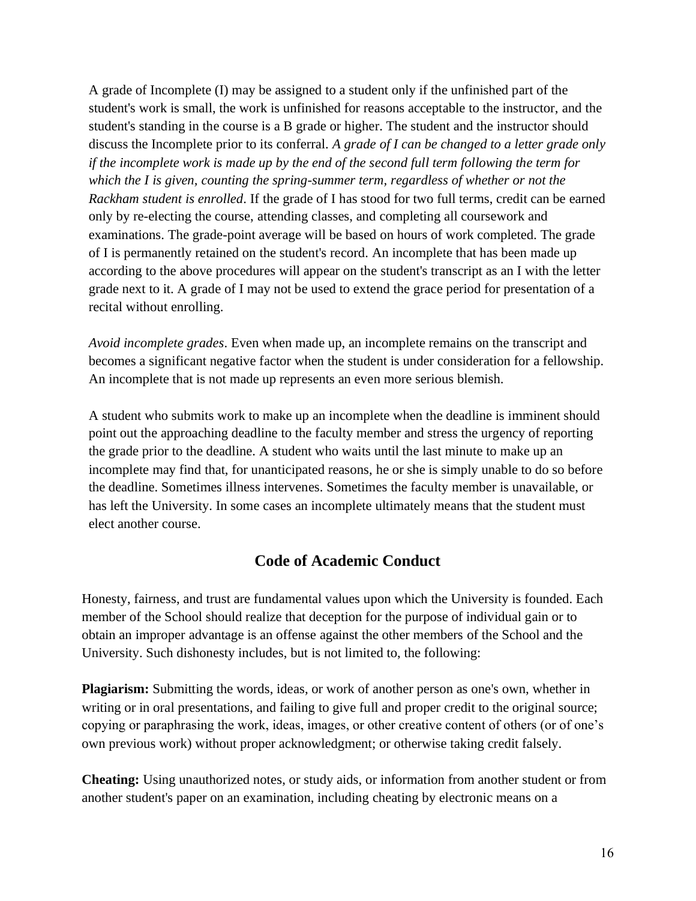A grade of Incomplete (I) may be assigned to a student only if the unfinished part of the student's work is small, the work is unfinished for reasons acceptable to the instructor, and the student's standing in the course is a B grade or higher. The student and the instructor should discuss the Incomplete prior to its conferral. *A grade of I can be changed to a letter grade only if the incomplete work is made up by the end of the second full term following the term for which the I is given, counting the spring-summer term, regardless of whether or not the Rackham student is enrolled*. If the grade of I has stood for two full terms, credit can be earned only by re-electing the course, attending classes, and completing all coursework and examinations. The grade-point average will be based on hours of work completed. The grade of I is permanently retained on the student's record. An incomplete that has been made up according to the above procedures will appear on the student's transcript as an I with the letter grade next to it. A grade of I may not be used to extend the grace period for presentation of a recital without enrolling.

*Avoid incomplete grades*. Even when made up, an incomplete remains on the transcript and becomes a significant negative factor when the student is under consideration for a fellowship. An incomplete that is not made up represents an even more serious blemish.

A student who submits work to make up an incomplete when the deadline is imminent should point out the approaching deadline to the faculty member and stress the urgency of reporting the grade prior to the deadline. A student who waits until the last minute to make up an incomplete may find that, for unanticipated reasons, he or she is simply unable to do so before the deadline. Sometimes illness intervenes. Sometimes the faculty member is unavailable, or has left the University. In some cases an incomplete ultimately means that the student must elect another course.

## Code of Academic Conduct

Honesty, fairness, and trust are fundamental values upon which the University is founded. Each member of the School should realize that deception for the purpose of individual gain or to obtain an improper advantage is an offense against the other members of the School and the University. Such dishonesty includes, but is not limited to, the following:

**Plagiarism:** Submitting the words, ideas, or work of another person as one's own, whether in writing or in oral presentations, and failing to give full and proper credit to the original source; copying or paraphrasing the work, ideas, images, or other creative content of others (or of one's own previous work) without proper acknowledgment; or otherwise taking credit falsely.

**Cheating:** Using unauthorized notes, or study aids, or information from another student or from another student's paper on an examination, including cheating by electronic means on a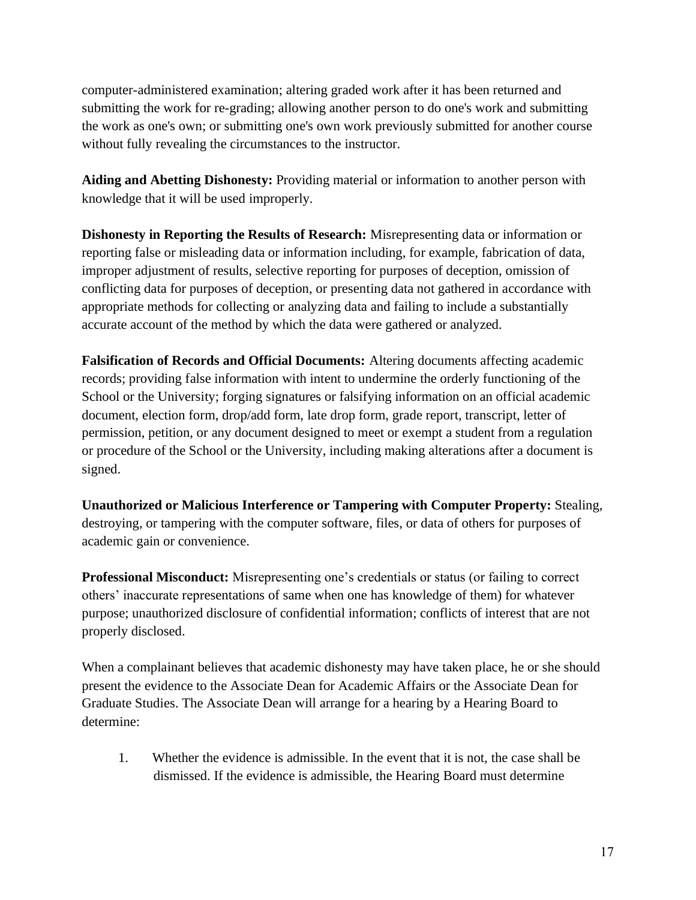computer-administered examination; altering graded work after it has been returned and submitting the work for re-grading; allowing another person to do one's work and submitting the work as one's own; or submitting one's own work previously submitted for another course without fully revealing the circumstances to the instructor.

**Aiding and Abetting Dishonesty:** Providing material or information to another person with knowledge that it will be used improperly.

**Dishonesty in Reporting the Results of Research:** Misrepresenting data or information or reporting false or misleading data or information including, for example, fabrication of data, improper adjustment of results, selective reporting for purposes of deception, omission of conflicting data for purposes of deception, or presenting data not gathered in accordance with appropriate methods for collecting or analyzing data and failing to include a substantially accurate account of the method by which the data were gathered or analyzed.

**Falsification of Records and Official Documents:** Altering documents affecting academic records; providing false information with intent to undermine the orderly functioning of the School or the University; forging signatures or falsifying information on an official academic document, election form, drop/add form, late drop form, grade report, transcript, letter of permission, petition, or any document designed to meet or exempt a student from a regulation or procedure of the School or the University, including making alterations after a document is signed.

**Unauthorized or Malicious Interference or Tampering with Computer Property:** Stealing, destroying, or tampering with the computer software, files, or data of others for purposes of academic gain or convenience.

**Professional Misconduct:** Misrepresenting one's credentials or status (or failing to correct others' inaccurate representations of same when one has knowledge of them) for whatever purpose; unauthorized disclosure of confidential information; conflicts of interest that are not properly disclosed.

When a complainant believes that academic dishonesty may have taken place, he or she should present the evidence to the Associate Dean for Academic Affairs or the Associate Dean for Graduate Studies. The Associate Dean will arrange for a hearing by a Hearing Board to determine:

1. Whether the evidence is admissible. In the event that it is not, the case shall be dismissed. If the evidence is admissible, the Hearing Board must determine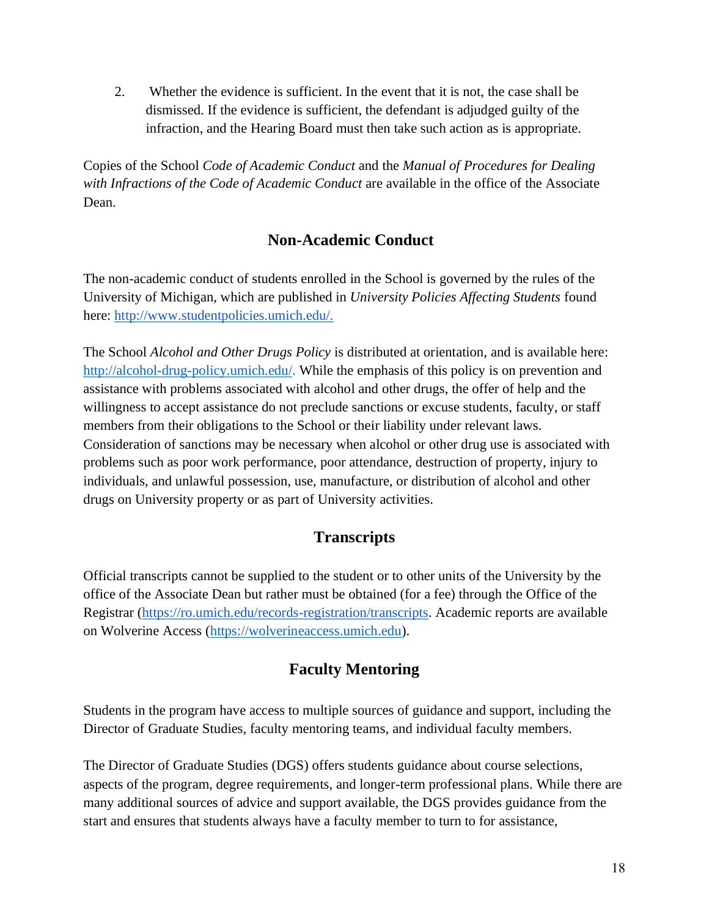2. Whether the evidence is sufficient. In the event that it is not, the case shall be dismissed. If the evidence is sufficient, the defendant is adjudged guilty of the infraction, and the Hearing Board must then take such action as is appropriate.

Copies of the School *Code of Academic Conduct* and the *Manual of Procedures for Dealing with Infractions of the Code of Academic Conduct* are available in the office of the Associate Dean.

## Non-Academic Conduct

The non-academic conduct of students enrolled in the School is governed by the rules of the University of Michigan, which are published in *University Policies Affecting Students* found here: http://www.studentpolicies.umich.edu/.

The School *Alcohol and Other Drugs Policy* is distributed at orientation, and is available here: http://alcohol-drug-policy.umich.edu/. While the emphasis of this policy is on prevention and assistance with problems associated with alcohol and other drugs, the offer of help and the willingness to accept assistance do not preclude sanctions or excuse students, faculty, or staff members from their obligations to the School or their liability under relevant laws. Consideration of sanctions may be necessary when alcohol or other drug use is associated with problems such as poor work performance, poor attendance, destruction of property, injury to individuals, and unlawful possession, use, manufacture, or distribution of alcohol and other drugs on University property or as part of University activities.

## Transcripts

Official transcripts cannot be supplied to the student or to other units of the University by the office of the Associate Dean but rather must be obtained (for a fee) through the Office of the Registrar (https://ro.umich.edu/records-registration/transcripts. Academic reports are available on Wolverine Access (https://wolverineaccess.umich.edu).

## Faculty Mentoring

Students in the program have access to multiple sources of guidance and support, including the Director of Graduate Studies, faculty mentoring teams, and individual faculty members.

The Director of Graduate Studies (DGS) offers students guidance about course selections, aspects of the program, degree requirements, and longer-term professional plans. While there are many additional sources of advice and support available, the DGS provides guidance from the start and ensures that students always have a faculty member to turn to for assistance,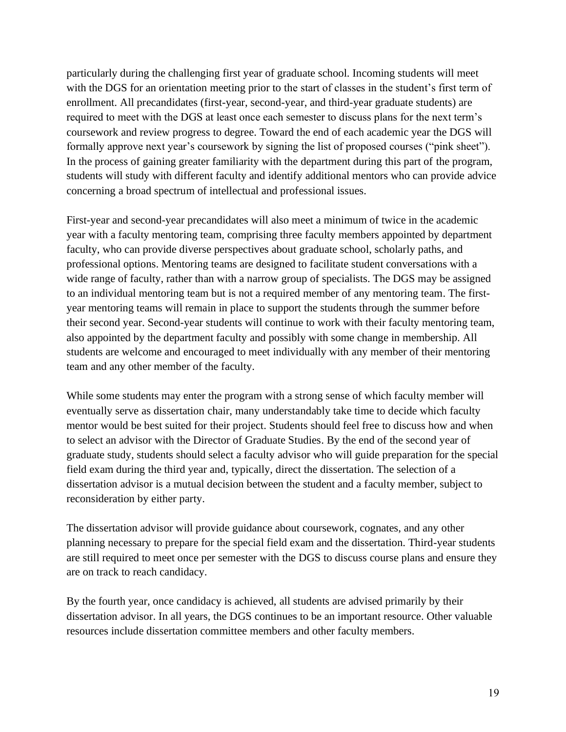particularly during the challenging first year of graduate school. Incoming students will meet with the DGS for an orientation meeting prior to the start of classes in the student's first term of enrollment. All precandidates (first-year, second-year, and third-year graduate students) are required to meet with the DGS at least once each semester to discuss plans for the next term's coursework and review progress to degree. Toward the end of each academic year the DGS will formally approve next year's coursework by signing the list of proposed courses ("pink sheet"). In the process of gaining greater familiarity with the department during this part of the program, students will study with different faculty and identify additional mentors who can provide advice concerning a broad spectrum of intellectual and professional issues.

First-year and second-year precandidates will also meet a minimum of twice in the academic year with a faculty mentoring team, comprising three faculty members appointed by department faculty, who can provide diverse perspectives about graduate school, scholarly paths, and professional options. Mentoring teams are designed to facilitate student conversations with a wide range of faculty, rather than with a narrow group of specialists. The DGS may be assigned to an individual mentoring team but is not a required member of any mentoring team. The first-year mentoring teams will remain in place to support the students through the summer before their second year. Second-year students will continue to work with their faculty mentoring team, also appointed by the department faculty and possibly with some change in membership. All students are welcome and encouraged to meet individually with any member of their mentoring team and any other member of the faculty.

While some students may enter the program with a strong sense of which faculty member will eventually serve as dissertation chair, many understandably take time to decide which faculty mentor would be best suited for their project. Students should feel free to discuss how and when to select an advisor with the Director of Graduate Studies. By the end of the second year of graduate study, students should select a faculty advisor who will guide preparation for the special field exam during the third year and, typically, direct the dissertation. The selection of a dissertation advisor is a mutual decision between the student and a faculty member, subject to reconsideration by either party.

The dissertation advisor will provide guidance about coursework, cognates, and any other planning necessary to prepare for the special field exam and the dissertation. Third-year students are still required to meet once per semester with the DGS to discuss course plans and ensure they are on track to reach candidacy.

By the fourth year, once candidacy is achieved, all students are advised primarily by their dissertation advisor. In all years, the DGS continues to be an important resource. Other valuable resources include dissertation committee members and other faculty members.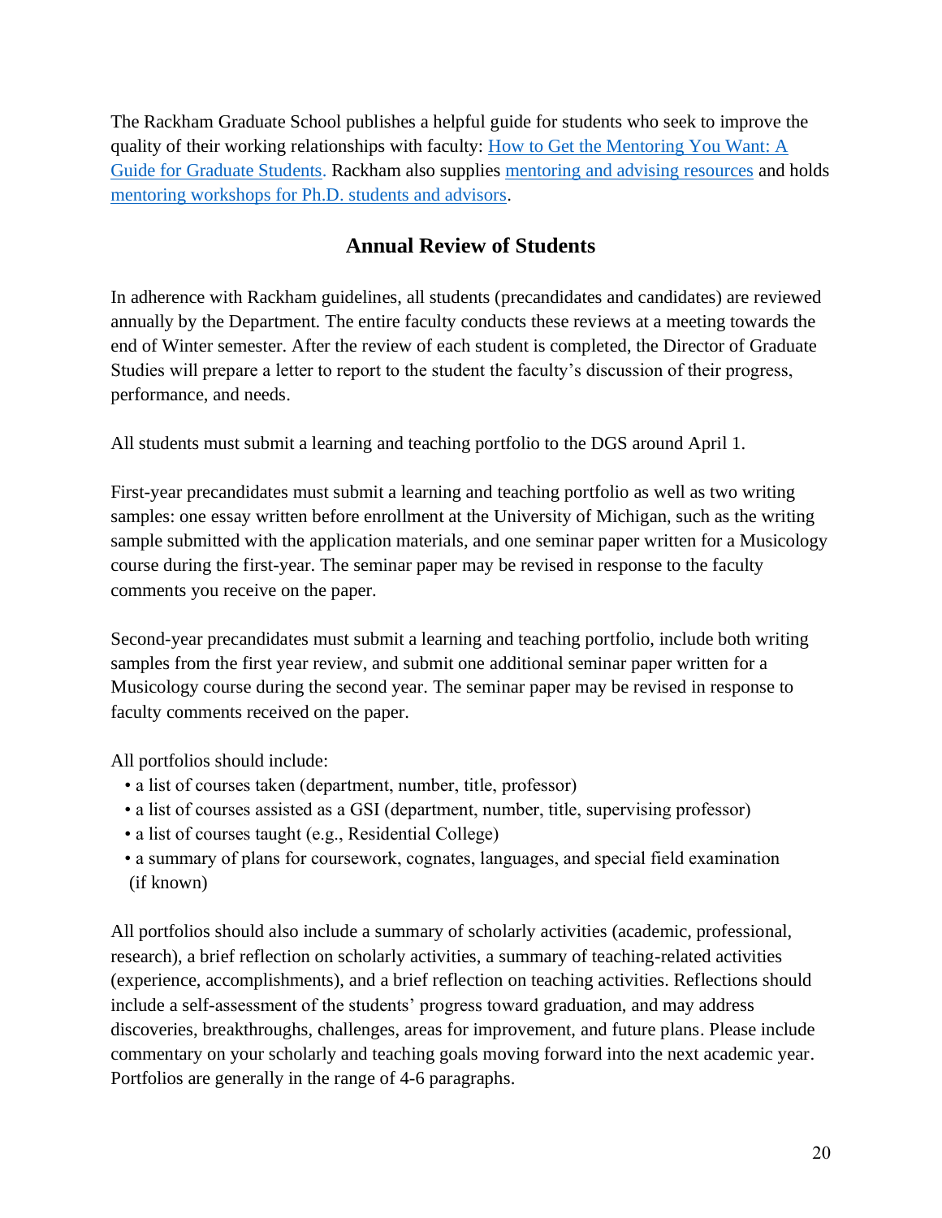The Rackham Graduate School publishes a helpful guide for students who seek to improve the quality of their working relationships with faculty: How to Get the Mentoring You Want: A Guide for Graduate Students. Rackham also supplies mentoring and advising resources and holds mentoring workshops for Ph.D. students and advisors.

## Annual Review of Students

In adherence with Rackham guidelines, all students (precandidates and candidates) are reviewed annually by the Department. The entire faculty conducts these reviews at a meeting towards the end of Winter semester. After the review of each student is completed, the Director of Graduate Studies will prepare a letter to report to the student the faculty's discussion of their progress, performance, and needs.

All students must submit a learning and teaching portfolio to the DGS around April 1.

First-year precandidates must submit a learning and teaching portfolio as well as two writing samples: one essay written before enrollment at the University of Michigan, such as the writing sample submitted with the application materials, and one seminar paper written for a Musicology course during the first-year. The seminar paper may be revised in response to the faculty comments you receive on the paper.

Second-year precandidates must submit a learning and teaching portfolio, include both writing samples from the first year review, and submit one additional seminar paper written for a Musicology course during the second year. The seminar paper may be revised in response to faculty comments received on the paper.

All portfolios should include:

- a list of courses taken (department, number, title, professor)
- a list of courses assisted as a GSI (department, number, title, supervising professor)
- a list of courses taught (e.g., Residential College)
- a summary of plans for coursework, cognates, languages, and special field examination (if known)

All portfolios should also include a summary of scholarly activities (academic, professional, research), a brief reflection on scholarly activities, a summary of teaching-related activities (experience, accomplishments), and a brief reflection on teaching activities. Reflections should include a self-assessment of the students' progress toward graduation, and may address discoveries, breakthroughs, challenges, areas for improvement, and future plans. Please include commentary on your scholarly and teaching goals moving forward into the next academic year. Portfolios are generally in the range of 4-6 paragraphs.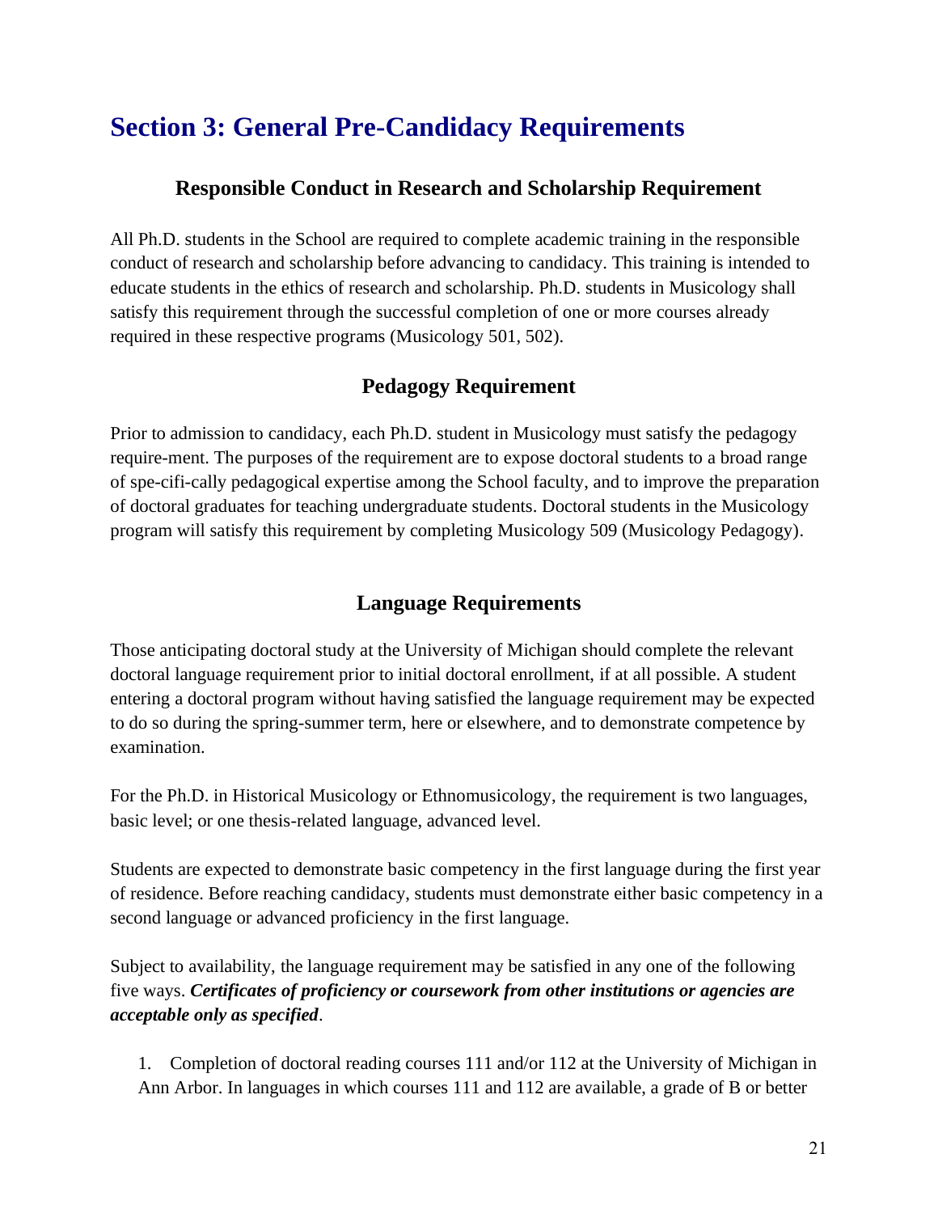# Section 3: General Pre-Candidacy Requirements

### Responsible Conduct in Research and Scholarship Requirement

All Ph.D. students in the School are required to complete academic training in the responsible conduct of research and scholarship before advancing to candidacy. This training is intended to educate students in the ethics of research and scholarship. Ph.D. students in Musicology shall satisfy this requirement through the successful completion of one or more courses already required in these respective programs (Musicology 501, 502).

### Pedagogy Requirement

Prior to admission to candidacy, each Ph.D. student in Musicology must satisfy the pedagogy require-ment. The purposes of the requirement are to expose doctoral students to a broad range of spe-cifi-cally pedagogical expertise among the School faculty, and to improve the preparation of doctoral graduates for teaching undergraduate students. Doctoral students in the Musicology program will satisfy this requirement by completing Musicology 509 (Musicology Pedagogy).

### Language Requirements

Those anticipating doctoral study at the University of Michigan should complete the relevant doctoral language requirement prior to initial doctoral enrollment, if at all possible. A student entering a doctoral program without having satisfied the language requirement may be expected to do so during the spring-summer term, here or elsewhere, and to demonstrate competence by examination.

For the Ph.D. in Historical Musicology or Ethnomusicology, the requirement is two languages, basic level; or one thesis-related language, advanced level.

Students are expected to demonstrate basic competency in the first language during the first year of residence. Before reaching candidacy, students must demonstrate either basic competency in a second language or advanced proficiency in the first language.

Subject to availability, the language requirement may be satisfied in any one of the following five ways. ***Certificates of proficiency or coursework from other institutions or agencies are acceptable only as specified***.

1. Completion of doctoral reading courses 111 and/or 112 at the University of Michigan in Ann Arbor. In languages in which courses 111 and 112 are available, a grade of B or better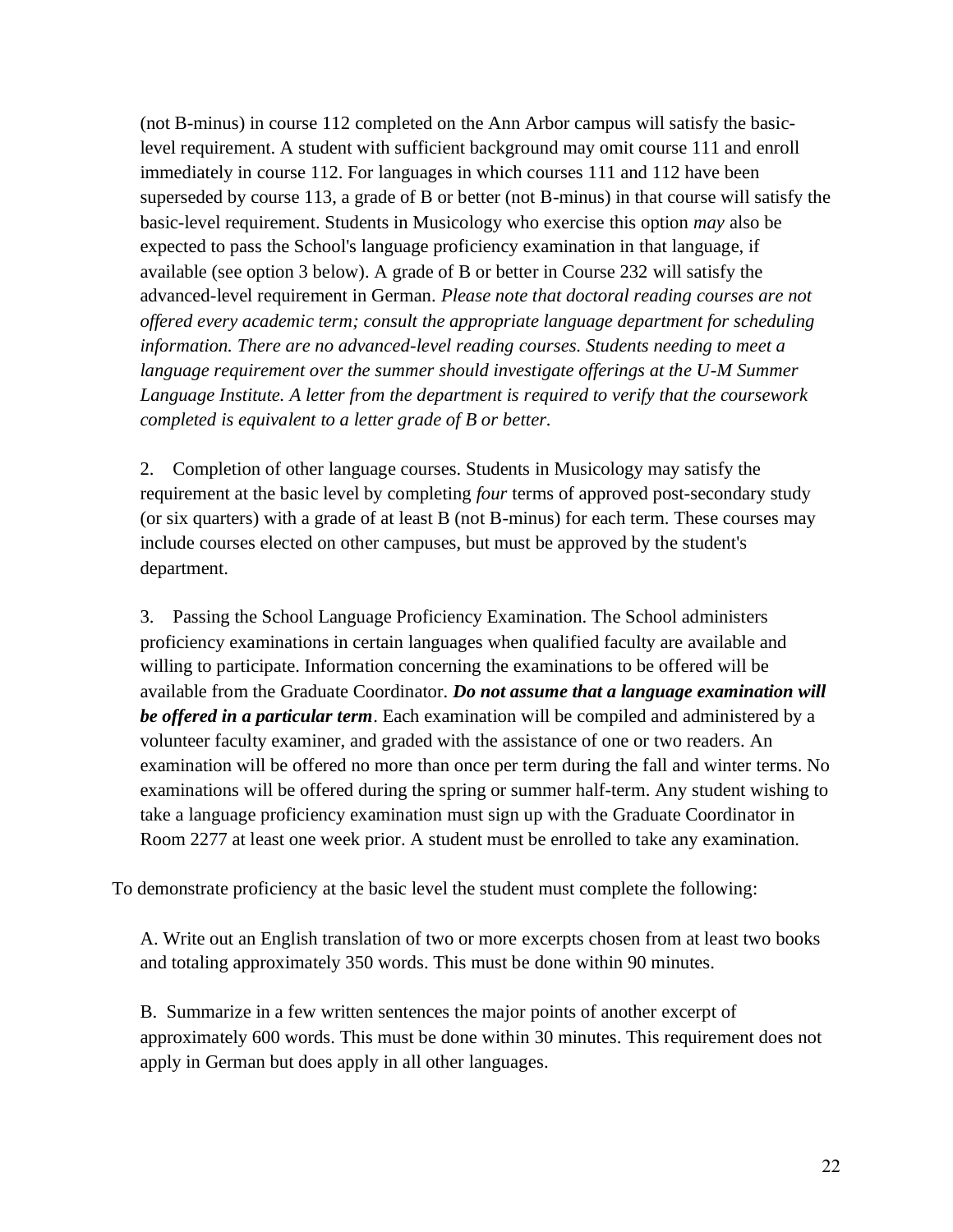(not B-minus) in course 112 completed on the Ann Arbor campus will satisfy the basic-level requirement. A student with sufficient background may omit course 111 and enroll immediately in course 112. For languages in which courses 111 and 112 have been superseded by course 113, a grade of B or better (not B-minus) in that course will satisfy the basic-level requirement. Students in Musicology who exercise this option *may* also be expected to pass the School's language proficiency examination in that language, if available (see option 3 below). A grade of B or better in Course 232 will satisfy the advanced-level requirement in German. *Please note that doctoral reading courses are not offered every academic term; consult the appropriate language department for scheduling information. There are no advanced-level reading courses. Students needing to meet a language requirement over the summer should investigate offerings at the U-M Summer Language Institute. A letter from the department is required to verify that the coursework completed is equivalent to a letter grade of B or better.*

2. Completion of other language courses. Students in Musicology may satisfy the requirement at the basic level by completing *four* terms of approved post-secondary study (or six quarters) with a grade of at least B (not B-minus) for each term. These courses may include courses elected on other campuses, but must be approved by the student's department.

3. Passing the School Language Proficiency Examination. The School administers proficiency examinations in certain languages when qualified faculty are available and willing to participate. Information concerning the examinations to be offered will be available from the Graduate Coordinator. ***Do not assume that a language examination will be offered in a particular term***. Each examination will be compiled and administered by a volunteer faculty examiner, and graded with the assistance of one or two readers. An examination will be offered no more than once per term during the fall and winter terms. No examinations will be offered during the spring or summer half-term. Any student wishing to take a language proficiency examination must sign up with the Graduate Coordinator in Room 2277 at least one week prior. A student must be enrolled to take any examination.

To demonstrate proficiency at the basic level the student must complete the following:

A. Write out an English translation of two or more excerpts chosen from at least two books and totaling approximately 350 words. This must be done within 90 minutes.

B. Summarize in a few written sentences the major points of another excerpt of approximately 600 words. This must be done within 30 minutes. This requirement does not apply in German but does apply in all other languages.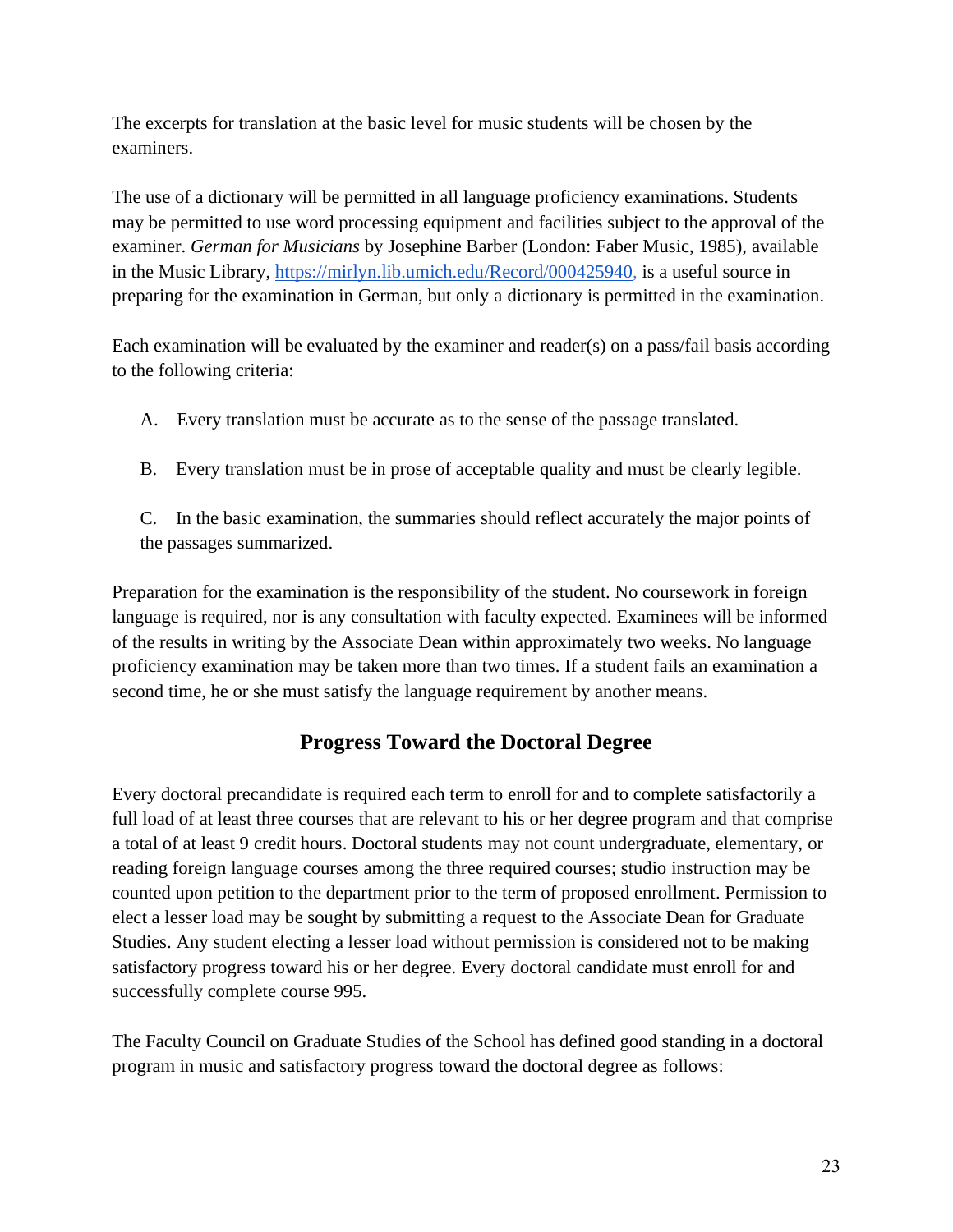The excerpts for translation at the basic level for music students will be chosen by the examiners.

The use of a dictionary will be permitted in all language proficiency examinations. Students may be permitted to use word processing equipment and facilities subject to the approval of the examiner. *German for Musicians* by Josephine Barber (London: Faber Music, 1985), available in the Music Library, https://mirlyn.lib.umich.edu/Record/000425940, is a useful source in preparing for the examination in German, but only a dictionary is permitted in the examination.

Each examination will be evaluated by the examiner and reader(s) on a pass/fail basis according to the following criteria:

A. Every translation must be accurate as to the sense of the passage translated.

B. Every translation must be in prose of acceptable quality and must be clearly legible.

C. In the basic examination, the summaries should reflect accurately the major points of the passages summarized.

Preparation for the examination is the responsibility of the student. No coursework in foreign language is required, nor is any consultation with faculty expected. Examinees will be informed of the results in writing by the Associate Dean within approximately two weeks. No language proficiency examination may be taken more than two times. If a student fails an examination a second time, he or she must satisfy the language requirement by another means.

## Progress Toward the Doctoral Degree

Every doctoral precandidate is required each term to enroll for and to complete satisfactorily a full load of at least three courses that are relevant to his or her degree program and that comprise a total of at least 9 credit hours. Doctoral students may not count undergraduate, elementary, or reading foreign language courses among the three required courses; studio instruction may be counted upon petition to the department prior to the term of proposed enrollment. Permission to elect a lesser load may be sought by submitting a request to the Associate Dean for Graduate Studies. Any student electing a lesser load without permission is considered not to be making satisfactory progress toward his or her degree. Every doctoral candidate must enroll for and successfully complete course 995.

The Faculty Council on Graduate Studies of the School has defined good standing in a doctoral program in music and satisfactory progress toward the doctoral degree as follows: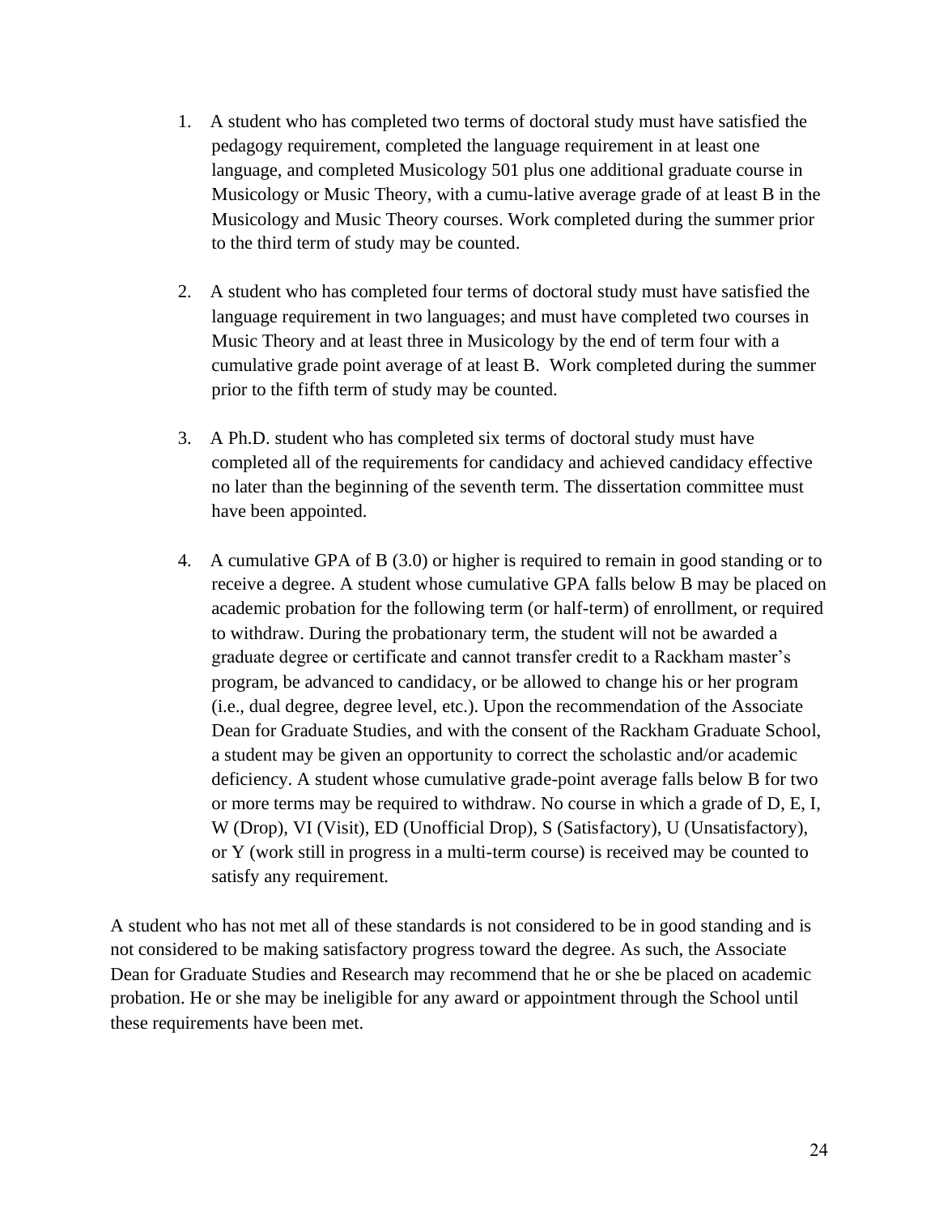1. A student who has completed two terms of doctoral study must have satisfied the pedagogy requirement, completed the language requirement in at least one language, and completed Musicology 501 plus one additional graduate course in Musicology or Music Theory, with a cumu-lative average grade of at least B in the Musicology and Music Theory courses. Work completed during the summer prior to the third term of study may be counted.

2. A student who has completed four terms of doctoral study must have satisfied the language requirement in two languages; and must have completed two courses in Music Theory and at least three in Musicology by the end of term four with a cumulative grade point average of at least B. Work completed during the summer prior to the fifth term of study may be counted.

3. A Ph.D. student who has completed six terms of doctoral study must have completed all of the requirements for candidacy and achieved candidacy effective no later than the beginning of the seventh term. The dissertation committee must have been appointed.

4. A cumulative GPA of B (3.0) or higher is required to remain in good standing or to receive a degree. A student whose cumulative GPA falls below B may be placed on academic probation for the following term (or half-term) of enrollment, or required to withdraw. During the probationary term, the student will not be awarded a graduate degree or certificate and cannot transfer credit to a Rackham master's program, be advanced to candidacy, or be allowed to change his or her program (i.e., dual degree, degree level, etc.). Upon the recommendation of the Associate Dean for Graduate Studies, and with the consent of the Rackham Graduate School, a student may be given an opportunity to correct the scholastic and/or academic deficiency. A student whose cumulative grade-point average falls below B for two or more terms may be required to withdraw. No course in which a grade of D, E, I, W (Drop), VI (Visit), ED (Unofficial Drop), S (Satisfactory), U (Unsatisfactory), or Y (work still in progress in a multi-term course) is received may be counted to satisfy any requirement.

A student who has not met all of these standards is not considered to be in good standing and is not considered to be making satisfactory progress toward the degree. As such, the Associate Dean for Graduate Studies and Research may recommend that he or she be placed on academic probation. He or she may be ineligible for any award or appointment through the School until these requirements have been met.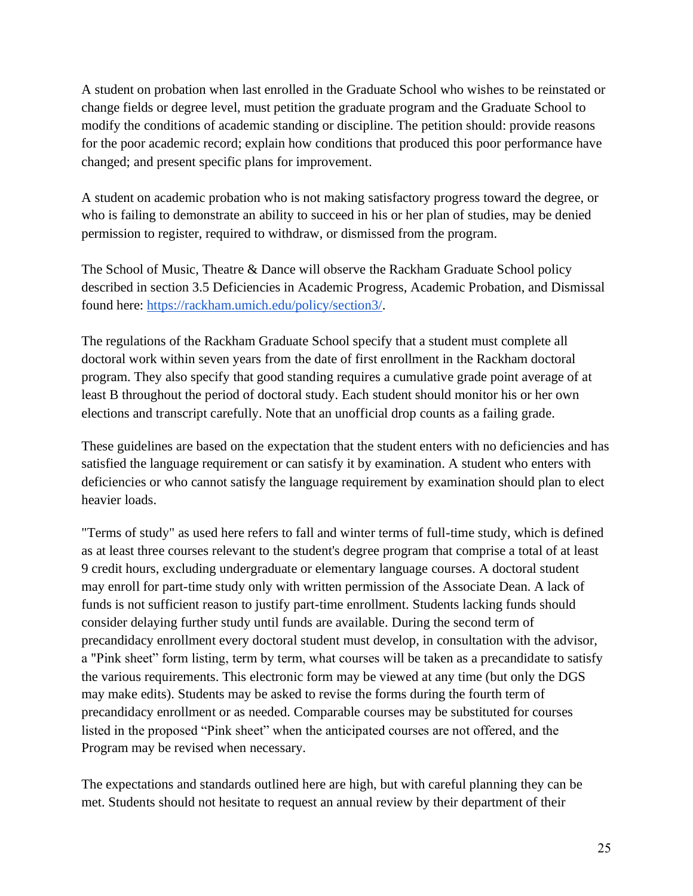A student on probation when last enrolled in the Graduate School who wishes to be reinstated or change fields or degree level, must petition the graduate program and the Graduate School to modify the conditions of academic standing or discipline. The petition should: provide reasons for the poor academic record; explain how conditions that produced this poor performance have changed; and present specific plans for improvement.

A student on academic probation who is not making satisfactory progress toward the degree, or who is failing to demonstrate an ability to succeed in his or her plan of studies, may be denied permission to register, required to withdraw, or dismissed from the program.

The School of Music, Theatre & Dance will observe the Rackham Graduate School policy described in section 3.5 Deficiencies in Academic Progress, Academic Probation, and Dismissal found here: [https://rackham.umich.edu/policy/section3/](https://rackham.umich.edu/policy/section3/).

The regulations of the Rackham Graduate School specify that a student must complete all doctoral work within seven years from the date of first enrollment in the Rackham doctoral program. They also specify that good standing requires a cumulative grade point average of at least B throughout the period of doctoral study. Each student should monitor his or her own elections and transcript carefully. Note that an unofficial drop counts as a failing grade.

These guidelines are based on the expectation that the student enters with no deficiencies and has satisfied the language requirement or can satisfy it by examination. A student who enters with deficiencies or who cannot satisfy the language requirement by examination should plan to elect heavier loads.

"Terms of study" as used here refers to fall and winter terms of full-time study, which is defined as at least three courses relevant to the student's degree program that comprise a total of at least 9 credit hours, excluding undergraduate or elementary language courses. A doctoral student may enroll for part-time study only with written permission of the Associate Dean. A lack of funds is not sufficient reason to justify part-time enrollment. Students lacking funds should consider delaying further study until funds are available. During the second term of precandidacy enrollment every doctoral student must develop, in consultation with the advisor, a "Pink sheet" form listing, term by term, what courses will be taken as a precandidate to satisfy the various requirements. This electronic form may be viewed at any time (but only the DGS may make edits). Students may be asked to revise the forms during the fourth term of precandidacy enrollment or as needed. Comparable courses may be substituted for courses listed in the proposed "Pink sheet" when the anticipated courses are not offered, and the Program may be revised when necessary.

The expectations and standards outlined here are high, but with careful planning they can be met. Students should not hesitate to request an annual review by their department of their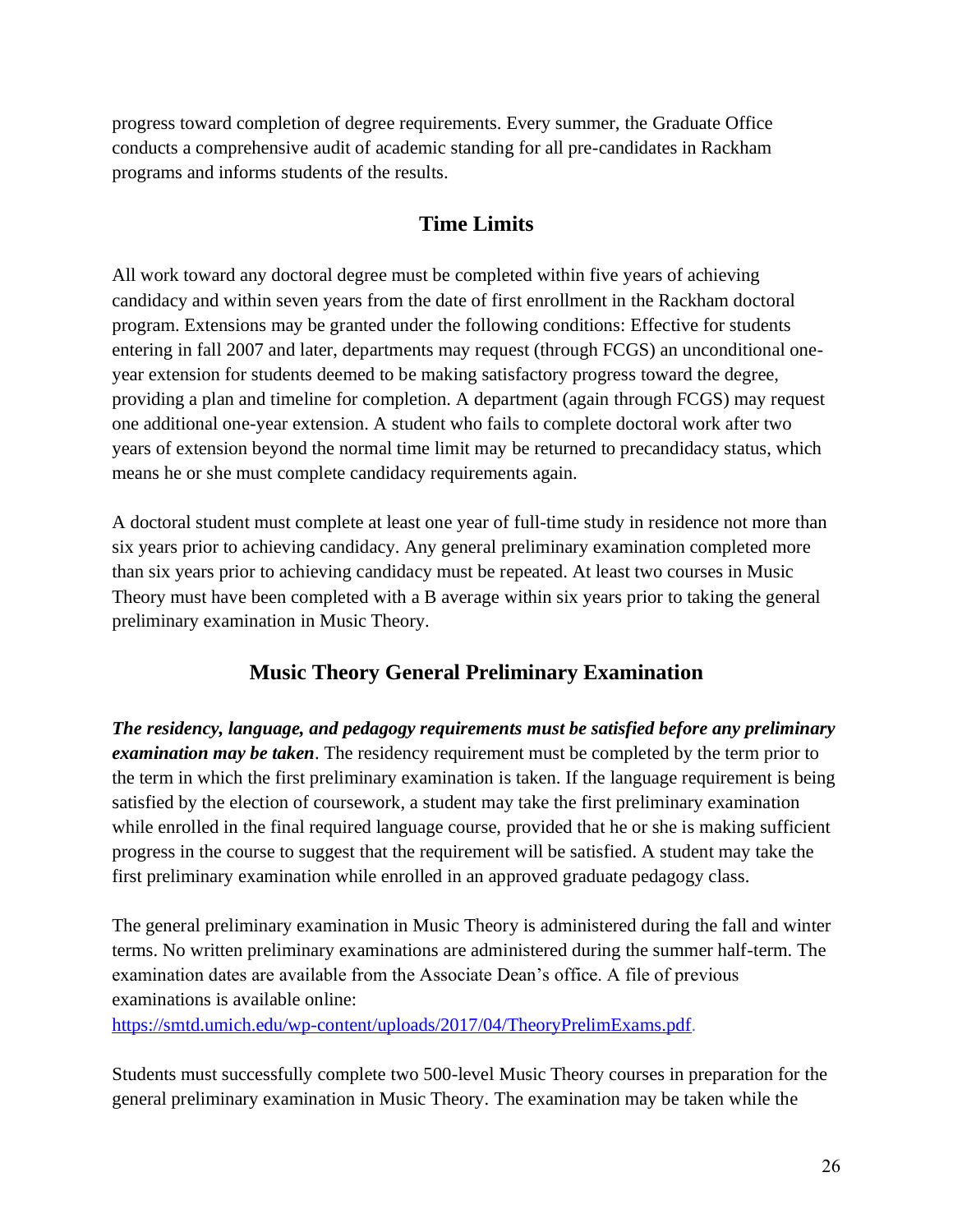progress toward completion of degree requirements. Every summer, the Graduate Office conducts a comprehensive audit of academic standing for all pre-candidates in Rackham programs and informs students of the results.

## Time Limits

All work toward any doctoral degree must be completed within five years of achieving candidacy and within seven years from the date of first enrollment in the Rackham doctoral program. Extensions may be granted under the following conditions: Effective for students entering in fall 2007 and later, departments may request (through FCGS) an unconditional one-year extension for students deemed to be making satisfactory progress toward the degree, providing a plan and timeline for completion. A department (again through FCGS) may request one additional one-year extension. A student who fails to complete doctoral work after two years of extension beyond the normal time limit may be returned to precandidacy status, which means he or she must complete candidacy requirements again.

A doctoral student must complete at least one year of full-time study in residence not more than six years prior to achieving candidacy. Any general preliminary examination completed more than six years prior to achieving candidacy must be repeated. At least two courses in Music Theory must have been completed with a B average within six years prior to taking the general preliminary examination in Music Theory.

## Music Theory General Preliminary Examination

***The residency, language, and pedagogy requirements must be satisfied before any preliminary examination may be taken***. The residency requirement must be completed by the term prior to the term in which the first preliminary examination is taken. If the language requirement is being satisfied by the election of coursework, a student may take the first preliminary examination while enrolled in the final required language course, provided that he or she is making sufficient progress in the course to suggest that the requirement will be satisfied. A student may take the first preliminary examination while enrolled in an approved graduate pedagogy class.

The general preliminary examination in Music Theory is administered during the fall and winter terms. No written preliminary examinations are administered during the summer half-term. The examination dates are available from the Associate Dean's office. A file of previous examinations is available online: https://smtd.umich.edu/wp-content/uploads/2017/04/TheoryPrelimExams.pdf.

Students must successfully complete two 500-level Music Theory courses in preparation for the general preliminary examination in Music Theory. The examination may be taken while the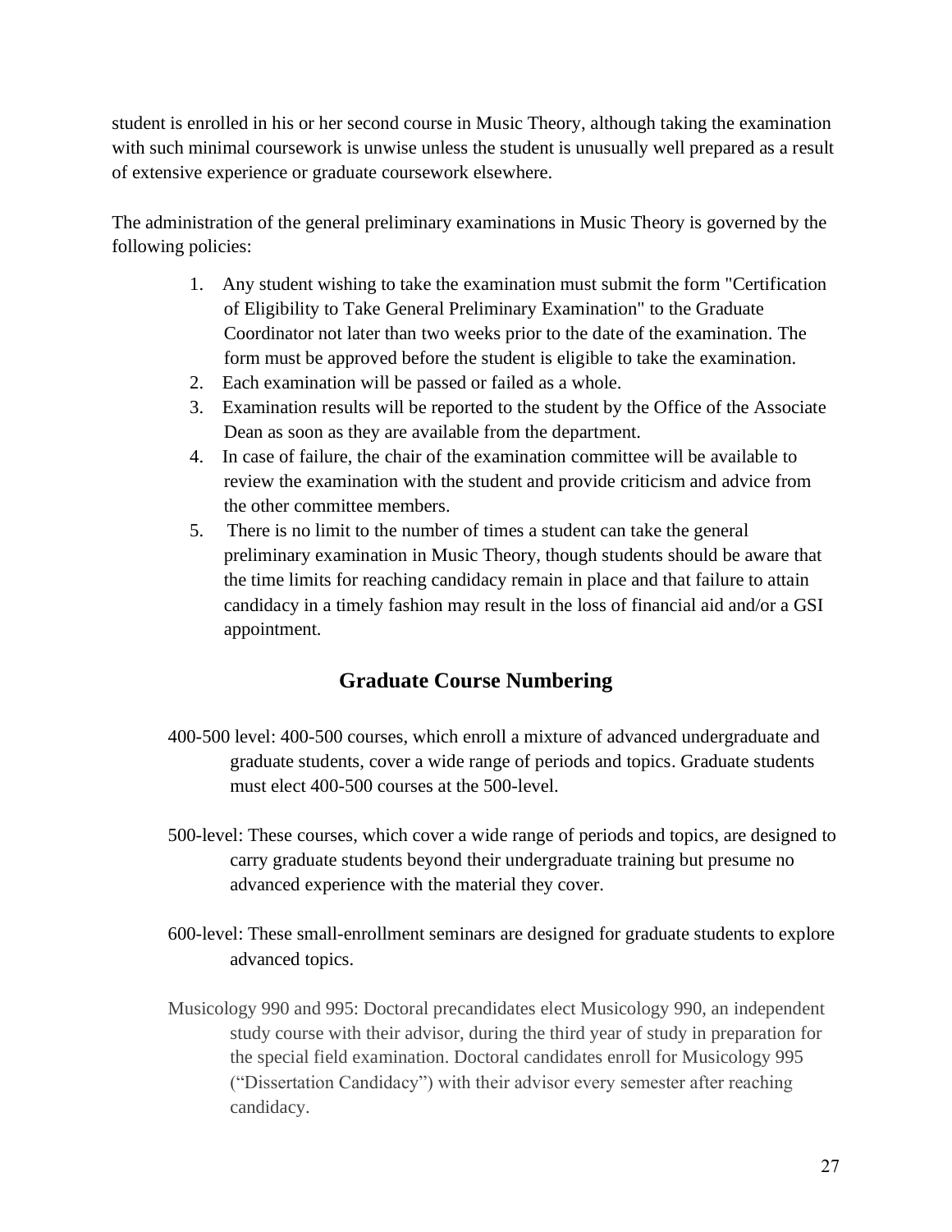student is enrolled in his or her second course in Music Theory, although taking the examination with such minimal coursework is unwise unless the student is unusually well prepared as a result of extensive experience or graduate coursework elsewhere.

The administration of the general preliminary examinations in Music Theory is governed by the following policies:

1. Any student wishing to take the examination must submit the form "Certification of Eligibility to Take General Preliminary Examination" to the Graduate Coordinator not later than two weeks prior to the date of the examination. The form must be approved before the student is eligible to take the examination.
2. Each examination will be passed or failed as a whole.
3. Examination results will be reported to the student by the Office of the Associate Dean as soon as they are available from the department.
4. In case of failure, the chair of the examination committee will be available to review the examination with the student and provide criticism and advice from the other committee members.
5. There is no limit to the number of times a student can take the general preliminary examination in Music Theory, though students should be aware that the time limits for reaching candidacy remain in place and that failure to attain candidacy in a timely fashion may result in the loss of financial aid and/or a GSI appointment.

## Graduate Course Numbering

400-500 level: 400-500 courses, which enroll a mixture of advanced undergraduate and graduate students, cover a wide range of periods and topics. Graduate students must elect 400-500 courses at the 500-level.

500-level: These courses, which cover a wide range of periods and topics, are designed to carry graduate students beyond their undergraduate training but presume no advanced experience with the material they cover.

600-level: These small-enrollment seminars are designed for graduate students to explore advanced topics.

Musicology 990 and 995: Doctoral precandidates elect Musicology 990, an independent study course with their advisor, during the third year of study in preparation for the special field examination. Doctoral candidates enroll for Musicology 995 ("Dissertation Candidacy") with their advisor every semester after reaching candidacy.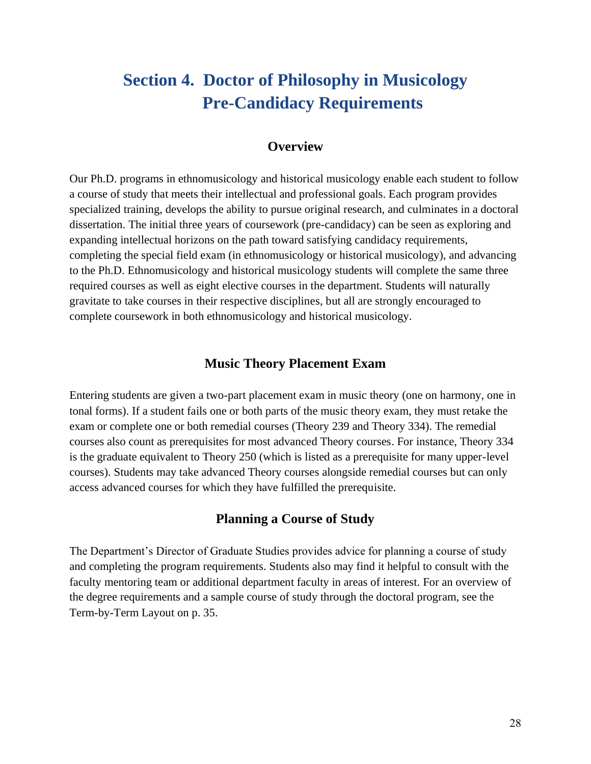# Section 4. Doctor of Philosophy in Musicology Pre-Candidacy Requirements

## Overview

Our Ph.D. programs in ethnomusicology and historical musicology enable each student to follow a course of study that meets their intellectual and professional goals. Each program provides specialized training, develops the ability to pursue original research, and culminates in a doctoral dissertation. The initial three years of coursework (pre-candidacy) can be seen as exploring and expanding intellectual horizons on the path toward satisfying candidacy requirements, completing the special field exam (in ethnomusicology or historical musicology), and advancing to the Ph.D. Ethnomusicology and historical musicology students will complete the same three required courses as well as eight elective courses in the department. Students will naturally gravitate to take courses in their respective disciplines, but all are strongly encouraged to complete coursework in both ethnomusicology and historical musicology.

## Music Theory Placement Exam

Entering students are given a two-part placement exam in music theory (one on harmony, one in tonal forms). If a student fails one or both parts of the music theory exam, they must retake the exam or complete one or both remedial courses (Theory 239 and Theory 334). The remedial courses also count as prerequisites for most advanced Theory courses. For instance, Theory 334 is the graduate equivalent to Theory 250 (which is listed as a prerequisite for many upper-level courses). Students may take advanced Theory courses alongside remedial courses but can only access advanced courses for which they have fulfilled the prerequisite.

## Planning a Course of Study

The Department's Director of Graduate Studies provides advice for planning a course of study and completing the program requirements. Students also may find it helpful to consult with the faculty mentoring team or additional department faculty in areas of interest. For an overview of the degree requirements and a sample course of study through the doctoral program, see the Term-by-Term Layout on p. 35.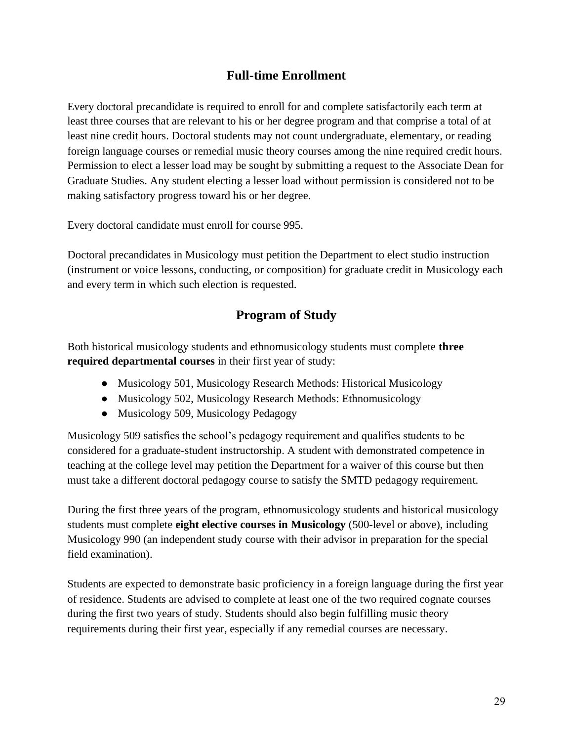## Full-time Enrollment

Every doctoral precandidate is required to enroll for and complete satisfactorily each term at least three courses that are relevant to his or her degree program and that comprise a total of at least nine credit hours. Doctoral students may not count undergraduate, elementary, or reading foreign language courses or remedial music theory courses among the nine required credit hours. Permission to elect a lesser load may be sought by submitting a request to the Associate Dean for Graduate Studies. Any student electing a lesser load without permission is considered not to be making satisfactory progress toward his or her degree.

Every doctoral candidate must enroll for course 995.

Doctoral precandidates in Musicology must petition the Department to elect studio instruction (instrument or voice lessons, conducting, or composition) for graduate credit in Musicology each and every term in which such election is requested.

## Program of Study

Both historical musicology students and ethnomusicology students must complete **three required departmental courses** in their first year of study:

- Musicology 501, Musicology Research Methods: Historical Musicology
- Musicology 502, Musicology Research Methods: Ethnomusicology
- Musicology 509, Musicology Pedagogy

Musicology 509 satisfies the school's pedagogy requirement and qualifies students to be considered for a graduate-student instructorship. A student with demonstrated competence in teaching at the college level may petition the Department for a waiver of this course but then must take a different doctoral pedagogy course to satisfy the SMTD pedagogy requirement.

During the first three years of the program, ethnomusicology students and historical musicology students must complete **eight elective courses in Musicology** (500-level or above), including Musicology 990 (an independent study course with their advisor in preparation for the special field examination).

Students are expected to demonstrate basic proficiency in a foreign language during the first year of residence. Students are advised to complete at least one of the two required cognate courses during the first two years of study. Students should also begin fulfilling music theory requirements during their first year, especially if any remedial courses are necessary.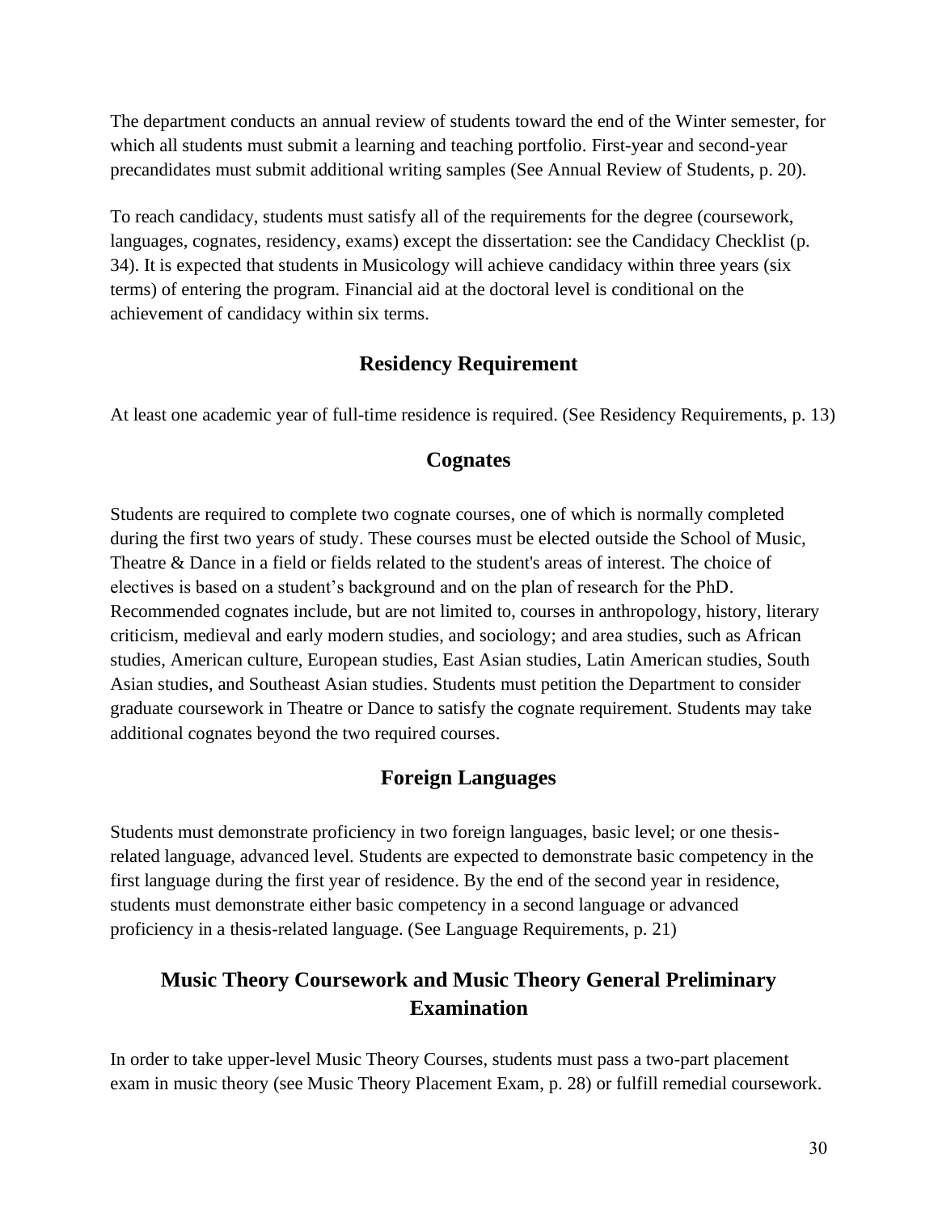The department conducts an annual review of students toward the end of the Winter semester, for which all students must submit a learning and teaching portfolio. First-year and second-year precandidates must submit additional writing samples (See Annual Review of Students, p. 20).

To reach candidacy, students must satisfy all of the requirements for the degree (coursework, languages, cognates, residency, exams) except the dissertation: see the Candidacy Checklist (p. 34). It is expected that students in Musicology will achieve candidacy within three years (six terms) of entering the program. Financial aid at the doctoral level is conditional on the achievement of candidacy within six terms.

## Residency Requirement

At least one academic year of full-time residence is required. (See Residency Requirements, p. 13)

## Cognates

Students are required to complete two cognate courses, one of which is normally completed during the first two years of study. These courses must be elected outside the School of Music, Theatre & Dance in a field or fields related to the student's areas of interest. The choice of electives is based on a student's background and on the plan of research for the PhD. Recommended cognates include, but are not limited to, courses in anthropology, history, literary criticism, medieval and early modern studies, and sociology; and area studies, such as African studies, American culture, European studies, East Asian studies, Latin American studies, South Asian studies, and Southeast Asian studies. Students must petition the Department to consider graduate coursework in Theatre or Dance to satisfy the cognate requirement. Students may take additional cognates beyond the two required courses.

## Foreign Languages

Students must demonstrate proficiency in two foreign languages, basic level; or one thesis-related language, advanced level. Students are expected to demonstrate basic competency in the first language during the first year of residence. By the end of the second year in residence, students must demonstrate either basic competency in a second language or advanced proficiency in a thesis-related language. (See Language Requirements, p. 21)

## Music Theory Coursework and Music Theory General Preliminary Examination

In order to take upper-level Music Theory Courses, students must pass a two-part placement exam in music theory (see Music Theory Placement Exam, p. 28) or fulfill remedial coursework.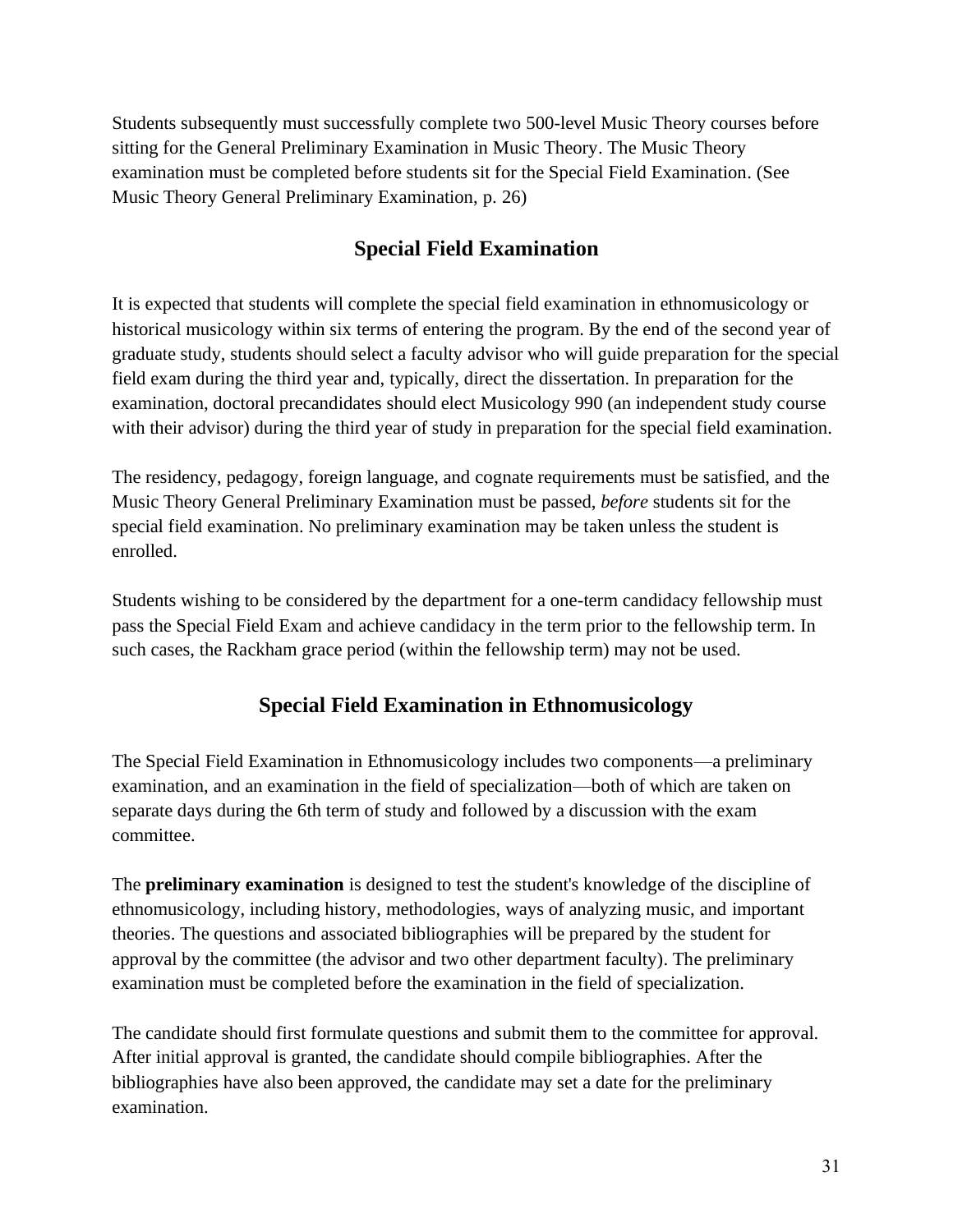Students subsequently must successfully complete two 500-level Music Theory courses before sitting for the General Preliminary Examination in Music Theory. The Music Theory examination must be completed before students sit for the Special Field Examination. (See Music Theory General Preliminary Examination, p. 26)

## Special Field Examination

It is expected that students will complete the special field examination in ethnomusicology or historical musicology within six terms of entering the program. By the end of the second year of graduate study, students should select a faculty advisor who will guide preparation for the special field exam during the third year and, typically, direct the dissertation. In preparation for the examination, doctoral precandidates should elect Musicology 990 (an independent study course with their advisor) during the third year of study in preparation for the special field examination.

The residency, pedagogy, foreign language, and cognate requirements must be satisfied, and the Music Theory General Preliminary Examination must be passed, *before* students sit for the special field examination. No preliminary examination may be taken unless the student is enrolled.

Students wishing to be considered by the department for a one-term candidacy fellowship must pass the Special Field Exam and achieve candidacy in the term prior to the fellowship term. In such cases, the Rackham grace period (within the fellowship term) may not be used.

## Special Field Examination in Ethnomusicology

The Special Field Examination in Ethnomusicology includes two components—a preliminary examination, and an examination in the field of specialization—both of which are taken on separate days during the 6th term of study and followed by a discussion with the exam committee.

The **preliminary examination** is designed to test the student's knowledge of the discipline of ethnomusicology, including history, methodologies, ways of analyzing music, and important theories. The questions and associated bibliographies will be prepared by the student for approval by the committee (the advisor and two other department faculty). The preliminary examination must be completed before the examination in the field of specialization.

The candidate should first formulate questions and submit them to the committee for approval. After initial approval is granted, the candidate should compile bibliographies. After the bibliographies have also been approved, the candidate may set a date for the preliminary examination.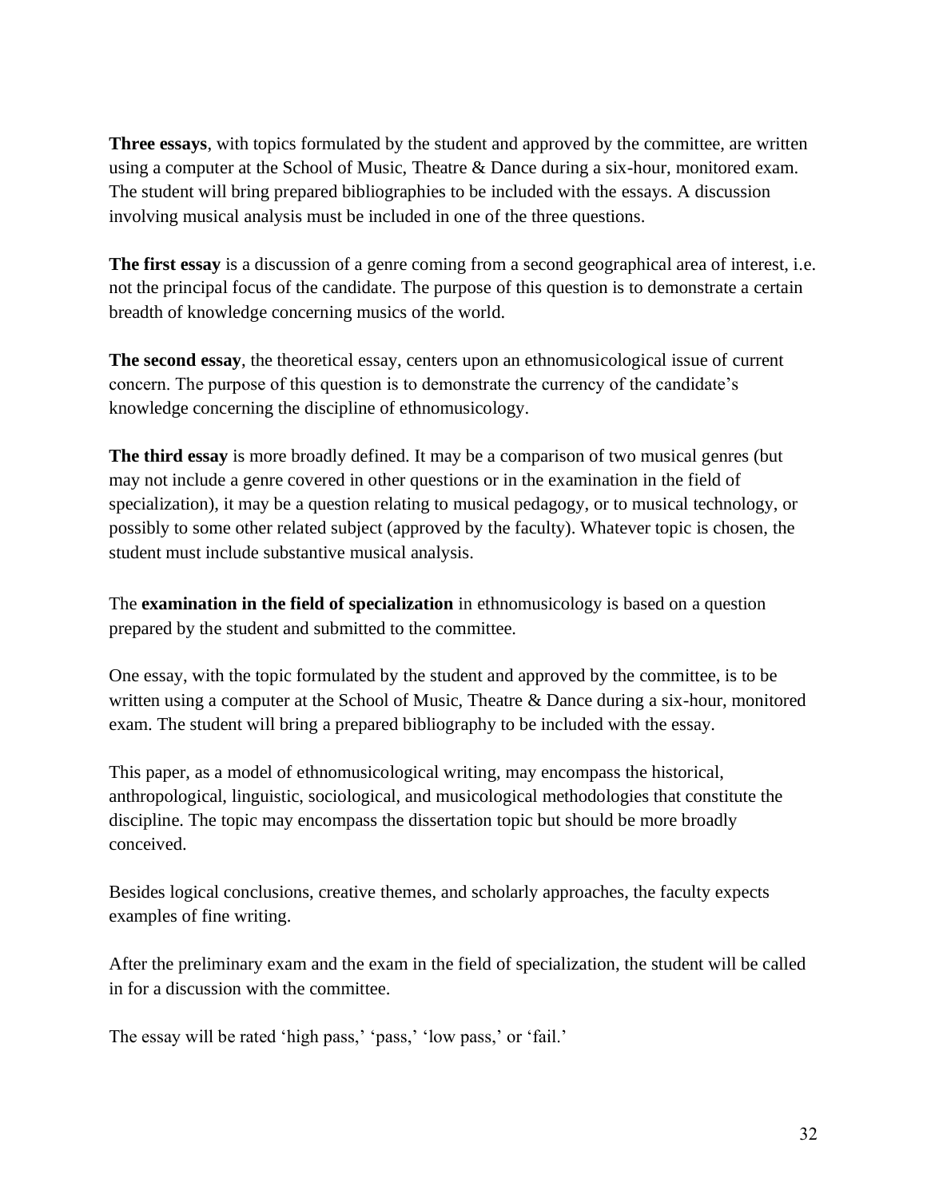**Three essays**, with topics formulated by the student and approved by the committee, are written using a computer at the School of Music, Theatre & Dance during a six-hour, monitored exam. The student will bring prepared bibliographies to be included with the essays. A discussion involving musical analysis must be included in one of the three questions.

**The first essay** is a discussion of a genre coming from a second geographical area of interest, i.e. not the principal focus of the candidate. The purpose of this question is to demonstrate a certain breadth of knowledge concerning musics of the world.

**The second essay**, the theoretical essay, centers upon an ethnomusicological issue of current concern. The purpose of this question is to demonstrate the currency of the candidate's knowledge concerning the discipline of ethnomusicology.

**The third essay** is more broadly defined. It may be a comparison of two musical genres (but may not include a genre covered in other questions or in the examination in the field of specialization), it may be a question relating to musical pedagogy, or to musical technology, or possibly to some other related subject (approved by the faculty). Whatever topic is chosen, the student must include substantive musical analysis.

The **examination in the field of specialization** in ethnomusicology is based on a question prepared by the student and submitted to the committee.

One essay, with the topic formulated by the student and approved by the committee, is to be written using a computer at the School of Music, Theatre & Dance during a six-hour, monitored exam. The student will bring a prepared bibliography to be included with the essay.

This paper, as a model of ethnomusicological writing, may encompass the historical, anthropological, linguistic, sociological, and musicological methodologies that constitute the discipline. The topic may encompass the dissertation topic but should be more broadly conceived.

Besides logical conclusions, creative themes, and scholarly approaches, the faculty expects examples of fine writing.

After the preliminary exam and the exam in the field of specialization, the student will be called in for a discussion with the committee.

The essay will be rated 'high pass,' 'pass,' 'low pass,' or 'fail.'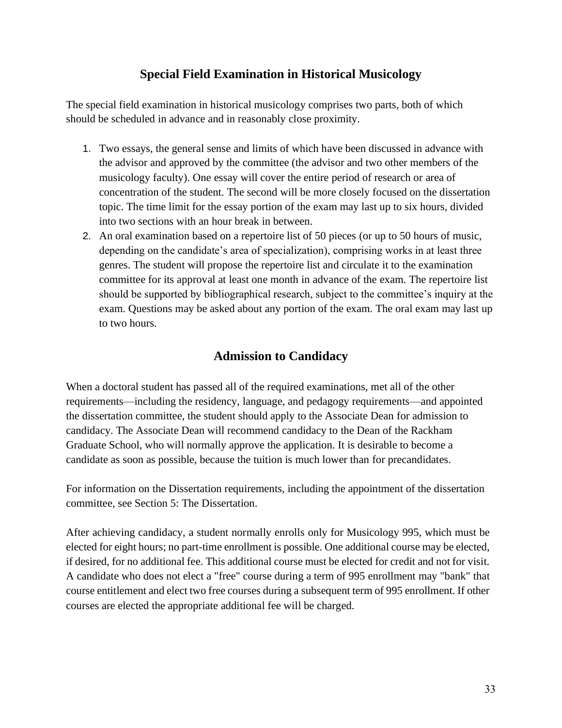## Special Field Examination in Historical Musicology

The special field examination in historical musicology comprises two parts, both of which should be scheduled in advance and in reasonably close proximity.

1. Two essays, the general sense and limits of which have been discussed in advance with the advisor and approved by the committee (the advisor and two other members of the musicology faculty). One essay will cover the entire period of research or area of concentration of the student. The second will be more closely focused on the dissertation topic. The time limit for the essay portion of the exam may last up to six hours, divided into two sections with an hour break in between.
2. An oral examination based on a repertoire list of 50 pieces (or up to 50 hours of music, depending on the candidate's area of specialization), comprising works in at least three genres. The student will propose the repertoire list and circulate it to the examination committee for its approval at least one month in advance of the exam. The repertoire list should be supported by bibliographical research, subject to the committee's inquiry at the exam. Questions may be asked about any portion of the exam. The oral exam may last up to two hours.

## Admission to Candidacy

When a doctoral student has passed all of the required examinations, met all of the other requirements—including the residency, language, and pedagogy requirements—and appointed the dissertation committee, the student should apply to the Associate Dean for admission to candidacy. The Associate Dean will recommend candidacy to the Dean of the Rackham Graduate School, who will normally approve the application. It is desirable to become a candidate as soon as possible, because the tuition is much lower than for precandidates.

For information on the Dissertation requirements, including the appointment of the dissertation committee, see Section 5: The Dissertation.

After achieving candidacy, a student normally enrolls only for Musicology 995, which must be elected for eight hours; no part-time enrollment is possible. One additional course may be elected, if desired, for no additional fee. This additional course must be elected for credit and not for visit. A candidate who does not elect a "free" course during a term of 995 enrollment may "bank" that course entitlement and elect two free courses during a subsequent term of 995 enrollment. If other courses are elected the appropriate additional fee will be charged.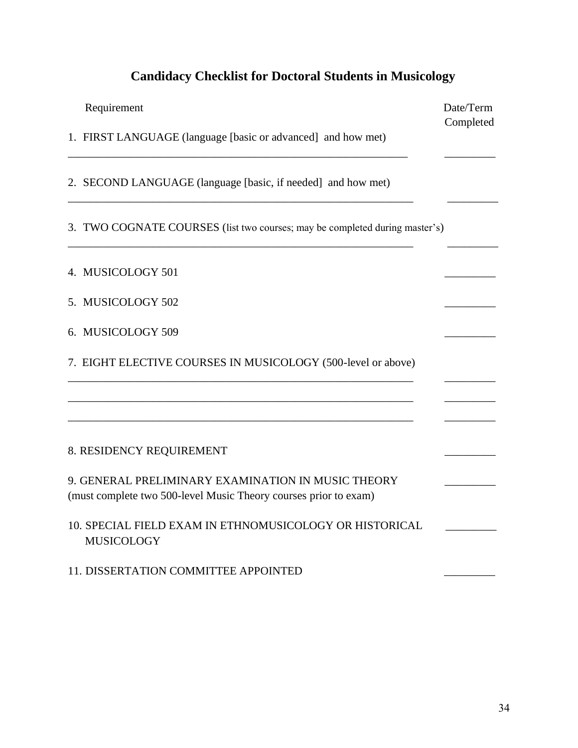# Candidacy Checklist for Doctoral Students in Musicology

| Requirement | Date/Term Completed |
|---|---|
| 1. FIRST LANGUAGE (language [basic or advanced] and how met) | |
| ______________________________________________________________ | _________ |
| 2. SECOND LANGUAGE (language [basic, if needed] and how met) | |
| ______________________________________________________________ | _________ |
| 3. TWO COGNATE COURSES (list two courses; may be completed during master's) | |
| ______________________________________________________________ | _________ |
| 4. MUSICOLOGY 501 | _________ |
| 5. MUSICOLOGY 502 | _________ |
| 6. MUSICOLOGY 509 | _________ |
| 7. EIGHT ELECTIVE COURSES IN MUSICOLOGY (500-level or above) | |
| ______________________________________________________________ | _________ |
| ______________________________________________________________ | _________ |
| ______________________________________________________________ | _________ |
| 8. RESIDENCY REQUIREMENT | _________ |
| 9. GENERAL PRELIMINARY EXAMINATION IN MUSIC THEORY (must complete two 500-level Music Theory courses prior to exam) | _________ |
| 10. SPECIAL FIELD EXAM IN ETHNOMUSICOLOGY OR HISTORICAL MUSICOLOGY | _________ |
| 11. DISSERTATION COMMITTEE APPOINTED | _________ |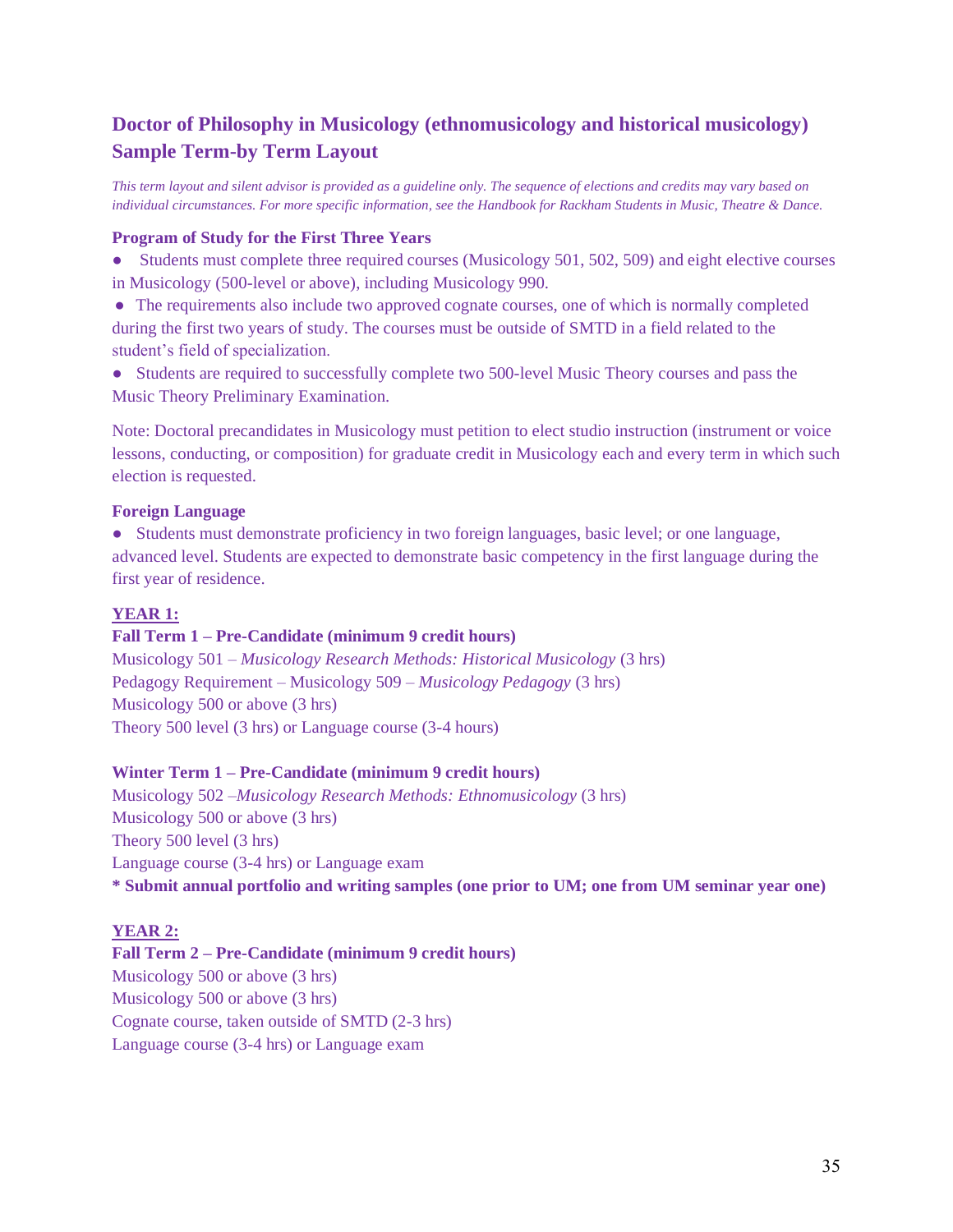## Doctor of Philosophy in Musicology (ethnomusicology and historical musicology) Sample Term-by Term Layout

*This term layout and silent advisor is provided as a guideline only. The sequence of elections and credits may vary based on individual circumstances. For more specific information, see the Handbook for Rackham Students in Music, Theatre & Dance.*

### Program of Study for the First Three Years

- Students must complete three required courses (Musicology 501, 502, 509) and eight elective courses in Musicology (500-level or above), including Musicology 990.
- The requirements also include two approved cognate courses, one of which is normally completed during the first two years of study. The courses must be outside of SMTD in a field related to the student's field of specialization.
- Students are required to successfully complete two 500-level Music Theory courses and pass the Music Theory Preliminary Examination.

Note: Doctoral precandidates in Musicology must petition to elect studio instruction (instrument or voice lessons, conducting, or composition) for graduate credit in Musicology each and every term in which such election is requested.

### Foreign Language

- Students must demonstrate proficiency in two foreign languages, basic level; or one language, advanced level. Students are expected to demonstrate basic competency in the first language during the first year of residence.

### YEAR 1:

**Fall Term 1 – Pre-Candidate (minimum 9 credit hours)**

Musicology 501 – *Musicology Research Methods: Historical Musicology* (3 hrs)
Pedagogy Requirement – Musicology 509 – *Musicology Pedagogy* (3 hrs)
Musicology 500 or above (3 hrs)
Theory 500 level (3 hrs) or Language course (3-4 hours)

**Winter Term 1 – Pre-Candidate (minimum 9 credit hours)**

Musicology 502 –*Musicology Research Methods: Ethnomusicology* (3 hrs)
Musicology 500 or above (3 hrs)
Theory 500 level (3 hrs)
Language course (3-4 hrs) or Language exam
**\* Submit annual portfolio and writing samples (one prior to UM; one from UM seminar year one)**

### YEAR 2:

**Fall Term 2 – Pre-Candidate (minimum 9 credit hours)**

Musicology 500 or above (3 hrs)
Musicology 500 or above (3 hrs)
Cognate course, taken outside of SMTD (2-3 hrs)
Language course (3-4 hrs) or Language exam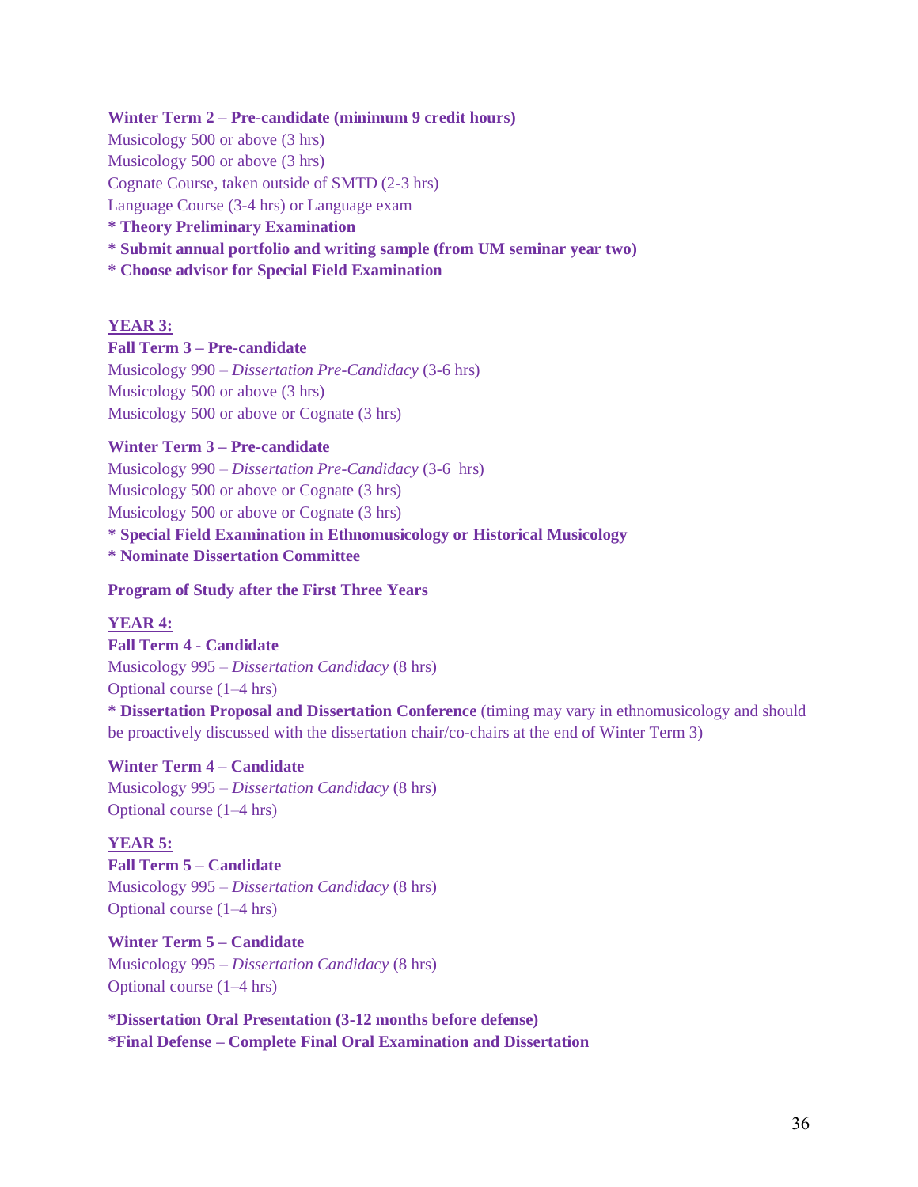**Winter Term 2 – Pre-candidate (minimum 9 credit hours)**
Musicology 500 or above (3 hrs)
Musicology 500 or above (3 hrs)
Cognate Course, taken outside of SMTD (2-3 hrs)
Language Course (3-4 hrs) or Language exam
**\* Theory Preliminary Examination**
**\* Submit annual portfolio and writing sample (from UM seminar year two)**
**\* Choose advisor for Special Field Examination**

**YEAR 3:**

**Fall Term 3 – Pre-candidate**
Musicology 990 – *Dissertation Pre-Candidacy* (3-6 hrs)
Musicology 500 or above (3 hrs)
Musicology 500 or above or Cognate (3 hrs)

**Winter Term 3 – Pre-candidate**
Musicology 990 – *Dissertation Pre-Candidacy* (3-6 hrs)
Musicology 500 or above or Cognate (3 hrs)
Musicology 500 or above or Cognate (3 hrs)
**\* Special Field Examination in Ethnomusicology or Historical Musicology**
**\* Nominate Dissertation Committee**

**Program of Study after the First Three Years**

**YEAR 4:**

**Fall Term 4 - Candidate**
Musicology 995 – *Dissertation Candidacy* (8 hrs)
Optional course (1–4 hrs)
**\* Dissertation Proposal and Dissertation Conference** (timing may vary in ethnomusicology and should be proactively discussed with the dissertation chair/co-chairs at the end of Winter Term 3)

**Winter Term 4 – Candidate**
Musicology 995 – *Dissertation Candidacy* (8 hrs)
Optional course (1–4 hrs)

**YEAR 5:**

**Fall Term 5 – Candidate**
Musicology 995 – *Dissertation Candidacy* (8 hrs)
Optional course (1–4 hrs)

**Winter Term 5 – Candidate**
Musicology 995 – *Dissertation Candidacy* (8 hrs)
Optional course (1–4 hrs)

**\*Dissertation Oral Presentation (3-12 months before defense)**
**\*Final Defense – Complete Final Oral Examination and Dissertation**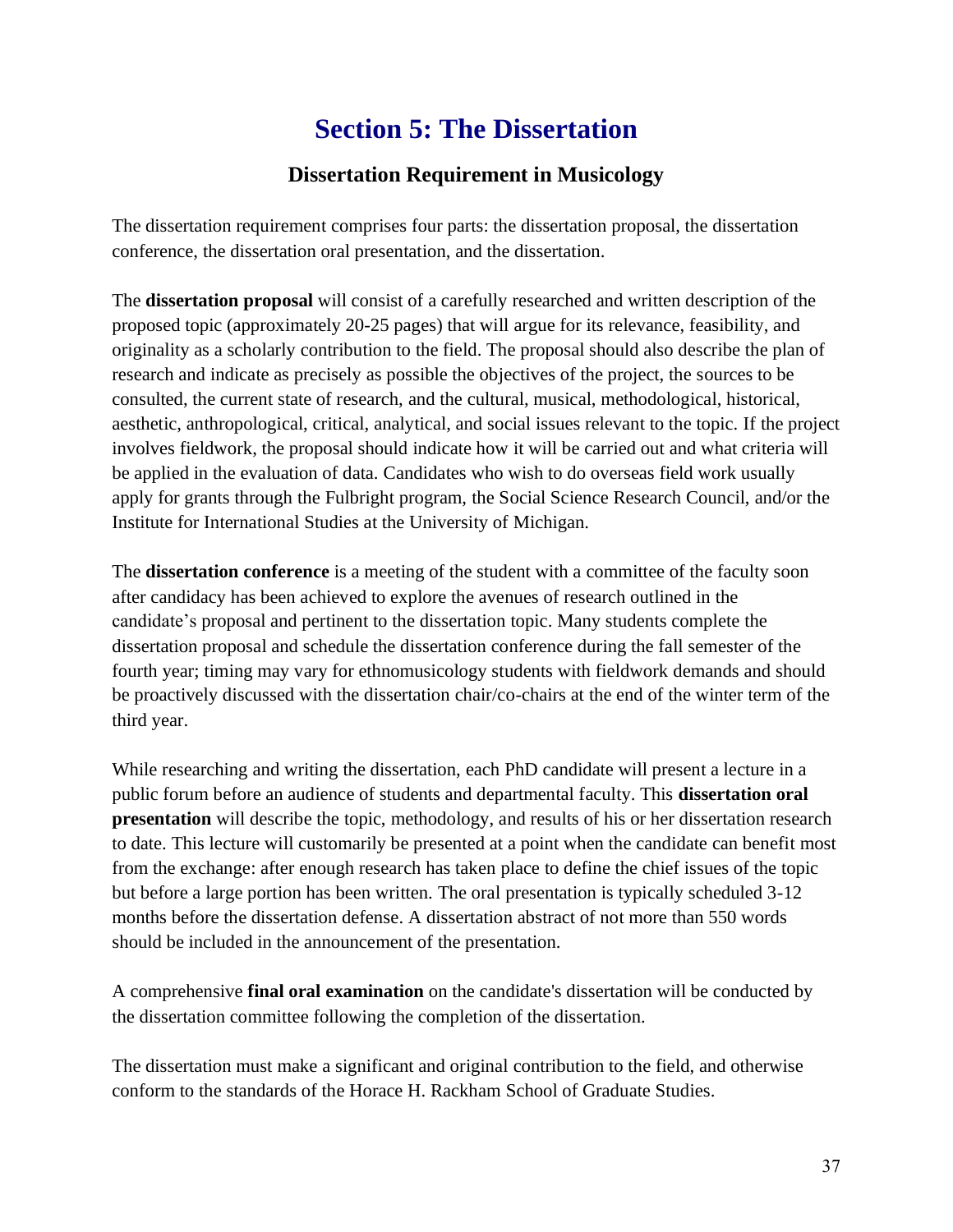# Section 5: The Dissertation

## Dissertation Requirement in Musicology

The dissertation requirement comprises four parts: the dissertation proposal, the dissertation conference, the dissertation oral presentation, and the dissertation.

The **dissertation proposal** will consist of a carefully researched and written description of the proposed topic (approximately 20-25 pages) that will argue for its relevance, feasibility, and originality as a scholarly contribution to the field. The proposal should also describe the plan of research and indicate as precisely as possible the objectives of the project, the sources to be consulted, the current state of research, and the cultural, musical, methodological, historical, aesthetic, anthropological, critical, analytical, and social issues relevant to the topic. If the project involves fieldwork, the proposal should indicate how it will be carried out and what criteria will be applied in the evaluation of data. Candidates who wish to do overseas field work usually apply for grants through the Fulbright program, the Social Science Research Council, and/or the Institute for International Studies at the University of Michigan.

The **dissertation conference** is a meeting of the student with a committee of the faculty soon after candidacy has been achieved to explore the avenues of research outlined in the candidate's proposal and pertinent to the dissertation topic. Many students complete the dissertation proposal and schedule the dissertation conference during the fall semester of the fourth year; timing may vary for ethnomusicology students with fieldwork demands and should be proactively discussed with the dissertation chair/co-chairs at the end of the winter term of the third year.

While researching and writing the dissertation, each PhD candidate will present a lecture in a public forum before an audience of students and departmental faculty. This **dissertation oral presentation** will describe the topic, methodology, and results of his or her dissertation research to date. This lecture will customarily be presented at a point when the candidate can benefit most from the exchange: after enough research has taken place to define the chief issues of the topic but before a large portion has been written. The oral presentation is typically scheduled 3-12 months before the dissertation defense. A dissertation abstract of not more than 550 words should be included in the announcement of the presentation.

A comprehensive **final oral examination** on the candidate's dissertation will be conducted by the dissertation committee following the completion of the dissertation.

The dissertation must make a significant and original contribution to the field, and otherwise conform to the standards of the Horace H. Rackham School of Graduate Studies.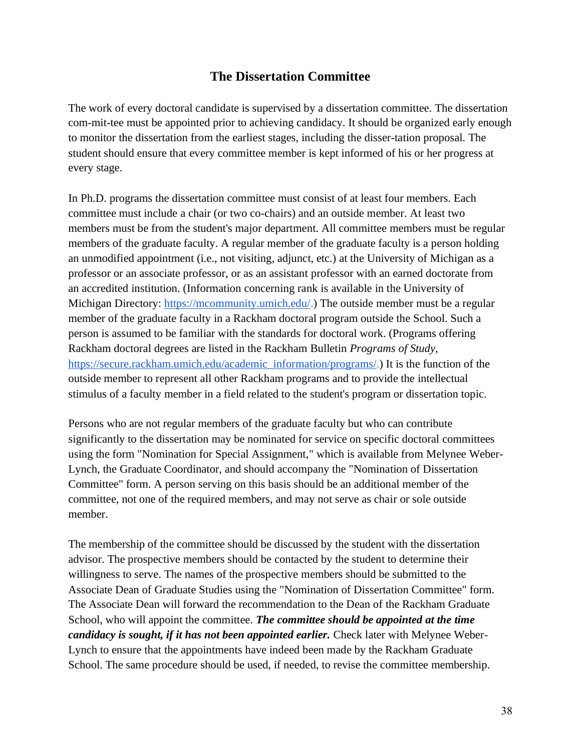## The Dissertation Committee

The work of every doctoral candidate is supervised by a dissertation committee. The dissertation com-mit-tee must be appointed prior to achieving candidacy. It should be organized early enough to monitor the dissertation from the earliest stages, including the disser-tation proposal. The student should ensure that every committee member is kept informed of his or her progress at every stage.

In Ph.D. programs the dissertation committee must consist of at least four members. Each committee must include a chair (or two co-chairs) and an outside member. At least two members must be from the student's major department. All committee members must be regular members of the graduate faculty. A regular member of the graduate faculty is a person holding an unmodified appointment (i.e., not visiting, adjunct, etc.) at the University of Michigan as a professor or an associate professor, or as an assistant professor with an earned doctorate from an accredited institution. (Information concerning rank is available in the University of Michigan Directory: [https://mcommunity.umich.edu/.](https://mcommunity.umich.edu/)) The outside member must be a regular member of the graduate faculty in a Rackham doctoral program outside the School. Such a person is assumed to be familiar with the standards for doctoral work. (Programs offering Rackham doctoral degrees are listed in the Rackham Bulletin *Programs of Study*, [https://secure.rackham.umich.edu/academic_information/programs/.](https://secure.rackham.umich.edu/academic_information/programs/)) It is the function of the outside member to represent all other Rackham programs and to provide the intellectual stimulus of a faculty member in a field related to the student's program or dissertation topic.

Persons who are not regular members of the graduate faculty but who can contribute significantly to the dissertation may be nominated for service on specific doctoral committees using the form "Nomination for Special Assignment," which is available from Melynee Weber-Lynch, the Graduate Coordinator, and should accompany the "Nomination of Dissertation Committee" form. A person serving on this basis should be an additional member of the committee, not one of the required members, and may not serve as chair or sole outside member.

The membership of the committee should be discussed by the student with the dissertation advisor. The prospective members should be contacted by the student to determine their willingness to serve. The names of the prospective members should be submitted to the Associate Dean of Graduate Studies using the "Nomination of Dissertation Committee" form. The Associate Dean will forward the recommendation to the Dean of the Rackham Graduate School, who will appoint the committee. ***The committee should be appointed at the time candidacy is sought, if it has not been appointed earlier.*** Check later with Melynee Weber-Lynch to ensure that the appointments have indeed been made by the Rackham Graduate School. The same procedure should be used, if needed, to revise the committee membership.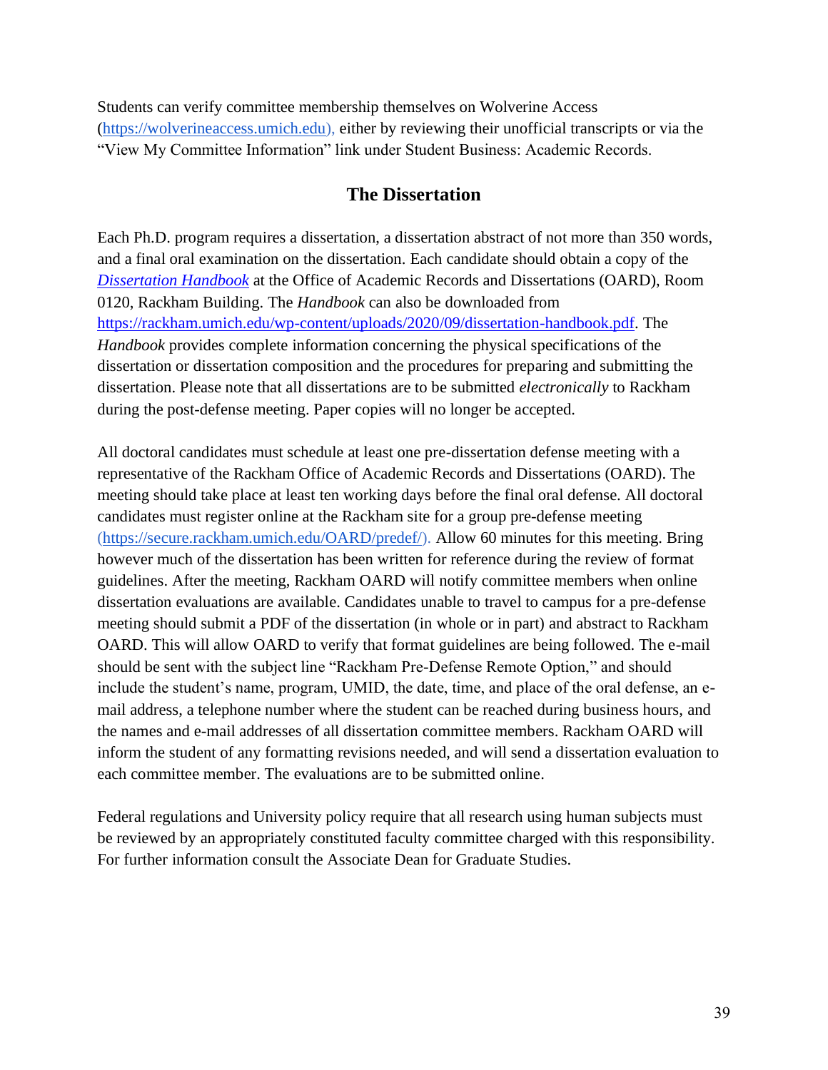Students can verify committee membership themselves on Wolverine Access (https://wolverineaccess.umich.edu), either by reviewing their unofficial transcripts or via the "View My Committee Information" link under Student Business: Academic Records.

## The Dissertation

Each Ph.D. program requires a dissertation, a dissertation abstract of not more than 350 words, and a final oral examination on the dissertation. Each candidate should obtain a copy of the *Dissertation Handbook* at the Office of Academic Records and Dissertations (OARD), Room 0120, Rackham Building. The *Handbook* can also be downloaded from https://rackham.umich.edu/wp-content/uploads/2020/09/dissertation-handbook.pdf. The *Handbook* provides complete information concerning the physical specifications of the dissertation or dissertation composition and the procedures for preparing and submitting the dissertation. Please note that all dissertations are to be submitted *electronically* to Rackham during the post-defense meeting. Paper copies will no longer be accepted.

All doctoral candidates must schedule at least one pre-dissertation defense meeting with a representative of the Rackham Office of Academic Records and Dissertations (OARD). The meeting should take place at least ten working days before the final oral defense. All doctoral candidates must register online at the Rackham site for a group pre-defense meeting (https://secure.rackham.umich.edu/OARD/predef/). Allow 60 minutes for this meeting. Bring however much of the dissertation has been written for reference during the review of format guidelines. After the meeting, Rackham OARD will notify committee members when online dissertation evaluations are available. Candidates unable to travel to campus for a pre-defense meeting should submit a PDF of the dissertation (in whole or in part) and abstract to Rackham OARD. This will allow OARD to verify that format guidelines are being followed. The e-mail should be sent with the subject line "Rackham Pre-Defense Remote Option," and should include the student's name, program, UMID, the date, time, and place of the oral defense, an e-mail address, a telephone number where the student can be reached during business hours, and the names and e-mail addresses of all dissertation committee members. Rackham OARD will inform the student of any formatting revisions needed, and will send a dissertation evaluation to each committee member. The evaluations are to be submitted online.

Federal regulations and University policy require that all research using human subjects must be reviewed by an appropriately constituted faculty committee charged with this responsibility. For further information consult the Associate Dean for Graduate Studies.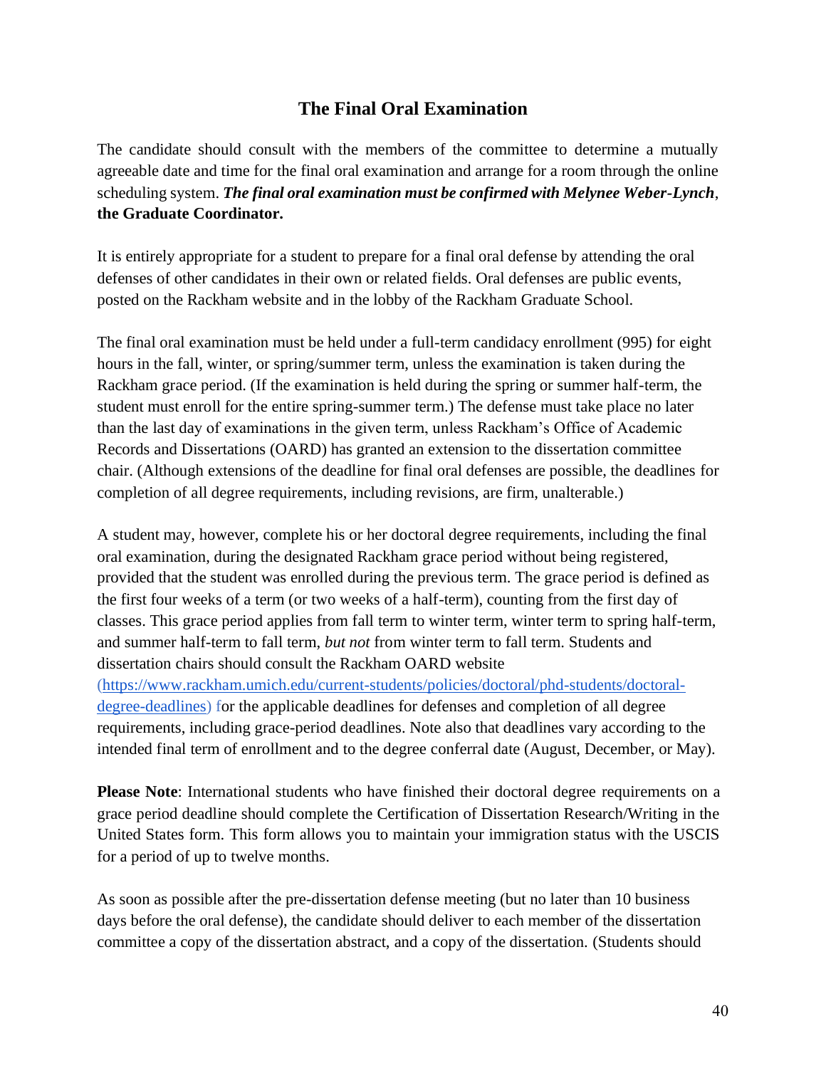## The Final Oral Examination

The candidate should consult with the members of the committee to determine a mutually agreeable date and time for the final oral examination and arrange for a room through the online scheduling system. ***The final oral examination must be confirmed with Melynee Weber-Lynch*****, the Graduate Coordinator.**

It is entirely appropriate for a student to prepare for a final oral defense by attending the oral defenses of other candidates in their own or related fields. Oral defenses are public events, posted on the Rackham website and in the lobby of the Rackham Graduate School.

The final oral examination must be held under a full-term candidacy enrollment (995) for eight hours in the fall, winter, or spring/summer term, unless the examination is taken during the Rackham grace period. (If the examination is held during the spring or summer half-term, the student must enroll for the entire spring-summer term.) The defense must take place no later than the last day of examinations in the given term, unless Rackham's Office of Academic Records and Dissertations (OARD) has granted an extension to the dissertation committee chair. (Although extensions of the deadline for final oral defenses are possible, the deadlines for completion of all degree requirements, including revisions, are firm, unalterable.)

A student may, however, complete his or her doctoral degree requirements, including the final oral examination, during the designated Rackham grace period without being registered, provided that the student was enrolled during the previous term. The grace period is defined as the first four weeks of a term (or two weeks of a half-term), counting from the first day of classes. This grace period applies from fall term to winter term, winter term to spring half-term, and summer half-term to fall term, *but not* from winter term to fall term. Students and dissertation chairs should consult the Rackham OARD website (https://www.rackham.umich.edu/current-students/policies/doctoral/phd-students/doctoral-degree-deadlines) for the applicable deadlines for defenses and completion of all degree requirements, including grace-period deadlines. Note also that deadlines vary according to the intended final term of enrollment and to the degree conferral date (August, December, or May).

**Please Note**: International students who have finished their doctoral degree requirements on a grace period deadline should complete the Certification of Dissertation Research/Writing in the United States form. This form allows you to maintain your immigration status with the USCIS for a period of up to twelve months.

As soon as possible after the pre-dissertation defense meeting (but no later than 10 business days before the oral defense), the candidate should deliver to each member of the dissertation committee a copy of the dissertation abstract, and a copy of the dissertation. (Students should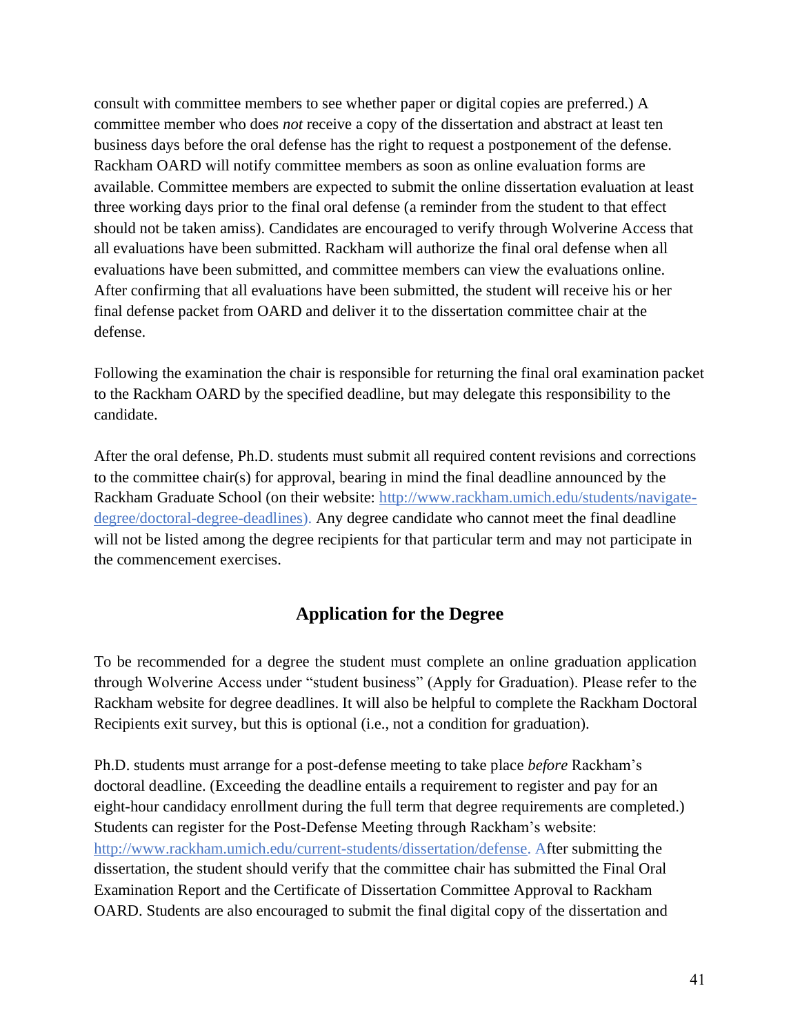consult with committee members to see whether paper or digital copies are preferred.) A committee member who does *not* receive a copy of the dissertation and abstract at least ten business days before the oral defense has the right to request a postponement of the defense. Rackham OARD will notify committee members as soon as online evaluation forms are available. Committee members are expected to submit the online dissertation evaluation at least three working days prior to the final oral defense (a reminder from the student to that effect should not be taken amiss). Candidates are encouraged to verify through Wolverine Access that all evaluations have been submitted. Rackham will authorize the final oral defense when all evaluations have been submitted, and committee members can view the evaluations online. After confirming that all evaluations have been submitted, the student will receive his or her final defense packet from OARD and deliver it to the dissertation committee chair at the defense.

Following the examination the chair is responsible for returning the final oral examination packet to the Rackham OARD by the specified deadline, but may delegate this responsibility to the candidate.

After the oral defense, Ph.D. students must submit all required content revisions and corrections to the committee chair(s) for approval, bearing in mind the final deadline announced by the Rackham Graduate School (on their website: http://www.rackham.umich.edu/students/navigate-degree/doctoral-degree-deadlines). Any degree candidate who cannot meet the final deadline will not be listed among the degree recipients for that particular term and may not participate in the commencement exercises.

## Application for the Degree

To be recommended for a degree the student must complete an online graduation application through Wolverine Access under "student business" (Apply for Graduation). Please refer to the Rackham website for degree deadlines. It will also be helpful to complete the Rackham Doctoral Recipients exit survey, but this is optional (i.e., not a condition for graduation).

Ph.D. students must arrange for a post-defense meeting to take place *before* Rackham's doctoral deadline. (Exceeding the deadline entails a requirement to register and pay for an eight-hour candidacy enrollment during the full term that degree requirements are completed.) Students can register for the Post-Defense Meeting through Rackham's website: http://www.rackham.umich.edu/current-students/dissertation/defense. After submitting the dissertation, the student should verify that the committee chair has submitted the Final Oral Examination Report and the Certificate of Dissertation Committee Approval to Rackham OARD. Students are also encouraged to submit the final digital copy of the dissertation and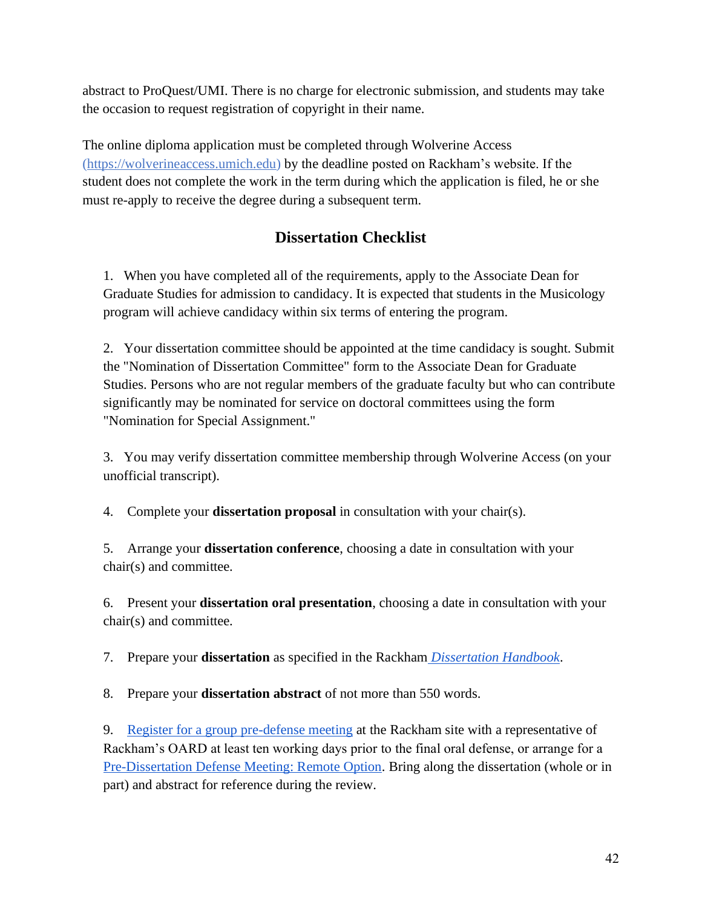abstract to ProQuest/UMI. There is no charge for electronic submission, and students may take the occasion to request registration of copyright in their name.

The online diploma application must be completed through Wolverine Access (https://wolverineaccess.umich.edu) by the deadline posted on Rackham's website. If the student does not complete the work in the term during which the application is filed, he or she must re-apply to receive the degree during a subsequent term.

## Dissertation Checklist

1. When you have completed all of the requirements, apply to the Associate Dean for Graduate Studies for admission to candidacy. It is expected that students in the Musicology program will achieve candidacy within six terms of entering the program.

2. Your dissertation committee should be appointed at the time candidacy is sought. Submit the "Nomination of Dissertation Committee" form to the Associate Dean for Graduate Studies. Persons who are not regular members of the graduate faculty but who can contribute significantly may be nominated for service on doctoral committees using the form "Nomination for Special Assignment."

3. You may verify dissertation committee membership through Wolverine Access (on your unofficial transcript).

4. Complete your **dissertation proposal** in consultation with your chair(s).

5. Arrange your **dissertation conference**, choosing a date in consultation with your chair(s) and committee.

6. Present your **dissertation oral presentation**, choosing a date in consultation with your chair(s) and committee.

7. Prepare your **dissertation** as specified in the Rackham *Dissertation Handbook*.

8. Prepare your **dissertation abstract** of not more than 550 words.

9. Register for a group pre-defense meeting at the Rackham site with a representative of Rackham's OARD at least ten working days prior to the final oral defense, or arrange for a Pre-Dissertation Defense Meeting: Remote Option. Bring along the dissertation (whole or in part) and abstract for reference during the review.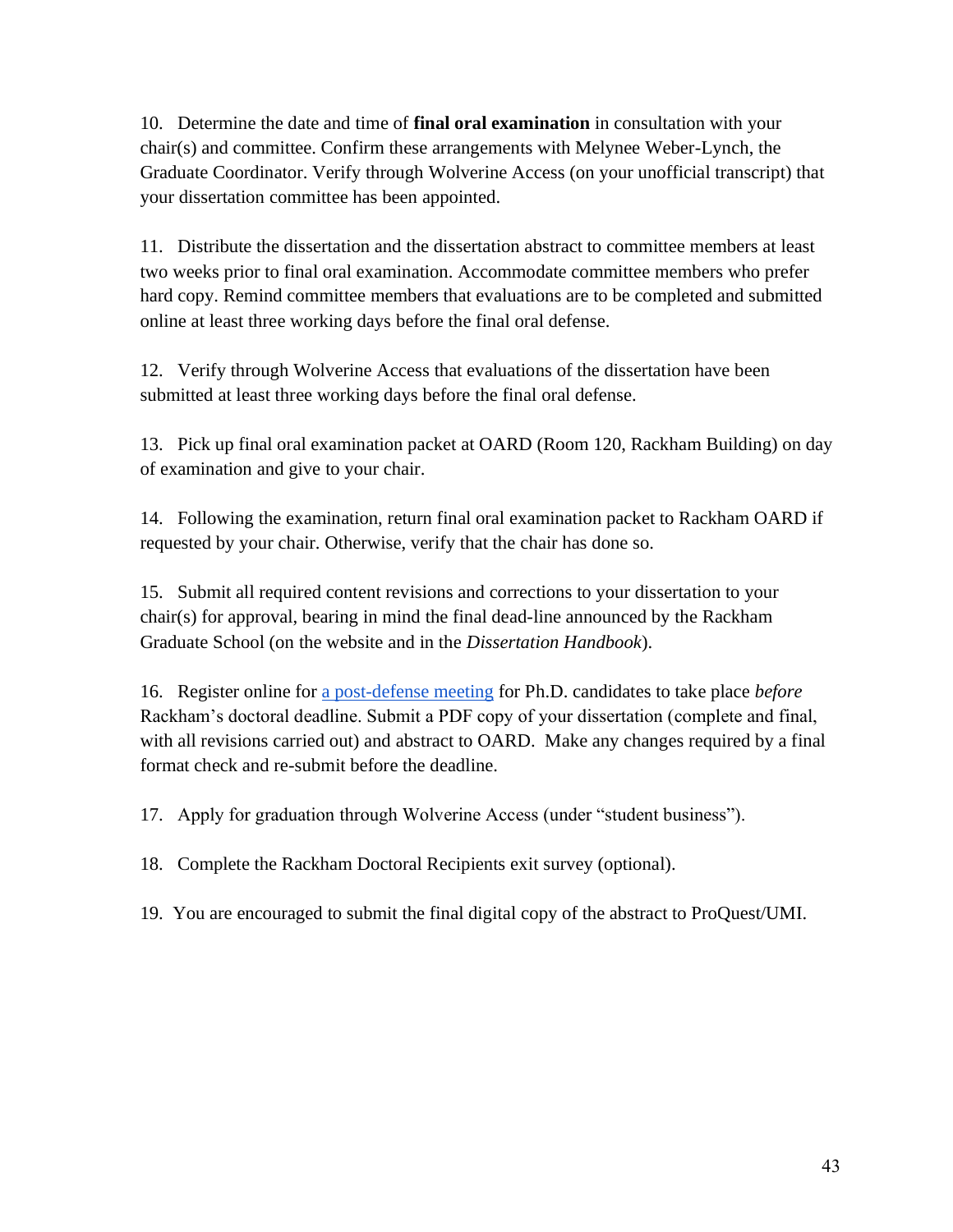10. Determine the date and time of **final oral examination** in consultation with your chair(s) and committee. Confirm these arrangements with Melynee Weber-Lynch, the Graduate Coordinator. Verify through Wolverine Access (on your unofficial transcript) that your dissertation committee has been appointed.

11. Distribute the dissertation and the dissertation abstract to committee members at least two weeks prior to final oral examination. Accommodate committee members who prefer hard copy. Remind committee members that evaluations are to be completed and submitted online at least three working days before the final oral defense.

12. Verify through Wolverine Access that evaluations of the dissertation have been submitted at least three working days before the final oral defense.

13. Pick up final oral examination packet at OARD (Room 120, Rackham Building) on day of examination and give to your chair.

14. Following the examination, return final oral examination packet to Rackham OARD if requested by your chair. Otherwise, verify that the chair has done so.

15. Submit all required content revisions and corrections to your dissertation to your chair(s) for approval, bearing in mind the final dead-line announced by the Rackham Graduate School (on the website and in the *Dissertation Handbook*).

16. Register online for a post-defense meeting for Ph.D. candidates to take place *before* Rackham's doctoral deadline. Submit a PDF copy of your dissertation (complete and final, with all revisions carried out) and abstract to OARD. Make any changes required by a final format check and re-submit before the deadline.

17. Apply for graduation through Wolverine Access (under "student business").

18. Complete the Rackham Doctoral Recipients exit survey (optional).

19. You are encouraged to submit the final digital copy of the abstract to ProQuest/UMI.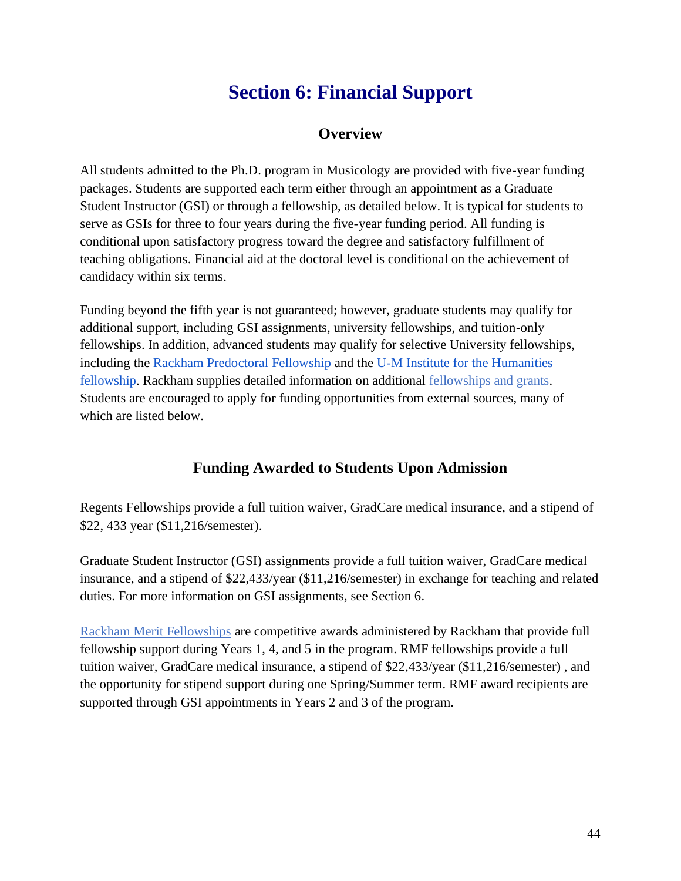# Section 6: Financial Support

## Overview

All students admitted to the Ph.D. program in Musicology are provided with five-year funding packages. Students are supported each term either through an appointment as a Graduate Student Instructor (GSI) or through a fellowship, as detailed below. It is typical for students to serve as GSIs for three to four years during the five-year funding period. All funding is conditional upon satisfactory progress toward the degree and satisfactory fulfillment of teaching obligations. Financial aid at the doctoral level is conditional on the achievement of candidacy within six terms.

Funding beyond the fifth year is not guaranteed; however, graduate students may qualify for additional support, including GSI assignments, university fellowships, and tuition-only fellowships. In addition, advanced students may qualify for selective University fellowships, including the Rackham Predoctoral Fellowship and the U-M Institute for the Humanities fellowship. Rackham supplies detailed information on additional fellowships and grants. Students are encouraged to apply for funding opportunities from external sources, many of which are listed below.

## Funding Awarded to Students Upon Admission

Regents Fellowships provide a full tuition waiver, GradCare medical insurance, and a stipend of $22, 433 year ($11,216/semester).

Graduate Student Instructor (GSI) assignments provide a full tuition waiver, GradCare medical insurance, and a stipend of $22,433/year ($11,216/semester) in exchange for teaching and related duties. For more information on GSI assignments, see Section 6.

Rackham Merit Fellowships are competitive awards administered by Rackham that provide full fellowship support during Years 1, 4, and 5 in the program. RMF fellowships provide a full tuition waiver, GradCare medical insurance, a stipend of $22,433/year ($11,216/semester) , and the opportunity for stipend support during one Spring/Summer term. RMF award recipients are supported through GSI appointments in Years 2 and 3 of the program.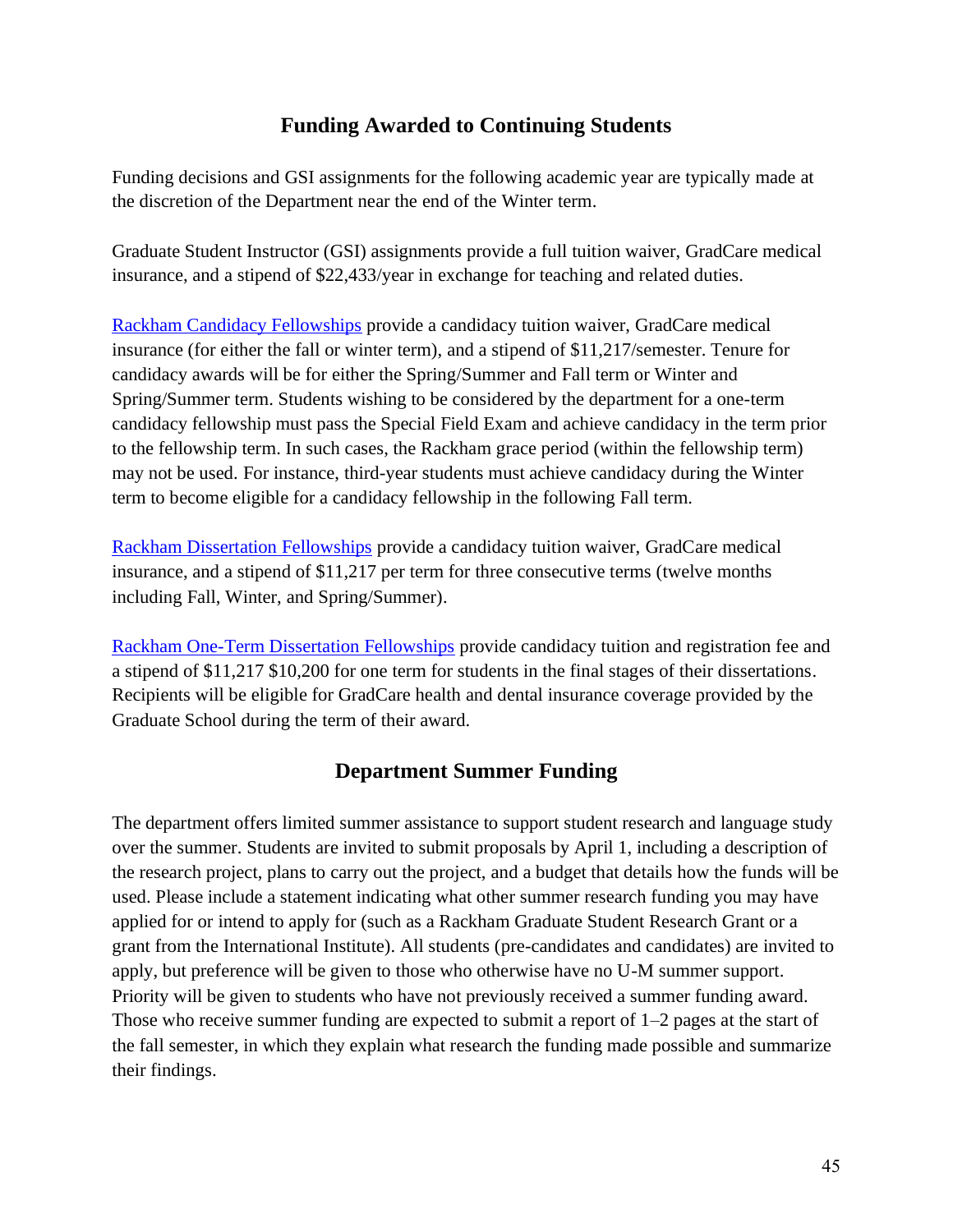## Funding Awarded to Continuing Students

Funding decisions and GSI assignments for the following academic year are typically made at the discretion of the Department near the end of the Winter term.

Graduate Student Instructor (GSI) assignments provide a full tuition waiver, GradCare medical insurance, and a stipend of $22,433/year in exchange for teaching and related duties.

Rackham Candidacy Fellowships provide a candidacy tuition waiver, GradCare medical insurance (for either the fall or winter term), and a stipend of $11,217/semester. Tenure for candidacy awards will be for either the Spring/Summer and Fall term or Winter and Spring/Summer term. Students wishing to be considered by the department for a one-term candidacy fellowship must pass the Special Field Exam and achieve candidacy in the term prior to the fellowship term. In such cases, the Rackham grace period (within the fellowship term) may not be used. For instance, third-year students must achieve candidacy during the Winter term to become eligible for a candidacy fellowship in the following Fall term.

Rackham Dissertation Fellowships provide a candidacy tuition waiver, GradCare medical insurance, and a stipend of $11,217 per term for three consecutive terms (twelve months including Fall, Winter, and Spring/Summer).

Rackham One-Term Dissertation Fellowships provide candidacy tuition and registration fee and a stipend of $11,217 $10,200 for one term for students in the final stages of their dissertations. Recipients will be eligible for GradCare health and dental insurance coverage provided by the Graduate School during the term of their award.

## Department Summer Funding

The department offers limited summer assistance to support student research and language study over the summer. Students are invited to submit proposals by April 1, including a description of the research project, plans to carry out the project, and a budget that details how the funds will be used. Please include a statement indicating what other summer research funding you may have applied for or intend to apply for (such as a Rackham Graduate Student Research Grant or a grant from the International Institute). All students (pre-candidates and candidates) are invited to apply, but preference will be given to those who otherwise have no U-M summer support. Priority will be given to students who have not previously received a summer funding award. Those who receive summer funding are expected to submit a report of 1–2 pages at the start of the fall semester, in which they explain what research the funding made possible and summarize their findings.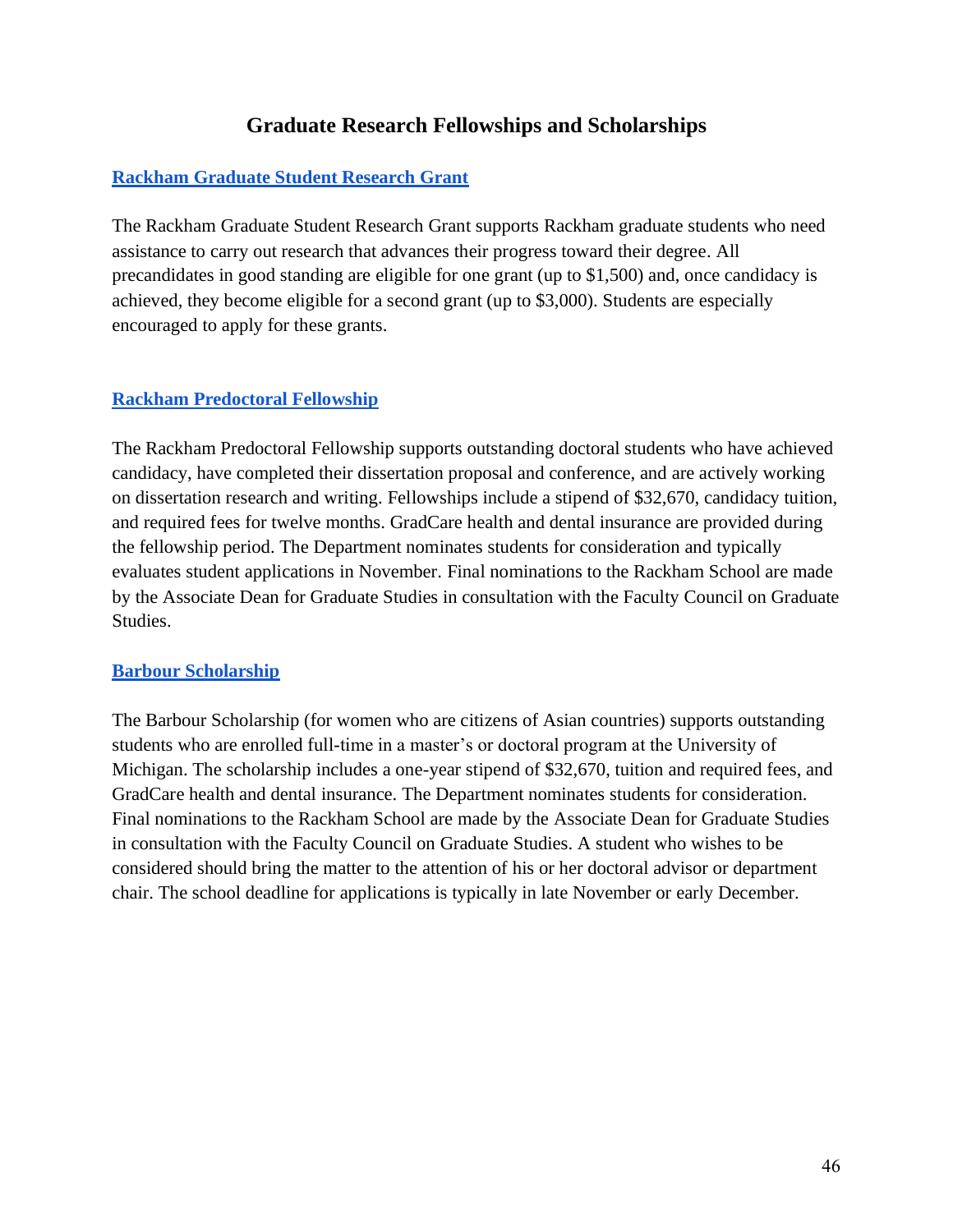## Graduate Research Fellowships and Scholarships

### Rackham Graduate Student Research Grant

The Rackham Graduate Student Research Grant supports Rackham graduate students who need assistance to carry out research that advances their progress toward their degree. All precandidates in good standing are eligible for one grant (up to $1,500) and, once candidacy is achieved, they become eligible for a second grant (up to $3,000). Students are especially encouraged to apply for these grants.

### Rackham Predoctoral Fellowship

The Rackham Predoctoral Fellowship supports outstanding doctoral students who have achieved candidacy, have completed their dissertation proposal and conference, and are actively working on dissertation research and writing. Fellowships include a stipend of $32,670, candidacy tuition, and required fees for twelve months. GradCare health and dental insurance are provided during the fellowship period. The Department nominates students for consideration and typically evaluates student applications in November. Final nominations to the Rackham School are made by the Associate Dean for Graduate Studies in consultation with the Faculty Council on Graduate Studies.

### Barbour Scholarship

The Barbour Scholarship (for women who are citizens of Asian countries) supports outstanding students who are enrolled full-time in a master's or doctoral program at the University of Michigan. The scholarship includes a one-year stipend of $32,670, tuition and required fees, and GradCare health and dental insurance. The Department nominates students for consideration. Final nominations to the Rackham School are made by the Associate Dean for Graduate Studies in consultation with the Faculty Council on Graduate Studies. A student who wishes to be considered should bring the matter to the attention of his or her doctoral advisor or department chair. The school deadline for applications is typically in late November or early December.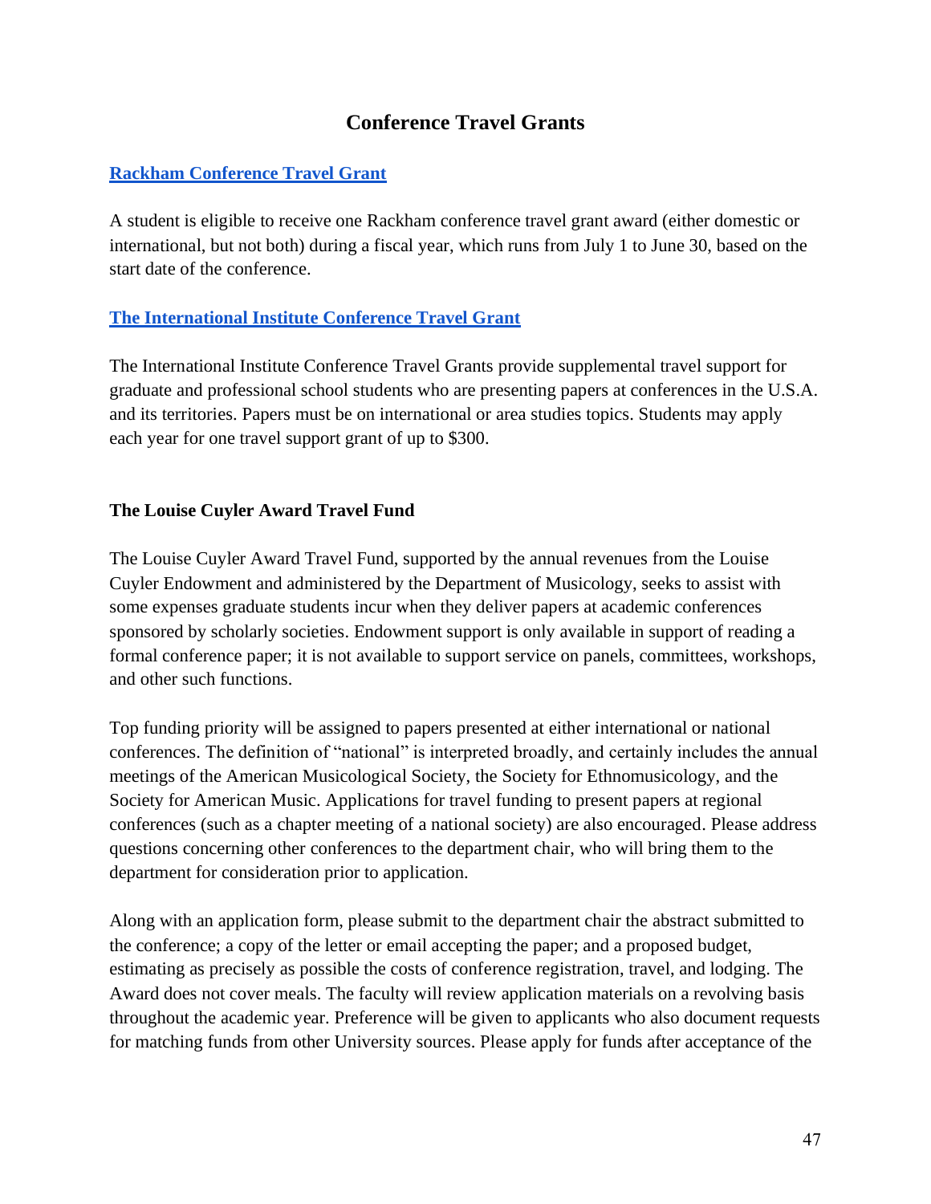## Conference Travel Grants

### [Rackham Conference Travel Grant]

A student is eligible to receive one Rackham conference travel grant award (either domestic or international, but not both) during a fiscal year, which runs from July 1 to June 30, based on the start date of the conference.

### [The International Institute Conference Travel Grant]

The International Institute Conference Travel Grants provide supplemental travel support for graduate and professional school students who are presenting papers at conferences in the U.S.A. and its territories. Papers must be on international or area studies topics. Students may apply each year for one travel support grant of up to $300.

### The Louise Cuyler Award Travel Fund

The Louise Cuyler Award Travel Fund, supported by the annual revenues from the Louise Cuyler Endowment and administered by the Department of Musicology, seeks to assist with some expenses graduate students incur when they deliver papers at academic conferences sponsored by scholarly societies. Endowment support is only available in support of reading a formal conference paper; it is not available to support service on panels, committees, workshops, and other such functions.

Top funding priority will be assigned to papers presented at either international or national conferences. The definition of "national" is interpreted broadly, and certainly includes the annual meetings of the American Musicological Society, the Society for Ethnomusicology, and the Society for American Music. Applications for travel funding to present papers at regional conferences (such as a chapter meeting of a national society) are also encouraged. Please address questions concerning other conferences to the department chair, who will bring them to the department for consideration prior to application.

Along with an application form, please submit to the department chair the abstract submitted to the conference; a copy of the letter or email accepting the paper; and a proposed budget, estimating as precisely as possible the costs of conference registration, travel, and lodging. The Award does not cover meals. The faculty will review application materials on a revolving basis throughout the academic year. Preference will be given to applicants who also document requests for matching funds from other University sources. Please apply for funds after acceptance of the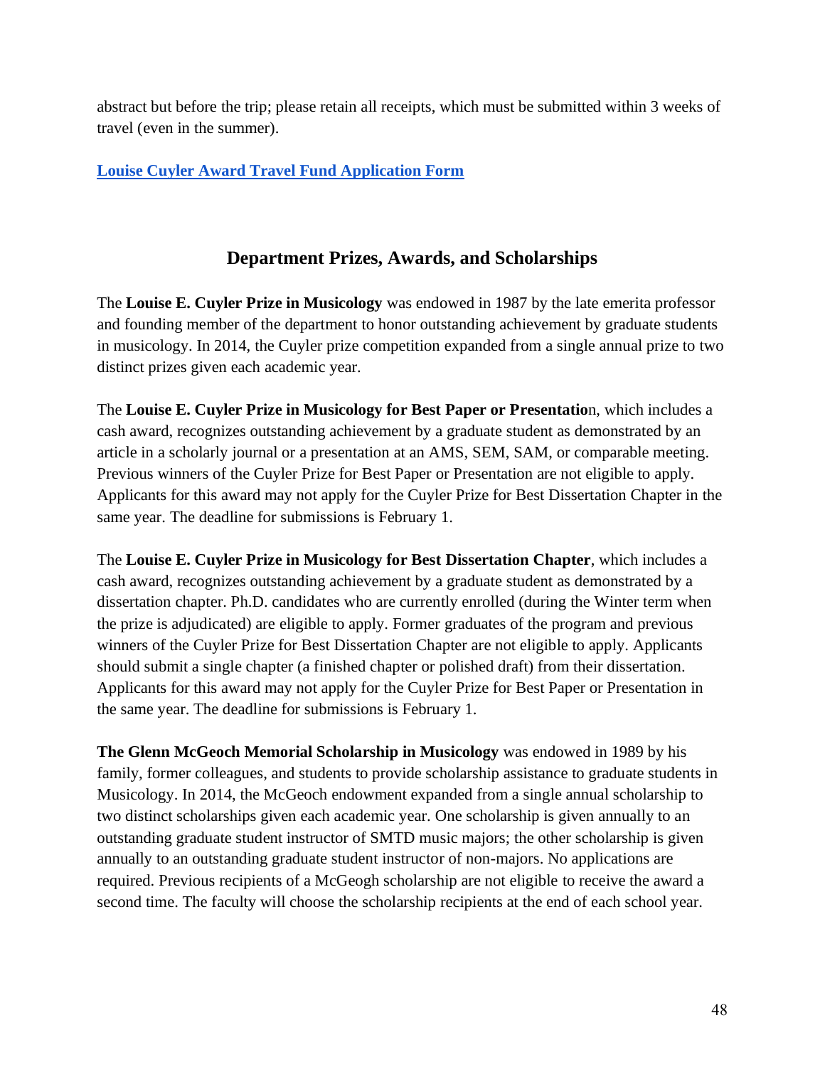abstract but before the trip; please retain all receipts, which must be submitted within 3 weeks of travel (even in the summer).

[Louise Cuyler Award Travel Fund Application Form]

## Department Prizes, Awards, and Scholarships

The **Louise E. Cuyler Prize in Musicology** was endowed in 1987 by the late emerita professor and founding member of the department to honor outstanding achievement by graduate students in musicology. In 2014, the Cuyler prize competition expanded from a single annual prize to two distinct prizes given each academic year.

The **Louise E. Cuyler Prize in Musicology for Best Paper or Presentatio**n, which includes a cash award, recognizes outstanding achievement by a graduate student as demonstrated by an article in a scholarly journal or a presentation at an AMS, SEM, SAM, or comparable meeting. Previous winners of the Cuyler Prize for Best Paper or Presentation are not eligible to apply. Applicants for this award may not apply for the Cuyler Prize for Best Dissertation Chapter in the same year. The deadline for submissions is February 1.

The **Louise E. Cuyler Prize in Musicology for Best Dissertation Chapter**, which includes a cash award, recognizes outstanding achievement by a graduate student as demonstrated by a dissertation chapter. Ph.D. candidates who are currently enrolled (during the Winter term when the prize is adjudicated) are eligible to apply. Former graduates of the program and previous winners of the Cuyler Prize for Best Dissertation Chapter are not eligible to apply. Applicants should submit a single chapter (a finished chapter or polished draft) from their dissertation. Applicants for this award may not apply for the Cuyler Prize for Best Paper or Presentation in the same year. The deadline for submissions is February 1.

**The Glenn McGeoch Memorial Scholarship in Musicology** was endowed in 1989 by his family, former colleagues, and students to provide scholarship assistance to graduate students in Musicology. In 2014, the McGeoch endowment expanded from a single annual scholarship to two distinct scholarships given each academic year. One scholarship is given annually to an outstanding graduate student instructor of SMTD music majors; the other scholarship is given annually to an outstanding graduate student instructor of non-majors. No applications are required. Previous recipients of a McGeogh scholarship are not eligible to receive the award a second time. The faculty will choose the scholarship recipients at the end of each school year.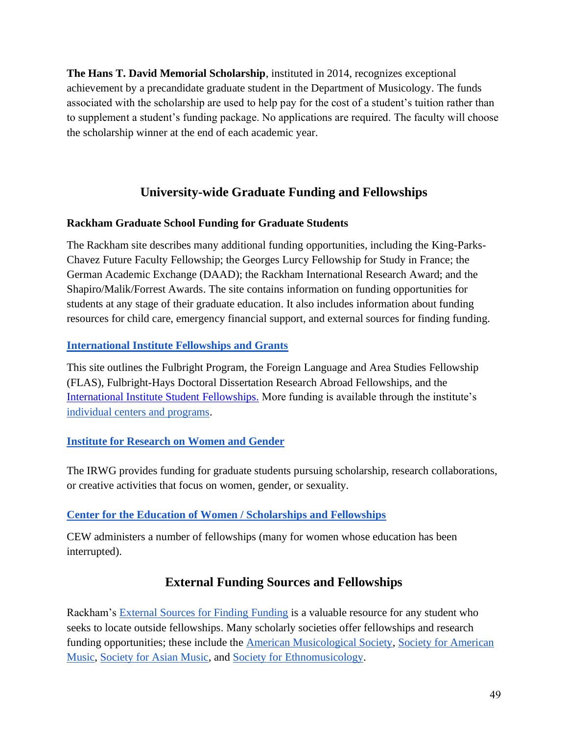**The Hans T. David Memorial Scholarship**, instituted in 2014, recognizes exceptional achievement by a precandidate graduate student in the Department of Musicology. The funds associated with the scholarship are used to help pay for the cost of a student's tuition rather than to supplement a student's funding package. No applications are required. The faculty will choose the scholarship winner at the end of each academic year.

## University-wide Graduate Funding and Fellowships

**Rackham Graduate School Funding for Graduate Students**

The Rackham site describes many additional funding opportunities, including the King-Parks-Chavez Future Faculty Fellowship; the Georges Lurcy Fellowship for Study in France; the German Academic Exchange (DAAD); the Rackham International Research Award; and the Shapiro/Malik/Forrest Awards. The site contains information on funding opportunities for students at any stage of their graduate education. It also includes information about funding resources for child care, emergency financial support, and external sources for finding funding.

**International Institute Fellowships and Grants**

This site outlines the Fulbright Program, the Foreign Language and Area Studies Fellowship (FLAS), Fulbright-Hays Doctoral Dissertation Research Abroad Fellowships, and the International Institute Student Fellowships. More funding is available through the institute's individual centers and programs.

**Institute for Research on Women and Gender**

The IRWG provides funding for graduate students pursuing scholarship, research collaborations, or creative activities that focus on women, gender, or sexuality.

**Center for the Education of Women / Scholarships and Fellowships**

CEW administers a number of fellowships (many for women whose education has been interrupted).

## External Funding Sources and Fellowships

Rackham's External Sources for Finding Funding is a valuable resource for any student who seeks to locate outside fellowships. Many scholarly societies offer fellowships and research funding opportunities; these include the American Musicological Society, Society for American Music, Society for Asian Music, and Society for Ethnomusicology.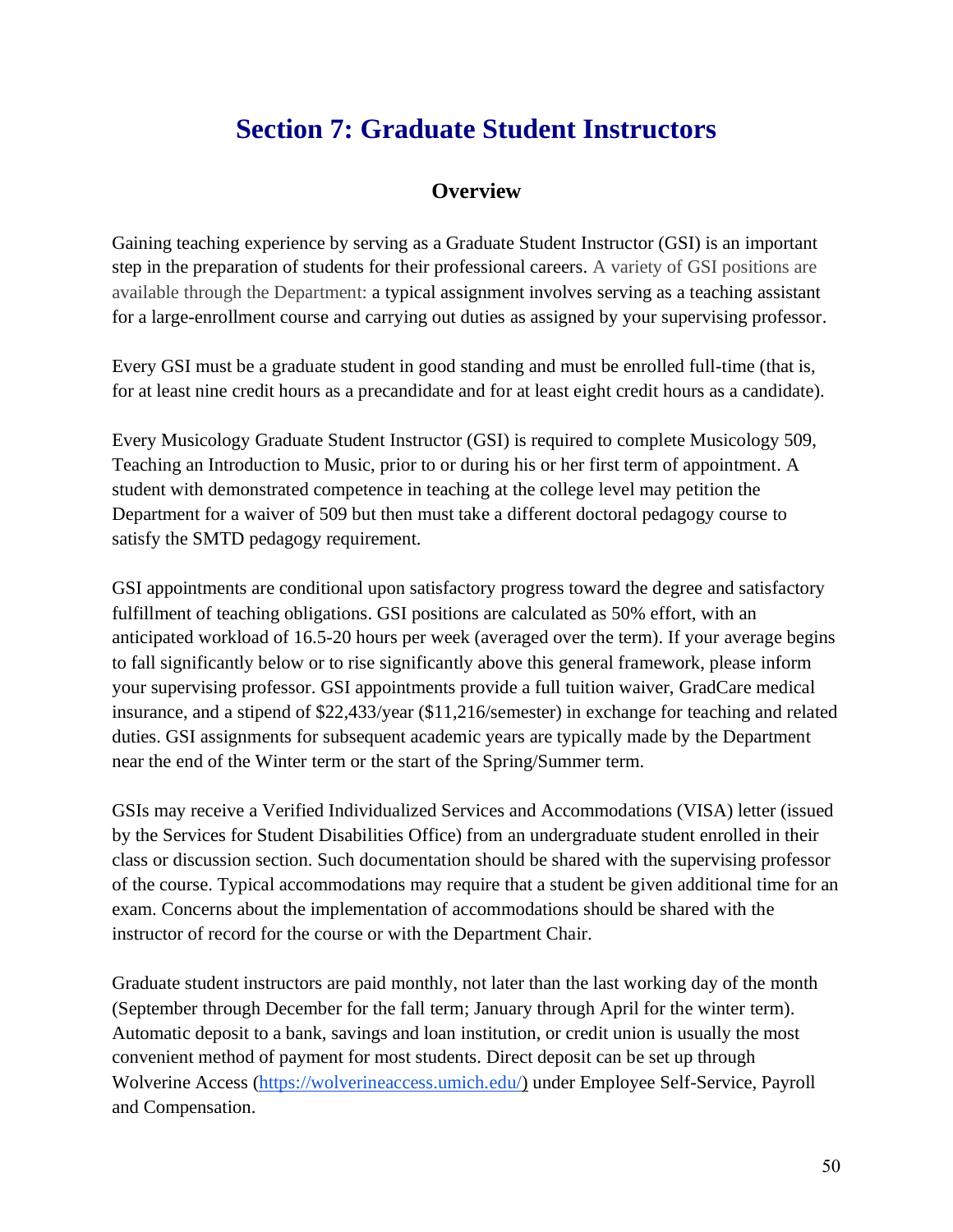# Section 7: Graduate Student Instructors

## Overview

Gaining teaching experience by serving as a Graduate Student Instructor (GSI) is an important step in the preparation of students for their professional careers. A variety of GSI positions are available through the Department: a typical assignment involves serving as a teaching assistant for a large-enrollment course and carrying out duties as assigned by your supervising professor.

Every GSI must be a graduate student in good standing and must be enrolled full-time (that is, for at least nine credit hours as a precandidate and for at least eight credit hours as a candidate).

Every Musicology Graduate Student Instructor (GSI) is required to complete Musicology 509, Teaching an Introduction to Music, prior to or during his or her first term of appointment. A student with demonstrated competence in teaching at the college level may petition the Department for a waiver of 509 but then must take a different doctoral pedagogy course to satisfy the SMTD pedagogy requirement.

GSI appointments are conditional upon satisfactory progress toward the degree and satisfactory fulfillment of teaching obligations. GSI positions are calculated as 50% effort, with an anticipated workload of 16.5-20 hours per week (averaged over the term). If your average begins to fall significantly below or to rise significantly above this general framework, please inform your supervising professor. GSI appointments provide a full tuition waiver, GradCare medical insurance, and a stipend of $22,433/year ($11,216/semester) in exchange for teaching and related duties. GSI assignments for subsequent academic years are typically made by the Department near the end of the Winter term or the start of the Spring/Summer term.

GSIs may receive a Verified Individualized Services and Accommodations (VISA) letter (issued by the Services for Student Disabilities Office) from an undergraduate student enrolled in their class or discussion section. Such documentation should be shared with the supervising professor of the course. Typical accommodations may require that a student be given additional time for an exam. Concerns about the implementation of accommodations should be shared with the instructor of record for the course or with the Department Chair.

Graduate student instructors are paid monthly, not later than the last working day of the month (September through December for the fall term; January through April for the winter term). Automatic deposit to a bank, savings and loan institution, or credit union is usually the most convenient method of payment for most students. Direct deposit can be set up through Wolverine Access (https://wolverineaccess.umich.edu/) under Employee Self-Service, Payroll and Compensation.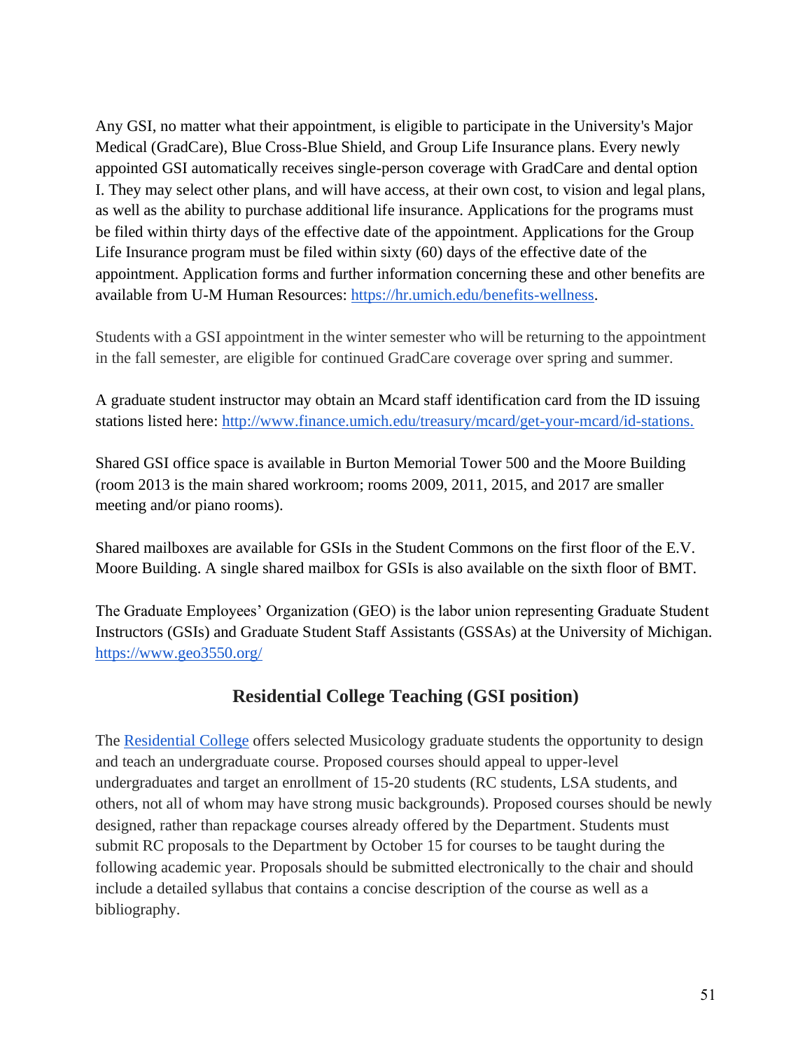Any GSI, no matter what their appointment, is eligible to participate in the University's Major Medical (GradCare), Blue Cross-Blue Shield, and Group Life Insurance plans. Every newly appointed GSI automatically receives single-person coverage with GradCare and dental option I. They may select other plans, and will have access, at their own cost, to vision and legal plans, as well as the ability to purchase additional life insurance. Applications for the programs must be filed within thirty days of the effective date of the appointment. Applications for the Group Life Insurance program must be filed within sixty (60) days of the effective date of the appointment. Application forms and further information concerning these and other benefits are available from U-M Human Resources: [https://hr.umich.edu/benefits-wellness](https://hr.umich.edu/benefits-wellness).

Students with a GSI appointment in the winter semester who will be returning to the appointment in the fall semester, are eligible for continued GradCare coverage over spring and summer.

A graduate student instructor may obtain an Mcard staff identification card from the ID issuing stations listed here: [http://www.finance.umich.edu/treasury/mcard/get-your-mcard/id-stations.](http://www.finance.umich.edu/treasury/mcard/get-your-mcard/id-stations)

Shared GSI office space is available in Burton Memorial Tower 500 and the Moore Building (room 2013 is the main shared workroom; rooms 2009, 2011, 2015, and 2017 are smaller meeting and/or piano rooms).

Shared mailboxes are available for GSIs in the Student Commons on the first floor of the E.V. Moore Building. A single shared mailbox for GSIs is also available on the sixth floor of BMT.

The Graduate Employees' Organization (GEO) is the labor union representing Graduate Student Instructors (GSIs) and Graduate Student Staff Assistants (GSSAs) at the University of Michigan. [https://www.geo3550.org/](https://www.geo3550.org/)

## Residential College Teaching (GSI position)

The Residential College offers selected Musicology graduate students the opportunity to design and teach an undergraduate course. Proposed courses should appeal to upper-level undergraduates and target an enrollment of 15-20 students (RC students, LSA students, and others, not all of whom may have strong music backgrounds). Proposed courses should be newly designed, rather than repackage courses already offered by the Department. Students must submit RC proposals to the Department by October 15 for courses to be taught during the following academic year. Proposals should be submitted electronically to the chair and should include a detailed syllabus that contains a concise description of the course as well as a bibliography.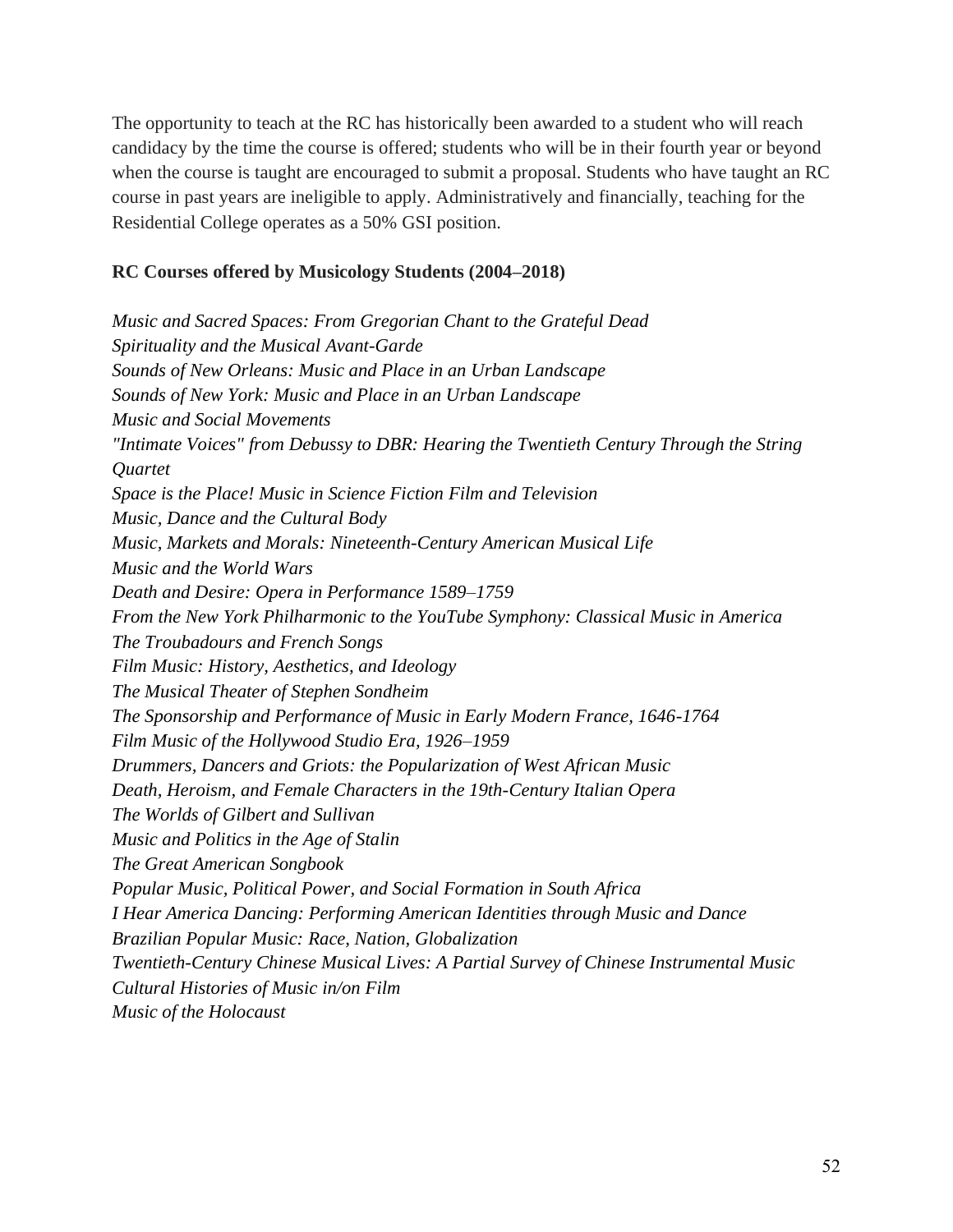The opportunity to teach at the RC has historically been awarded to a student who will reach candidacy by the time the course is offered; students who will be in their fourth year or beyond when the course is taught are encouraged to submit a proposal. Students who have taught an RC course in past years are ineligible to apply. Administratively and financially, teaching for the Residential College operates as a 50% GSI position.

**RC Courses offered by Musicology Students (2004–2018)**

*Music and Sacred Spaces: From Gregorian Chant to the Grateful Dead*
*Spirituality and the Musical Avant-Garde*
*Sounds of New Orleans: Music and Place in an Urban Landscape*
*Sounds of New York: Music and Place in an Urban Landscape*
*Music and Social Movements*
*"Intimate Voices" from Debussy to DBR: Hearing the Twentieth Century Through the String Quartet*
*Space is the Place! Music in Science Fiction Film and Television*
*Music, Dance and the Cultural Body*
*Music, Markets and Morals: Nineteenth-Century American Musical Life*
*Music and the World Wars*
*Death and Desire: Opera in Performance 1589–1759*
*From the New York Philharmonic to the YouTube Symphony: Classical Music in America*
*The Troubadours and French Songs*
*Film Music: History, Aesthetics, and Ideology*
*The Musical Theater of Stephen Sondheim*
*The Sponsorship and Performance of Music in Early Modern France, 1646-1764*
*Film Music of the Hollywood Studio Era, 1926–1959*
*Drummers, Dancers and Griots: the Popularization of West African Music*
*Death, Heroism, and Female Characters in the 19th-Century Italian Opera*
*The Worlds of Gilbert and Sullivan*
*Music and Politics in the Age of Stalin*
*The Great American Songbook*
*Popular Music, Political Power, and Social Formation in South Africa*
*I Hear America Dancing: Performing American Identities through Music and Dance*
*Brazilian Popular Music: Race, Nation, Globalization*
*Twentieth-Century Chinese Musical Lives: A Partial Survey of Chinese Instrumental Music*
*Cultural Histories of Music in/on Film*
*Music of the Holocaust*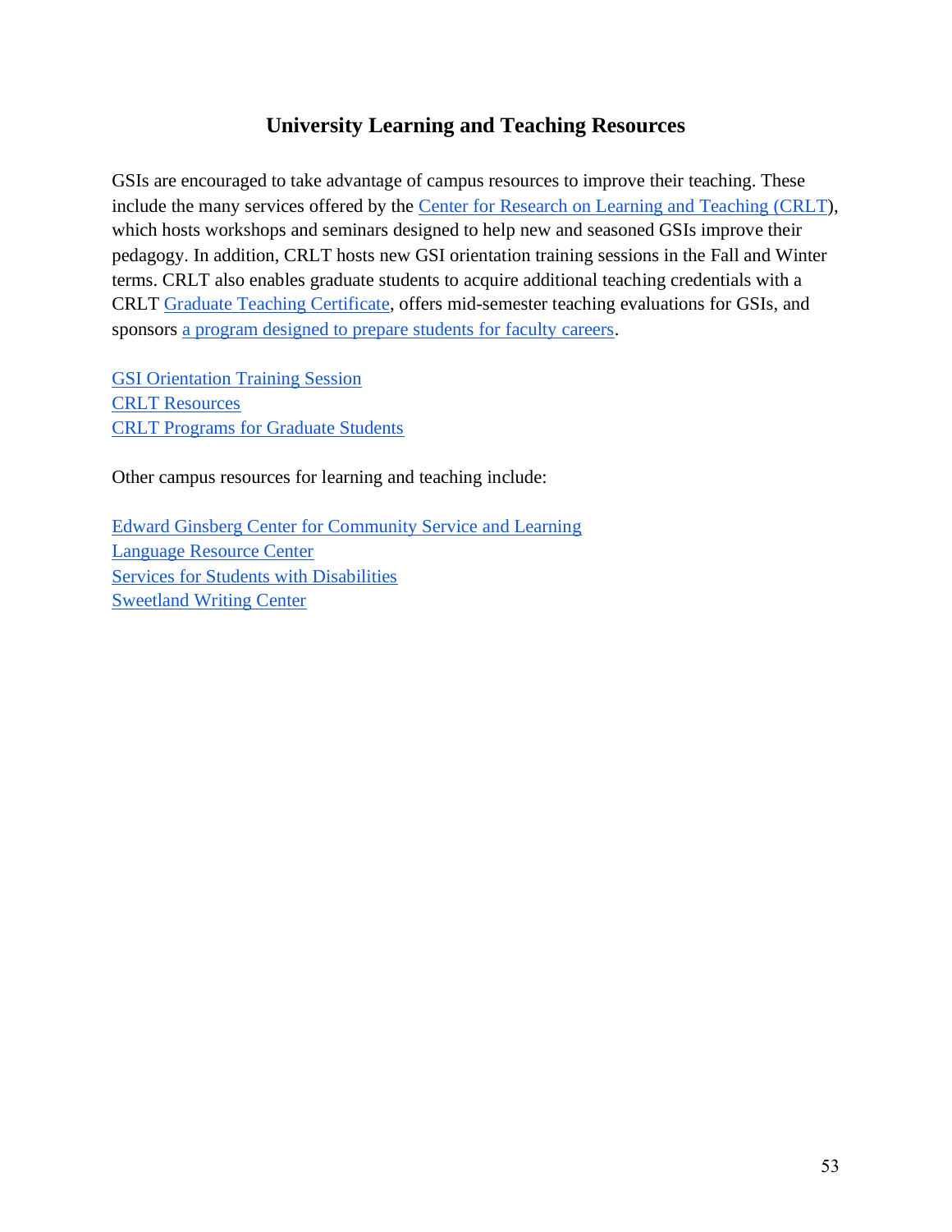## University Learning and Teaching Resources

GSIs are encouraged to take advantage of campus resources to improve their teaching. These include the many services offered by the Center for Research on Learning and Teaching (CRLT), which hosts workshops and seminars designed to help new and seasoned GSIs improve their pedagogy. In addition, CRLT hosts new GSI orientation training sessions in the Fall and Winter terms. CRLT also enables graduate students to acquire additional teaching credentials with a CRLT Graduate Teaching Certificate, offers mid-semester teaching evaluations for GSIs, and sponsors a program designed to prepare students for faculty careers.

GSI Orientation Training Session
CRLT Resources
CRLT Programs for Graduate Students

Other campus resources for learning and teaching include:

Edward Ginsberg Center for Community Service and Learning
Language Resource Center
Services for Students with Disabilities
Sweetland Writing Center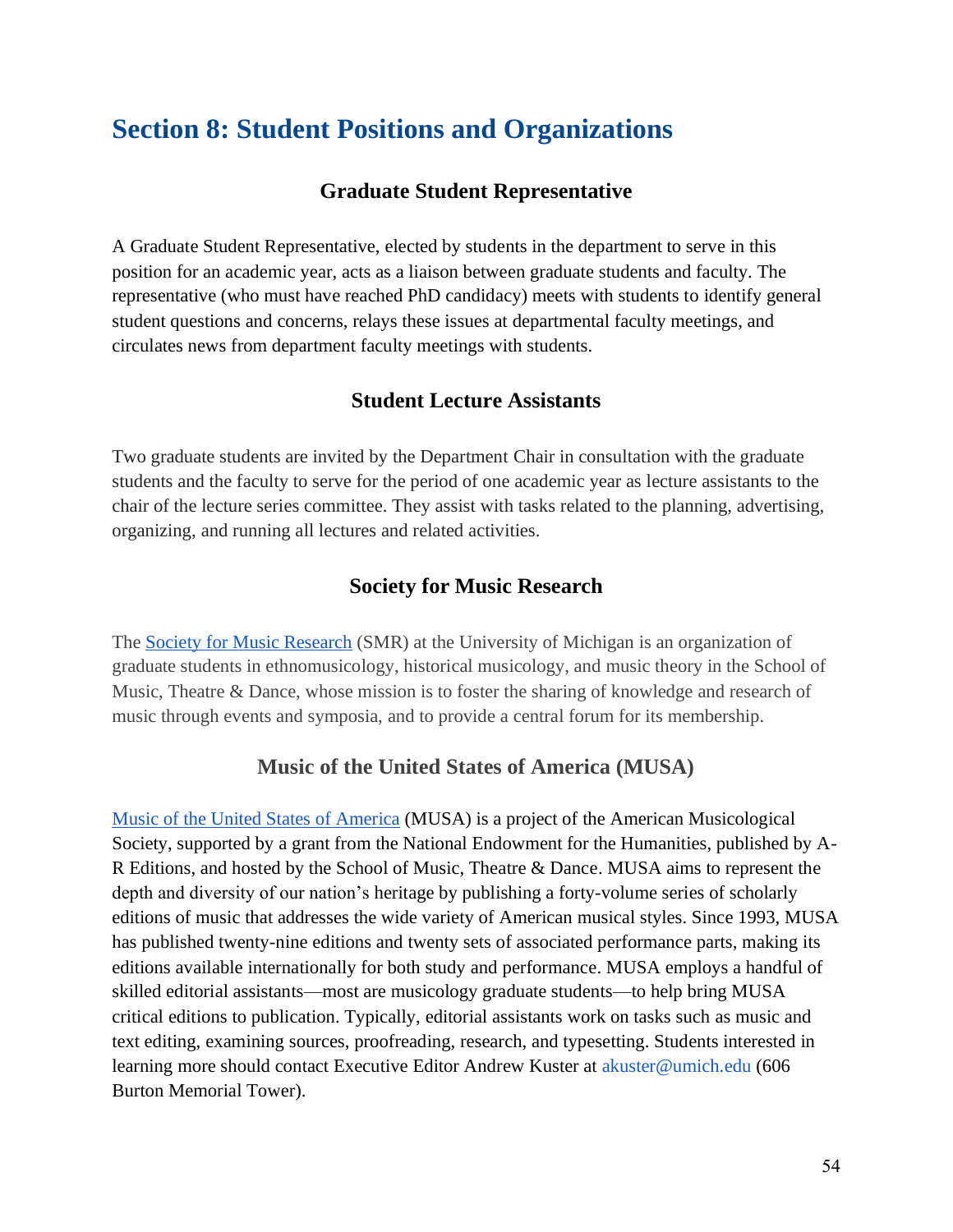# Section 8: Student Positions and Organizations

### Graduate Student Representative

A Graduate Student Representative, elected by students in the department to serve in this position for an academic year, acts as a liaison between graduate students and faculty. The representative (who must have reached PhD candidacy) meets with students to identify general student questions and concerns, relays these issues at departmental faculty meetings, and circulates news from department faculty meetings with students.

### Student Lecture Assistants

Two graduate students are invited by the Department Chair in consultation with the graduate students and the faculty to serve for the period of one academic year as lecture assistants to the chair of the lecture series committee. They assist with tasks related to the planning, advertising, organizing, and running all lectures and related activities.

### Society for Music Research

The Society for Music Research (SMR) at the University of Michigan is an organization of graduate students in ethnomusicology, historical musicology, and music theory in the School of Music, Theatre & Dance, whose mission is to foster the sharing of knowledge and research of music through events and symposia, and to provide a central forum for its membership.

### Music of the United States of America (MUSA)

Music of the United States of America (MUSA) is a project of the American Musicological Society, supported by a grant from the National Endowment for the Humanities, published by A-R Editions, and hosted by the School of Music, Theatre & Dance. MUSA aims to represent the depth and diversity of our nation's heritage by publishing a forty-volume series of scholarly editions of music that addresses the wide variety of American musical styles. Since 1993, MUSA has published twenty-nine editions and twenty sets of associated performance parts, making its editions available internationally for both study and performance. MUSA employs a handful of skilled editorial assistants—most are musicology graduate students—to help bring MUSA critical editions to publication. Typically, editorial assistants work on tasks such as music and text editing, examining sources, proofreading, research, and typesetting. Students interested in learning more should contact Executive Editor Andrew Kuster at akuster@umich.edu (606 Burton Memorial Tower).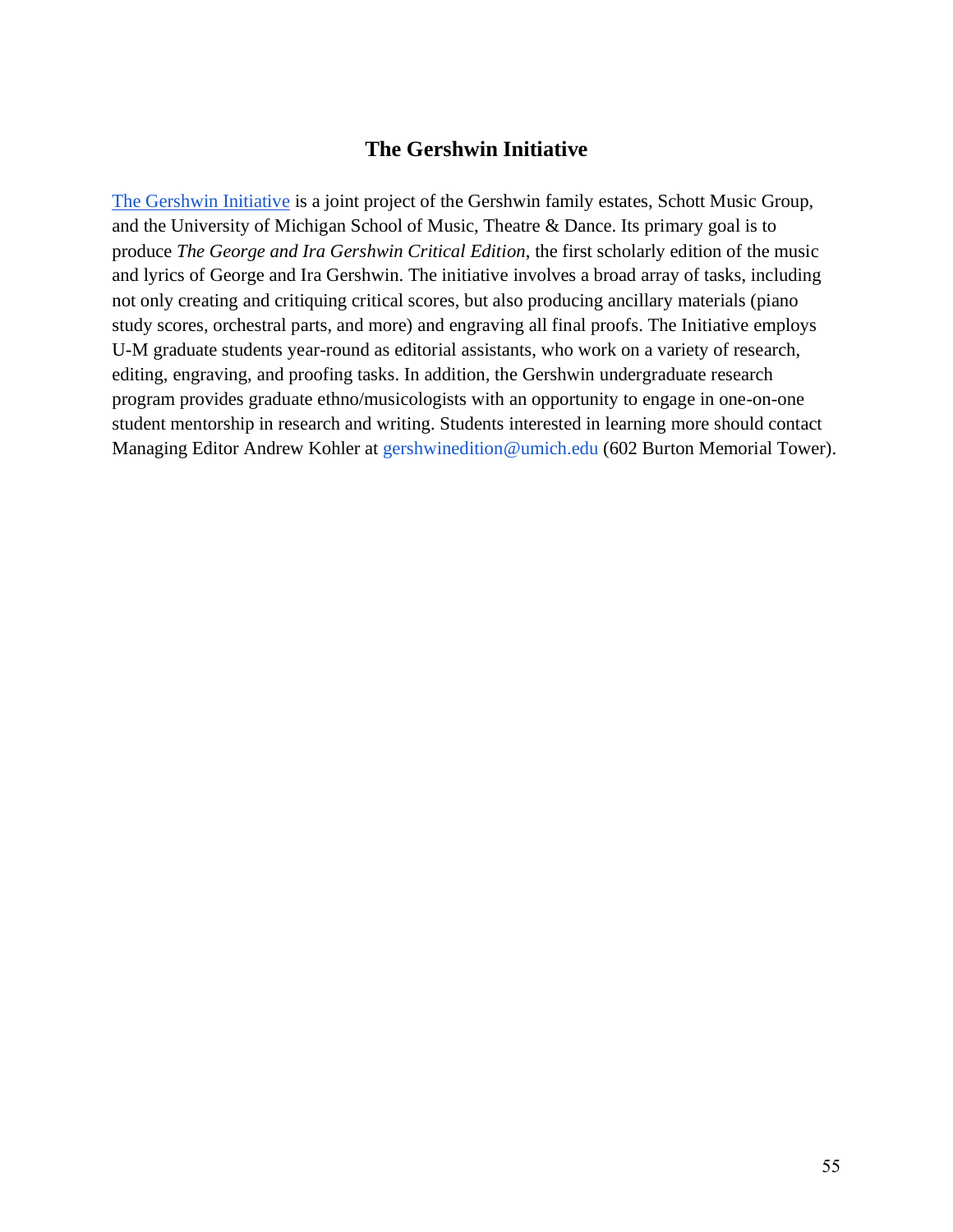## The Gershwin Initiative

The Gershwin Initiative is a joint project of the Gershwin family estates, Schott Music Group, and the University of Michigan School of Music, Theatre & Dance. Its primary goal is to produce *The George and Ira Gershwin Critical Edition*, the first scholarly edition of the music and lyrics of George and Ira Gershwin. The initiative involves a broad array of tasks, including not only creating and critiquing critical scores, but also producing ancillary materials (piano study scores, orchestral parts, and more) and engraving all final proofs. The Initiative employs U-M graduate students year-round as editorial assistants, who work on a variety of research, editing, engraving, and proofing tasks. In addition, the Gershwin undergraduate research program provides graduate ethno/musicologists with an opportunity to engage in one-on-one student mentorship in research and writing. Students interested in learning more should contact Managing Editor Andrew Kohler at gershwinedition@umich.edu (602 Burton Memorial Tower).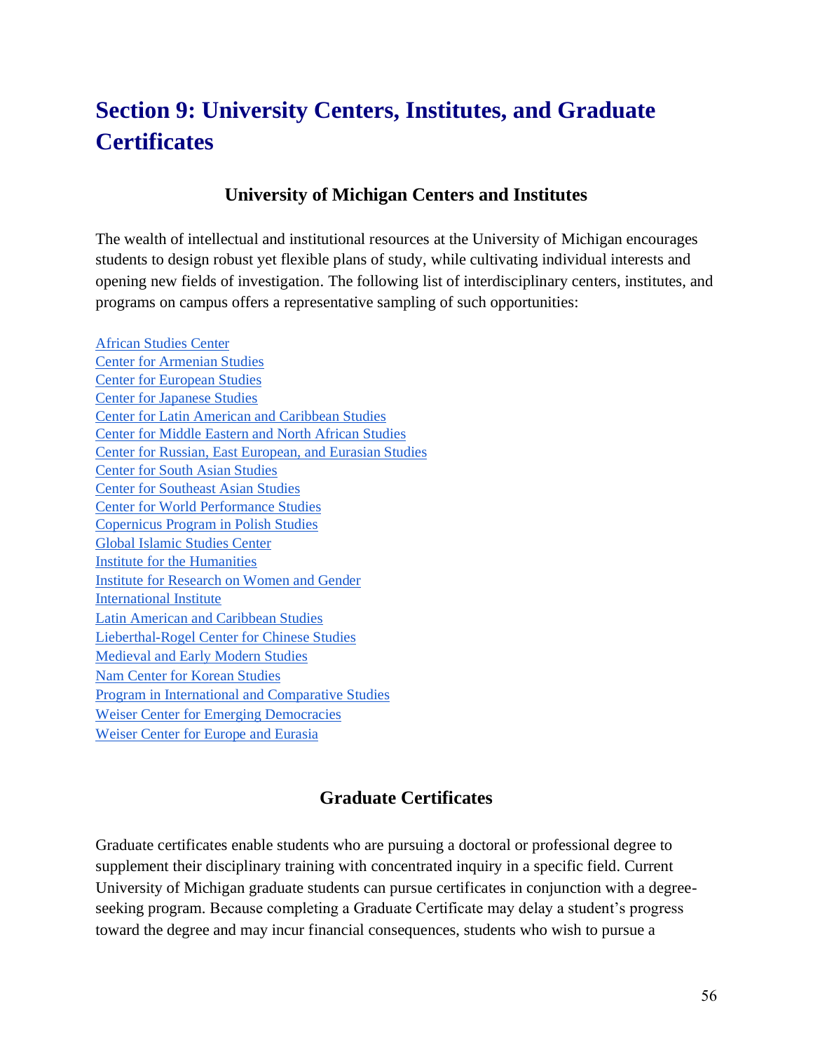# Section 9: University Centers, Institutes, and Graduate Certificates

## University of Michigan Centers and Institutes

The wealth of intellectual and institutional resources at the University of Michigan encourages students to design robust yet flexible plans of study, while cultivating individual interests and opening new fields of investigation. The following list of interdisciplinary centers, institutes, and programs on campus offers a representative sampling of such opportunities:

African Studies Center
Center for Armenian Studies
Center for European Studies
Center for Japanese Studies
Center for Latin American and Caribbean Studies
Center for Middle Eastern and North African Studies
Center for Russian, East European, and Eurasian Studies
Center for South Asian Studies
Center for Southeast Asian Studies
Center for World Performance Studies
Copernicus Program in Polish Studies
Global Islamic Studies Center
Institute for the Humanities
Institute for Research on Women and Gender
International Institute
Latin American and Caribbean Studies
Lieberthal-Rogel Center for Chinese Studies
Medieval and Early Modern Studies
Nam Center for Korean Studies
Program in International and Comparative Studies
Weiser Center for Emerging Democracies
Weiser Center for Europe and Eurasia

## Graduate Certificates

Graduate certificates enable students who are pursuing a doctoral or professional degree to supplement their disciplinary training with concentrated inquiry in a specific field. Current University of Michigan graduate students can pursue certificates in conjunction with a degree-seeking program. Because completing a Graduate Certificate may delay a student's progress toward the degree and may incur financial consequences, students who wish to pursue a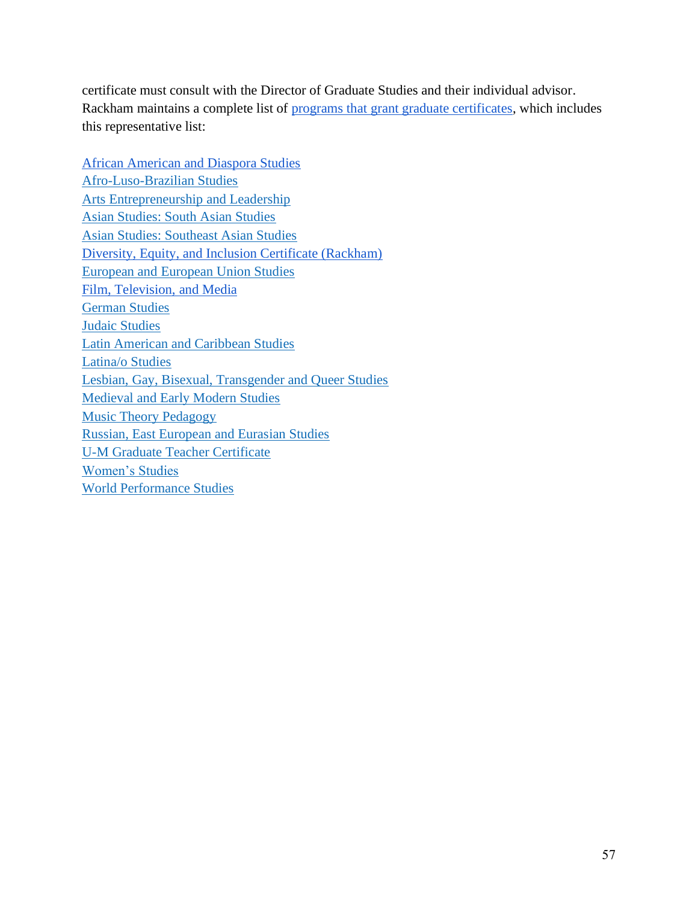certificate must consult with the Director of Graduate Studies and their individual advisor. Rackham maintains a complete list of programs that grant graduate certificates, which includes this representative list:

African American and Diaspora Studies
Afro-Luso-Brazilian Studies
Arts Entrepreneurship and Leadership
Asian Studies: South Asian Studies
Asian Studies: Southeast Asian Studies
Diversity, Equity, and Inclusion Certificate (Rackham)
European and European Union Studies
Film, Television, and Media
German Studies
Judaic Studies
Latin American and Caribbean Studies
Latina/o Studies
Lesbian, Gay, Bisexual, Transgender and Queer Studies
Medieval and Early Modern Studies
Music Theory Pedagogy
Russian, East European and Eurasian Studies
U-M Graduate Teacher Certificate
Women's Studies
World Performance Studies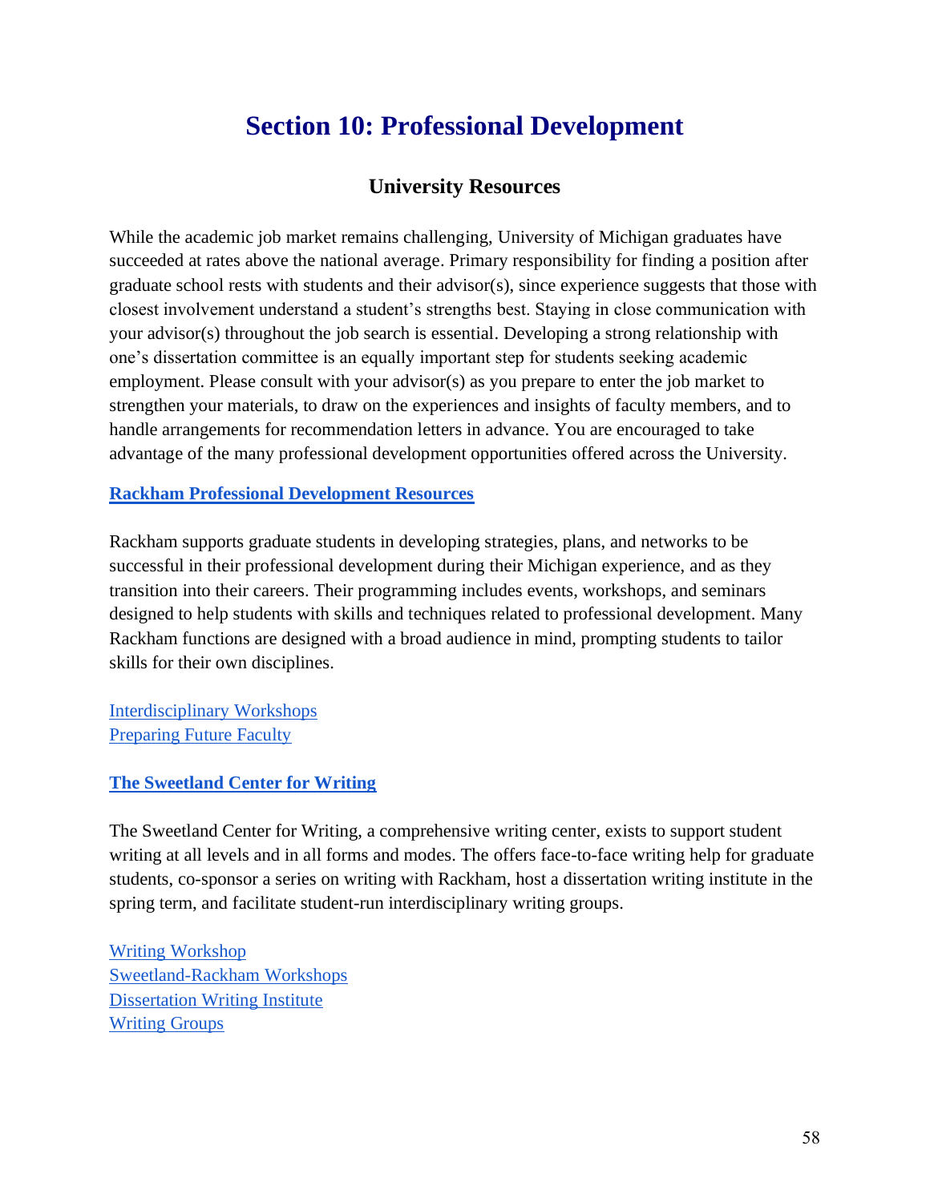# Section 10: Professional Development

## University Resources

While the academic job market remains challenging, University of Michigan graduates have succeeded at rates above the national average. Primary responsibility for finding a position after graduate school rests with students and their advisor(s), since experience suggests that those with closest involvement understand a student's strengths best. Staying in close communication with your advisor(s) throughout the job search is essential. Developing a strong relationship with one's dissertation committee is an equally important step for students seeking academic employment. Please consult with your advisor(s) as you prepare to enter the job market to strengthen your materials, to draw on the experiences and insights of faculty members, and to handle arrangements for recommendation letters in advance. You are encouraged to take advantage of the many professional development opportunities offered across the University.

### Rackham Professional Development Resources

Rackham supports graduate students in developing strategies, plans, and networks to be successful in their professional development during their Michigan experience, and as they transition into their careers. Their programming includes events, workshops, and seminars designed to help students with skills and techniques related to professional development. Many Rackham functions are designed with a broad audience in mind, prompting students to tailor skills for their own disciplines.

Interdisciplinary Workshops
Preparing Future Faculty

### The Sweetland Center for Writing

The Sweetland Center for Writing, a comprehensive writing center, exists to support student writing at all levels and in all forms and modes. The offers face-to-face writing help for graduate students, co-sponsor a series on writing with Rackham, host a dissertation writing institute in the spring term, and facilitate student-run interdisciplinary writing groups.

Writing Workshop
Sweetland-Rackham Workshops
Dissertation Writing Institute
Writing Groups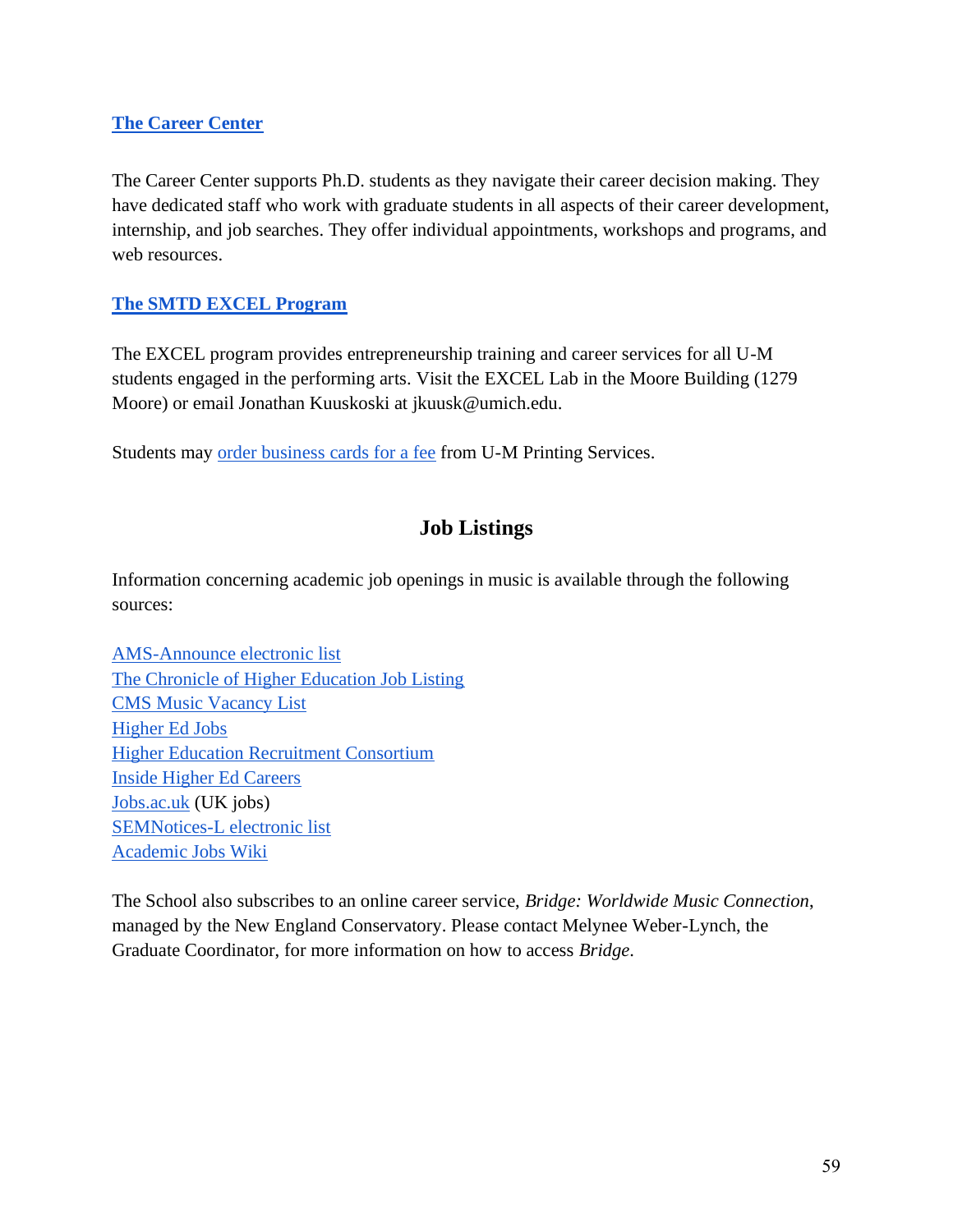**The Career Center**

The Career Center supports Ph.D. students as they navigate their career decision making. They have dedicated staff who work with graduate students in all aspects of their career development, internship, and job searches. They offer individual appointments, workshops and programs, and web resources.

**The SMTD EXCEL Program**

The EXCEL program provides entrepreneurship training and career services for all U-M students engaged in the performing arts. Visit the EXCEL Lab in the Moore Building (1279 Moore) or email Jonathan Kuuskoski at jkuusk@umich.edu.

Students may order business cards for a fee from U-M Printing Services.

## Job Listings

Information concerning academic job openings in music is available through the following sources:

AMS-Announce electronic list
The Chronicle of Higher Education Job Listing
CMS Music Vacancy List
Higher Ed Jobs
Higher Education Recruitment Consortium
Inside Higher Ed Careers
Jobs.ac.uk (UK jobs)
SEMNotices-L electronic list
Academic Jobs Wiki

The School also subscribes to an online career service, *Bridge: Worldwide Music Connection*, managed by the New England Conservatory. Please contact Melynee Weber-Lynch, the Graduate Coordinator, for more information on how to access *Bridge*.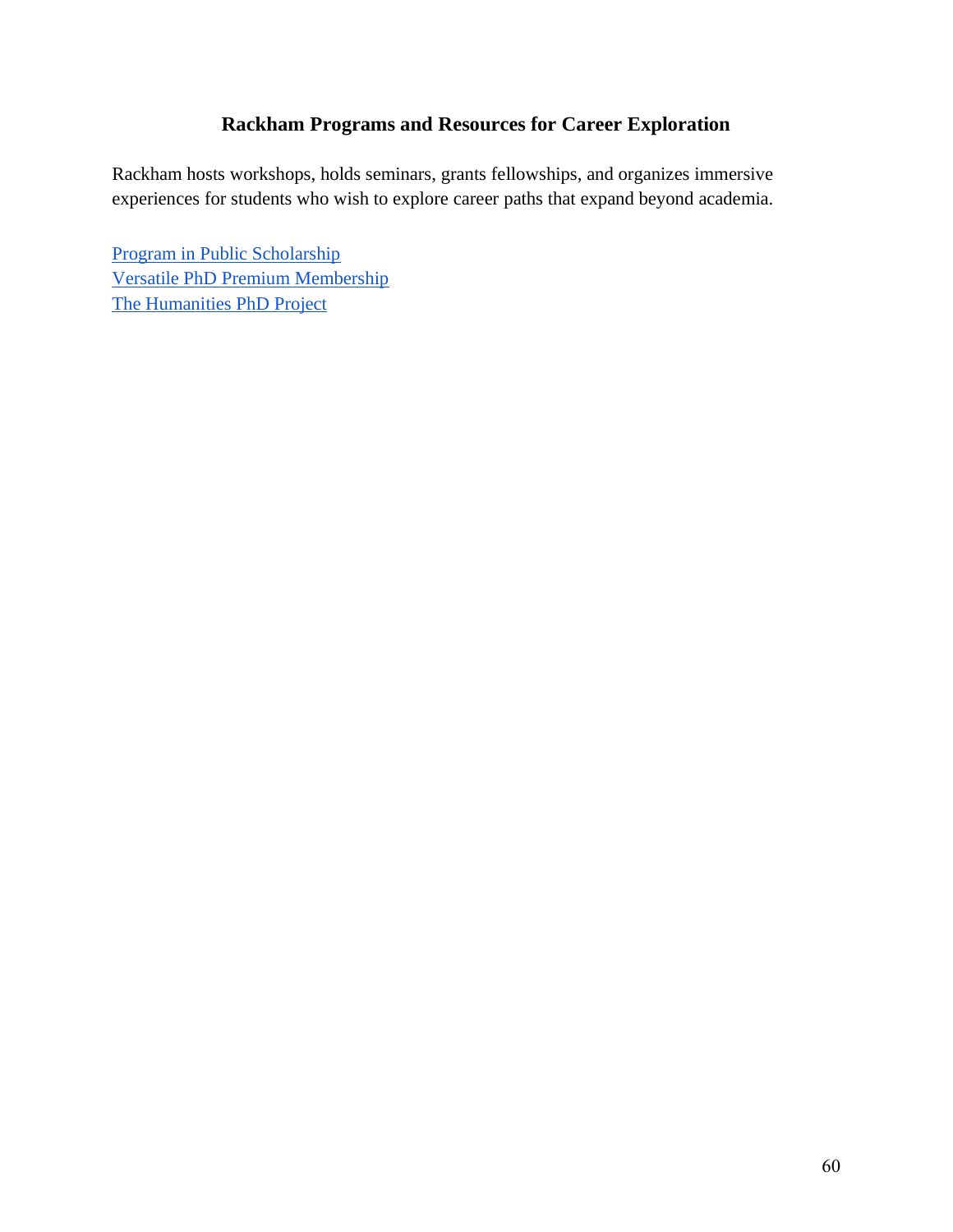## Rackham Programs and Resources for Career Exploration

Rackham hosts workshops, holds seminars, grants fellowships, and organizes immersive experiences for students who wish to explore career paths that expand beyond academia.

Program in Public Scholarship
Versatile PhD Premium Membership
The Humanities PhD Project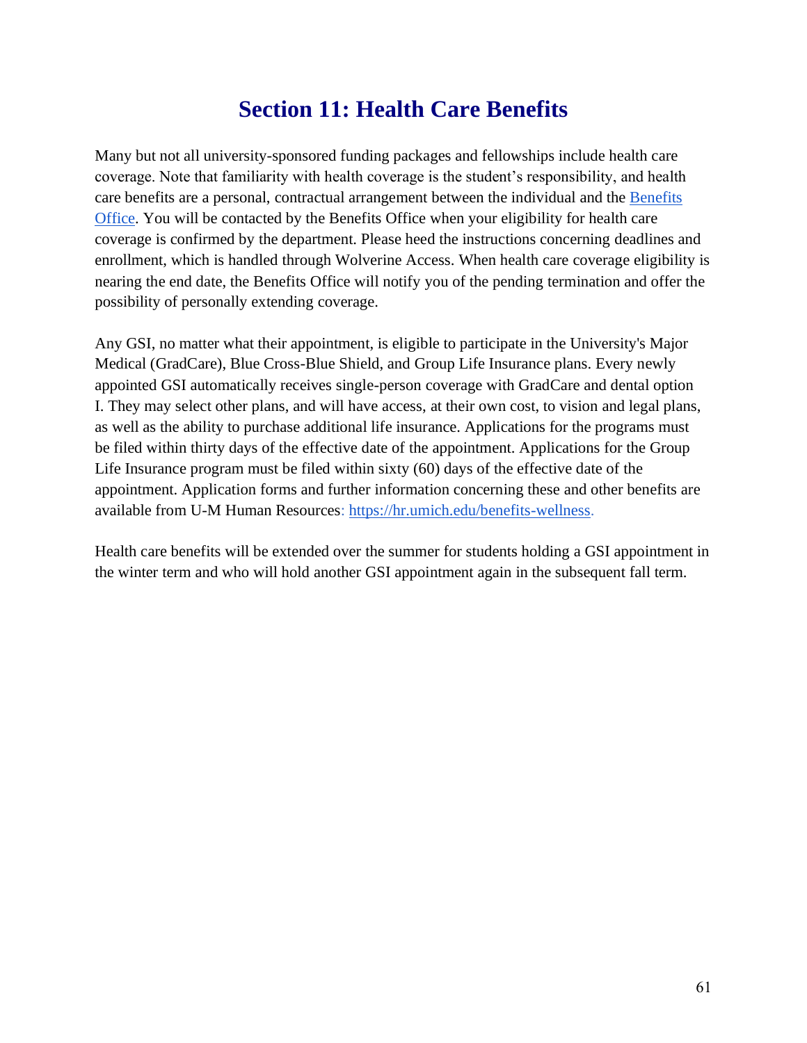# Section 11: Health Care Benefits

Many but not all university-sponsored funding packages and fellowships include health care coverage. Note that familiarity with health coverage is the student's responsibility, and health care benefits are a personal, contractual arrangement between the individual and the Benefits Office. You will be contacted by the Benefits Office when your eligibility for health care coverage is confirmed by the department. Please heed the instructions concerning deadlines and enrollment, which is handled through Wolverine Access. When health care coverage eligibility is nearing the end date, the Benefits Office will notify you of the pending termination and offer the possibility of personally extending coverage.

Any GSI, no matter what their appointment, is eligible to participate in the University's Major Medical (GradCare), Blue Cross-Blue Shield, and Group Life Insurance plans. Every newly appointed GSI automatically receives single-person coverage with GradCare and dental option I. They may select other plans, and will have access, at their own cost, to vision and legal plans, as well as the ability to purchase additional life insurance. Applications for the programs must be filed within thirty days of the effective date of the appointment. Applications for the Group Life Insurance program must be filed within sixty (60) days of the effective date of the appointment. Application forms and further information concerning these and other benefits are available from U-M Human Resources: https://hr.umich.edu/benefits-wellness.

Health care benefits will be extended over the summer for students holding a GSI appointment in the winter term and who will hold another GSI appointment again in the subsequent fall term.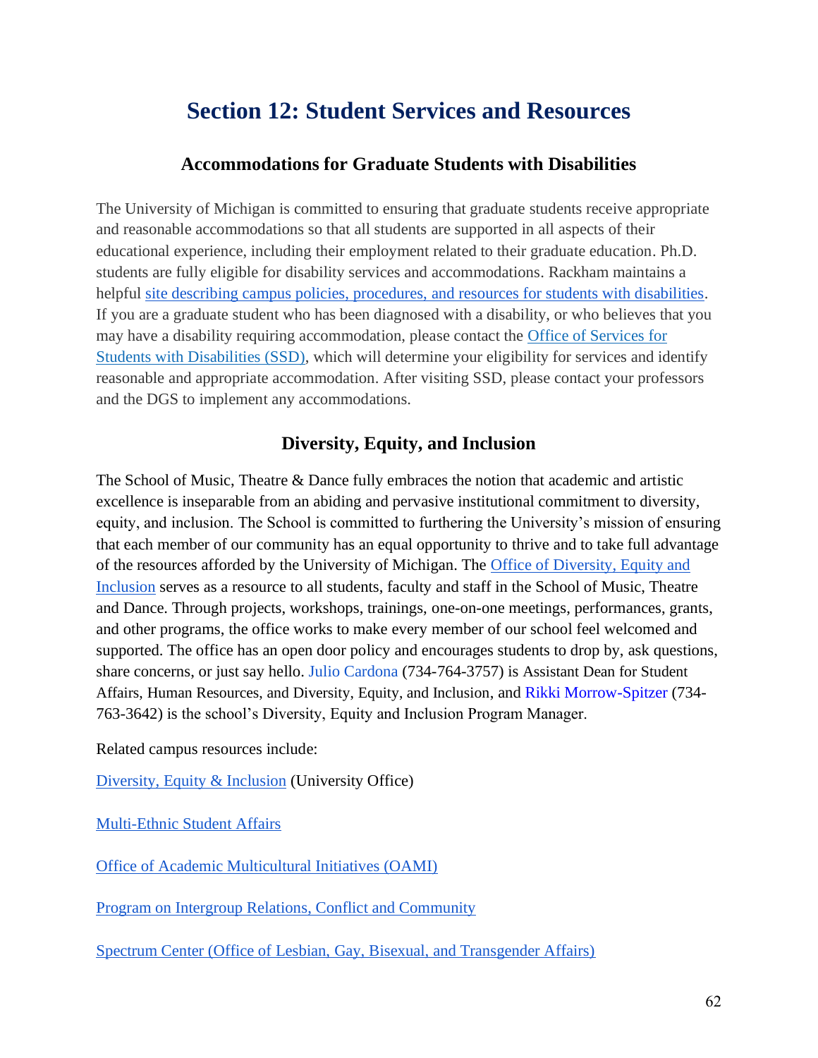# Section 12: Student Services and Resources

## Accommodations for Graduate Students with Disabilities

The University of Michigan is committed to ensuring that graduate students receive appropriate and reasonable accommodations so that all students are supported in all aspects of their educational experience, including their employment related to their graduate education. Ph.D. students are fully eligible for disability services and accommodations. Rackham maintains a helpful site describing campus policies, procedures, and resources for students with disabilities. If you are a graduate student who has been diagnosed with a disability, or who believes that you may have a disability requiring accommodation, please contact the Office of Services for Students with Disabilities (SSD), which will determine your eligibility for services and identify reasonable and appropriate accommodation. After visiting SSD, please contact your professors and the DGS to implement any accommodations.

## Diversity, Equity, and Inclusion

The School of Music, Theatre & Dance fully embraces the notion that academic and artistic excellence is inseparable from an abiding and pervasive institutional commitment to diversity, equity, and inclusion. The School is committed to furthering the University's mission of ensuring that each member of our community has an equal opportunity to thrive and to take full advantage of the resources afforded by the University of Michigan. The Office of Diversity, Equity and Inclusion serves as a resource to all students, faculty and staff in the School of Music, Theatre and Dance. Through projects, workshops, trainings, one-on-one meetings, performances, grants, and other programs, the office works to make every member of our school feel welcomed and supported. The office has an open door policy and encourages students to drop by, ask questions, share concerns, or just say hello. Julio Cardona (734-764-3757) is Assistant Dean for Student Affairs, Human Resources, and Diversity, Equity, and Inclusion, and Rikki Morrow-Spitzer (734-763-3642) is the school's Diversity, Equity and Inclusion Program Manager.

Related campus resources include:

Diversity, Equity & Inclusion (University Office)

Multi-Ethnic Student Affairs

Office of Academic Multicultural Initiatives (OAMI)

Program on Intergroup Relations, Conflict and Community

Spectrum Center (Office of Lesbian, Gay, Bisexual, and Transgender Affairs)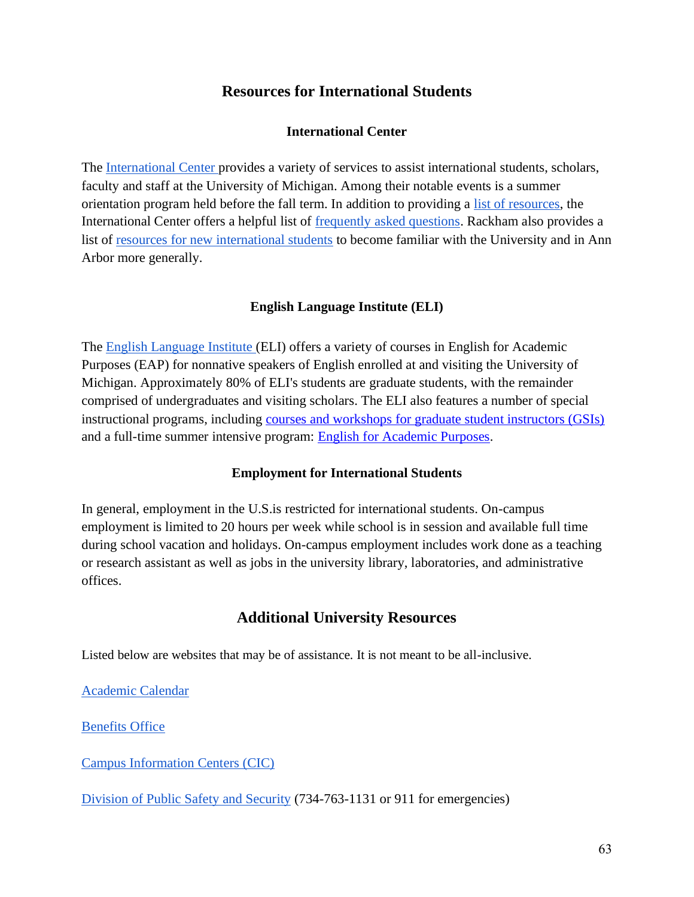## Resources for International Students

### International Center

The International Center provides a variety of services to assist international students, scholars, faculty and staff at the University of Michigan. Among their notable events is a summer orientation program held before the fall term. In addition to providing a list of resources, the International Center offers a helpful list of frequently asked questions. Rackham also provides a list of resources for new international students to become familiar with the University and in Ann Arbor more generally.

### English Language Institute (ELI)

The English Language Institute (ELI) offers a variety of courses in English for Academic Purposes (EAP) for nonnative speakers of English enrolled at and visiting the University of Michigan. Approximately 80% of ELI's students are graduate students, with the remainder comprised of undergraduates and visiting scholars. The ELI also features a number of special instructional programs, including courses and workshops for graduate student instructors (GSIs) and a full-time summer intensive program: English for Academic Purposes.

### Employment for International Students

In general, employment in the U.S.is restricted for international students. On-campus employment is limited to 20 hours per week while school is in session and available full time during school vacation and holidays. On-campus employment includes work done as a teaching or research assistant as well as jobs in the university library, laboratories, and administrative offices.

## Additional University Resources

Listed below are websites that may be of assistance. It is not meant to be all-inclusive.

Academic Calendar

Benefits Office

Campus Information Centers (CIC)

Division of Public Safety and Security (734-763-1131 or 911 for emergencies)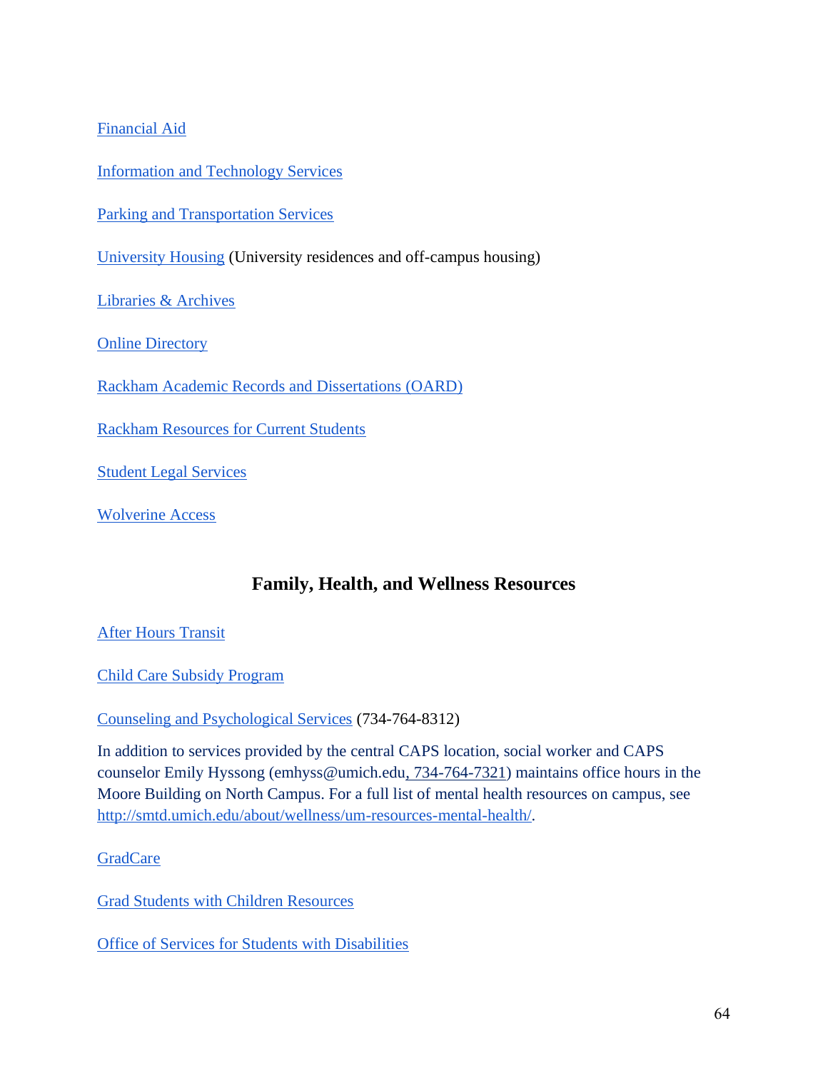Financial Aid

Information and Technology Services

Parking and Transportation Services

University Housing (University residences and off-campus housing)

Libraries & Archives

Online Directory

Rackham Academic Records and Dissertations (OARD)

Rackham Resources for Current Students

Student Legal Services

Wolverine Access

## Family, Health, and Wellness Resources

After Hours Transit

Child Care Subsidy Program

Counseling and Psychological Services (734-764-8312)

In addition to services provided by the central CAPS location, social worker and CAPS counselor Emily Hyssong (emhyss@umich.edu, 734-764-7321) maintains office hours in the Moore Building on North Campus. For a full list of mental health resources on campus, see http://smtd.umich.edu/about/wellness/um-resources-mental-health/.

GradCare

Grad Students with Children Resources

Office of Services for Students with Disabilities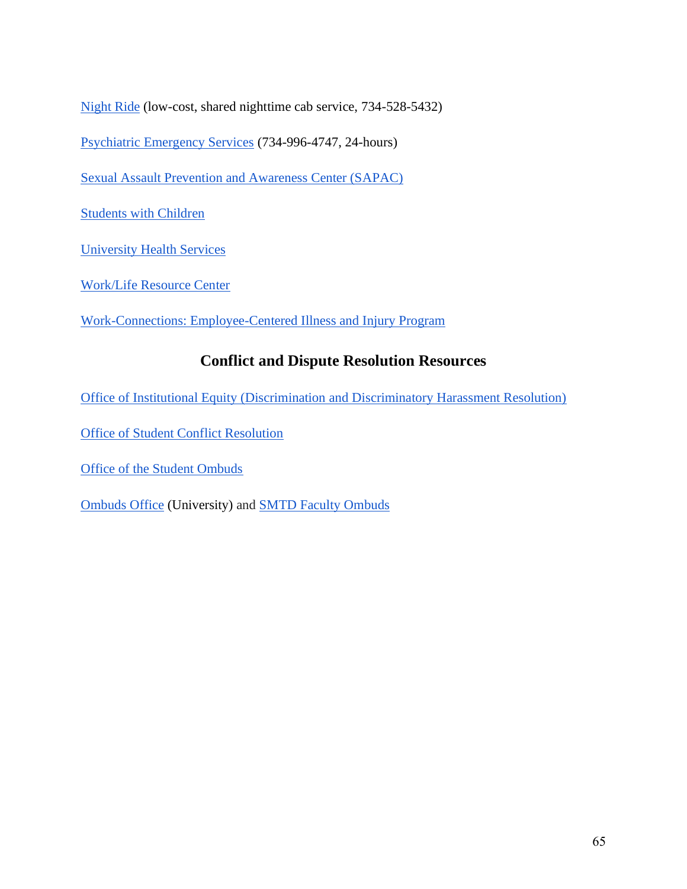Night Ride (low-cost, shared nighttime cab service, 734-528-5432)

Psychiatric Emergency Services (734-996-4747, 24-hours)

Sexual Assault Prevention and Awareness Center (SAPAC)

Students with Children

University Health Services

Work/Life Resource Center

Work-Connections: Employee-Centered Illness and Injury Program

## Conflict and Dispute Resolution Resources

Office of Institutional Equity (Discrimination and Discriminatory Harassment Resolution)

Office of Student Conflict Resolution

Office of the Student Ombuds

Ombuds Office (University) and SMTD Faculty Ombuds